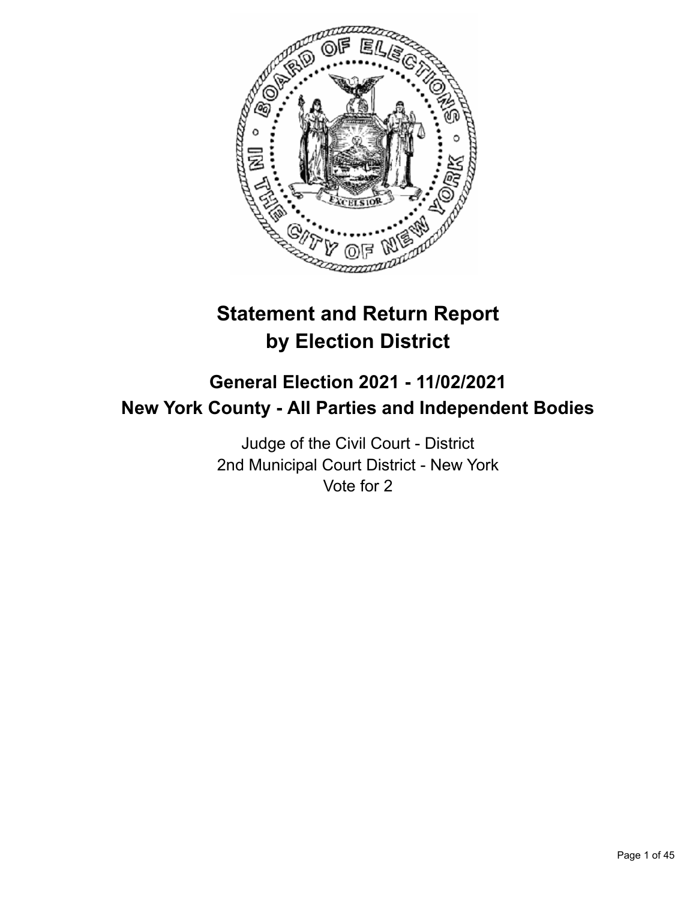# Statement and Return Report by Election District

## General Election 2021 - 11/02/2021
## New York County - All Parties and Independent Bodies

Judge of the Civil Court - District
2nd Municipal Court District - New York
Vote for 2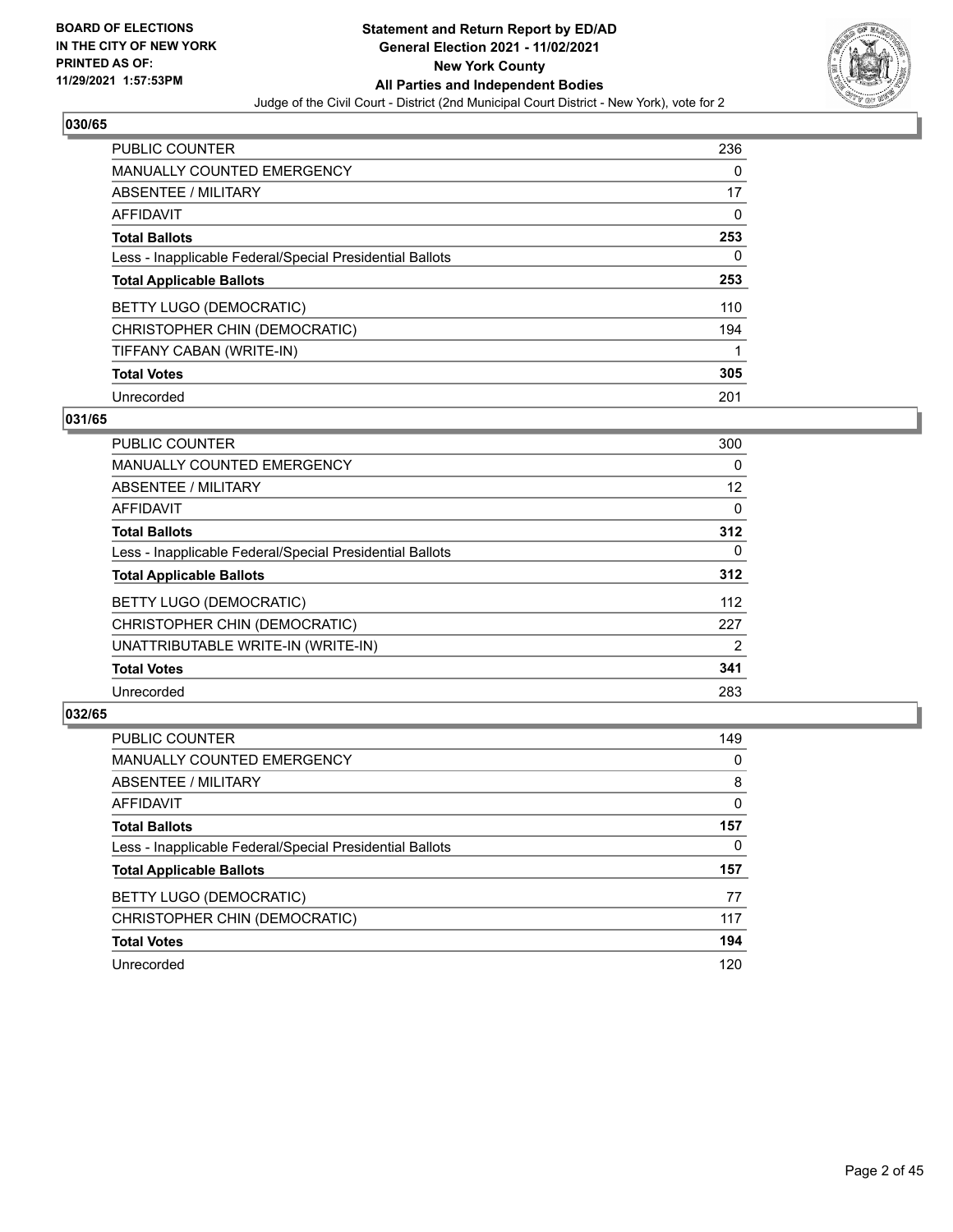## 030/65

| | |
|---|---|
| PUBLIC COUNTER | 236 |
| MANUALLY COUNTED EMERGENCY | 0 |
| ABSENTEE / MILITARY | 17 |
| AFFIDAVIT | 0 |
| **Total Ballots** | **253** |
| Less - Inapplicable Federal/Special Presidential Ballots | 0 |
| **Total Applicable Ballots** | **253** |
| BETTY LUGO (DEMOCRATIC) | 110 |
| CHRISTOPHER CHIN (DEMOCRATIC) | 194 |
| TIFFANY CABAN (WRITE-IN) | 1 |
| **Total Votes** | **305** |
| Unrecorded | 201 |

## 031/65

| | |
|---|---|
| PUBLIC COUNTER | 300 |
| MANUALLY COUNTED EMERGENCY | 0 |
| ABSENTEE / MILITARY | 12 |
| AFFIDAVIT | 0 |
| **Total Ballots** | **312** |
| Less - Inapplicable Federal/Special Presidential Ballots | 0 |
| **Total Applicable Ballots** | **312** |
| BETTY LUGO (DEMOCRATIC) | 112 |
| CHRISTOPHER CHIN (DEMOCRATIC) | 227 |
| UNATTRIBUTABLE WRITE-IN (WRITE-IN) | 2 |
| **Total Votes** | **341** |
| Unrecorded | 283 |

## 032/65

| | |
|---|---|
| PUBLIC COUNTER | 149 |
| MANUALLY COUNTED EMERGENCY | 0 |
| ABSENTEE / MILITARY | 8 |
| AFFIDAVIT | 0 |
| **Total Ballots** | **157** |
| Less - Inapplicable Federal/Special Presidential Ballots | 0 |
| **Total Applicable Ballots** | **157** |
| BETTY LUGO (DEMOCRATIC) | 77 |
| CHRISTOPHER CHIN (DEMOCRATIC) | 117 |
| **Total Votes** | **194** |
| Unrecorded | 120 |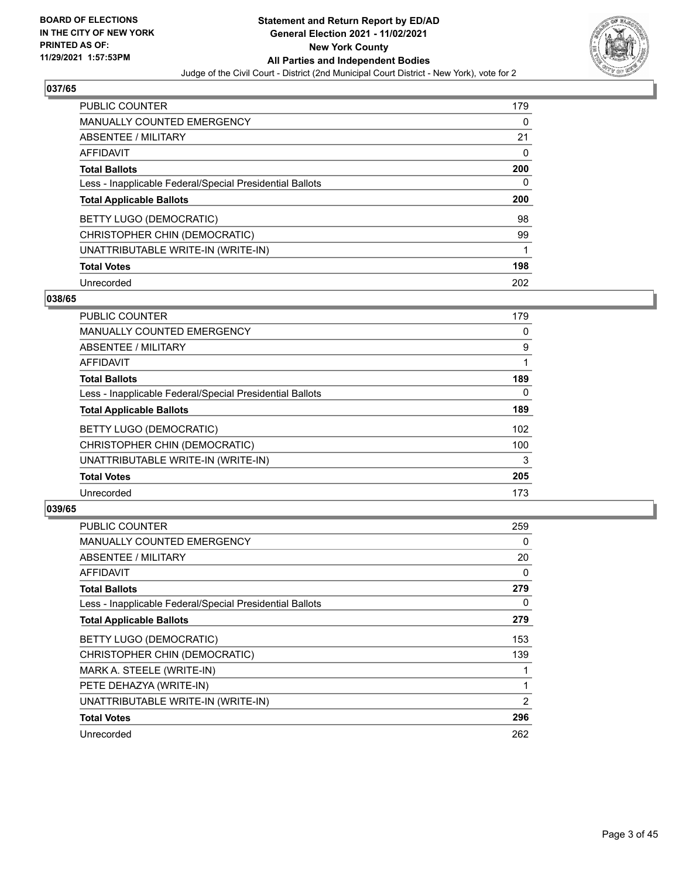## 037/65

| | |
|---|---|
| PUBLIC COUNTER | 179 |
| MANUALLY COUNTED EMERGENCY | 0 |
| ABSENTEE / MILITARY | 21 |
| AFFIDAVIT | 0 |
| **Total Ballots** | **200** |
| Less - Inapplicable Federal/Special Presidential Ballots | 0 |
| **Total Applicable Ballots** | **200** |
| BETTY LUGO (DEMOCRATIC) | 98 |
| CHRISTOPHER CHIN (DEMOCRATIC) | 99 |
| UNATTRIBUTABLE WRITE-IN (WRITE-IN) | 1 |
| **Total Votes** | **198** |
| Unrecorded | 202 |

## 038/65

| | |
|---|---|
| PUBLIC COUNTER | 179 |
| MANUALLY COUNTED EMERGENCY | 0 |
| ABSENTEE / MILITARY | 9 |
| AFFIDAVIT | 1 |
| **Total Ballots** | **189** |
| Less - Inapplicable Federal/Special Presidential Ballots | 0 |
| **Total Applicable Ballots** | **189** |
| BETTY LUGO (DEMOCRATIC) | 102 |
| CHRISTOPHER CHIN (DEMOCRATIC) | 100 |
| UNATTRIBUTABLE WRITE-IN (WRITE-IN) | 3 |
| **Total Votes** | **205** |
| Unrecorded | 173 |

## 039/65

| | |
|---|---|
| PUBLIC COUNTER | 259 |
| MANUALLY COUNTED EMERGENCY | 0 |
| ABSENTEE / MILITARY | 20 |
| AFFIDAVIT | 0 |
| **Total Ballots** | **279** |
| Less - Inapplicable Federal/Special Presidential Ballots | 0 |
| **Total Applicable Ballots** | **279** |
| BETTY LUGO (DEMOCRATIC) | 153 |
| CHRISTOPHER CHIN (DEMOCRATIC) | 139 |
| MARK A. STEELE (WRITE-IN) | 1 |
| PETE DEHAZYA (WRITE-IN) | 1 |
| UNATTRIBUTABLE WRITE-IN (WRITE-IN) | 2 |
| **Total Votes** | **296** |
| Unrecorded | 262 |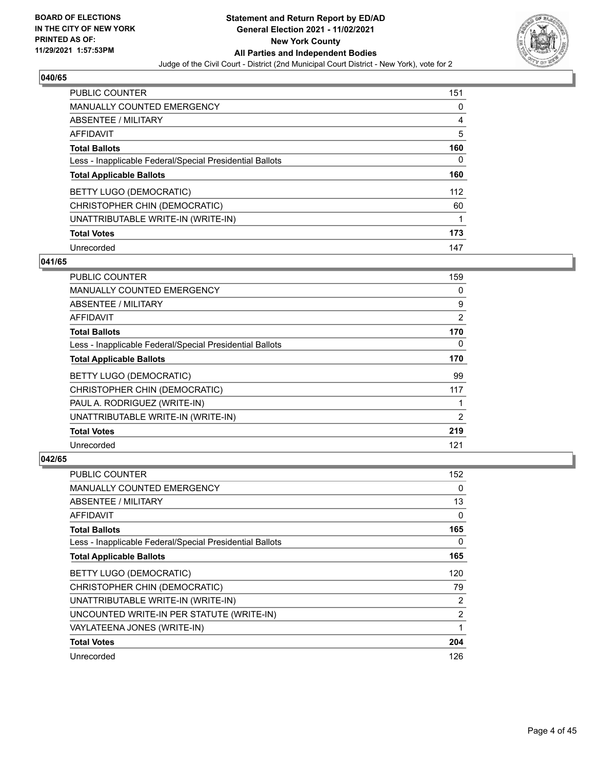## 040/65

| | |
|---|---|
| PUBLIC COUNTER | 151 |
| MANUALLY COUNTED EMERGENCY | 0 |
| ABSENTEE / MILITARY | 4 |
| AFFIDAVIT | 5 |
| **Total Ballots** | **160** |
| Less - Inapplicable Federal/Special Presidential Ballots | 0 |
| **Total Applicable Ballots** | **160** |
| BETTY LUGO (DEMOCRATIC) | 112 |
| CHRISTOPHER CHIN (DEMOCRATIC) | 60 |
| UNATTRIBUTABLE WRITE-IN (WRITE-IN) | 1 |
| **Total Votes** | **173** |
| Unrecorded | 147 |

## 041/65

| | |
|---|---|
| PUBLIC COUNTER | 159 |
| MANUALLY COUNTED EMERGENCY | 0 |
| ABSENTEE / MILITARY | 9 |
| AFFIDAVIT | 2 |
| **Total Ballots** | **170** |
| Less - Inapplicable Federal/Special Presidential Ballots | 0 |
| **Total Applicable Ballots** | **170** |
| BETTY LUGO (DEMOCRATIC) | 99 |
| CHRISTOPHER CHIN (DEMOCRATIC) | 117 |
| PAUL A. RODRIGUEZ (WRITE-IN) | 1 |
| UNATTRIBUTABLE WRITE-IN (WRITE-IN) | 2 |
| **Total Votes** | **219** |
| Unrecorded | 121 |

## 042/65

| | |
|---|---|
| PUBLIC COUNTER | 152 |
| MANUALLY COUNTED EMERGENCY | 0 |
| ABSENTEE / MILITARY | 13 |
| AFFIDAVIT | 0 |
| **Total Ballots** | **165** |
| Less - Inapplicable Federal/Special Presidential Ballots | 0 |
| **Total Applicable Ballots** | **165** |
| BETTY LUGO (DEMOCRATIC) | 120 |
| CHRISTOPHER CHIN (DEMOCRATIC) | 79 |
| UNATTRIBUTABLE WRITE-IN (WRITE-IN) | 2 |
| UNCOUNTED WRITE-IN PER STATUTE (WRITE-IN) | 2 |
| VAYLATEENA JONES (WRITE-IN) | 1 |
| **Total Votes** | **204** |
| Unrecorded | 126 |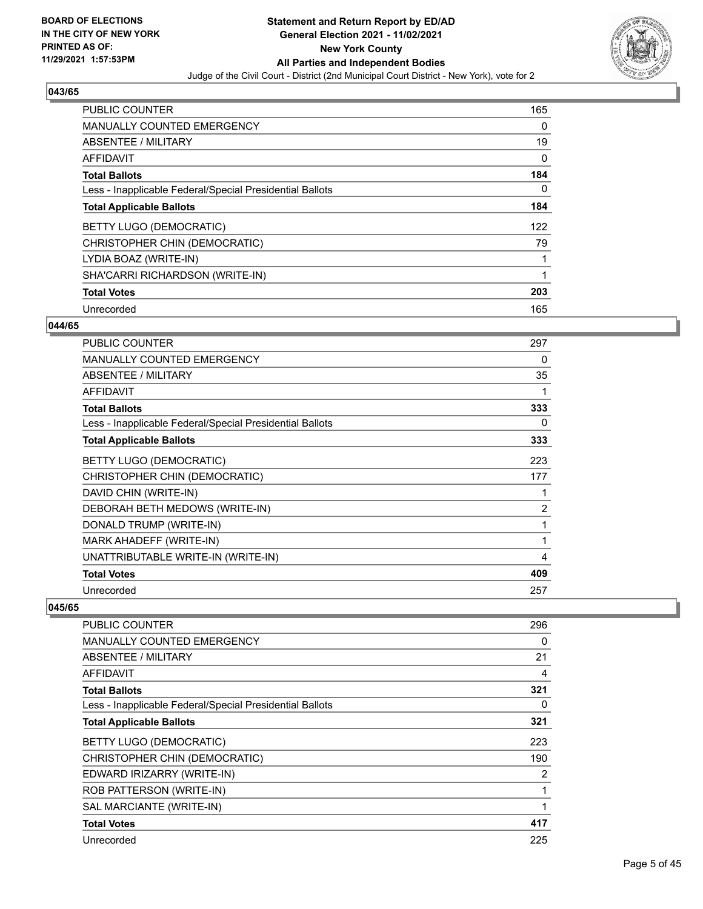## 043/65

| | |
|---|---|
| PUBLIC COUNTER | 165 |
| MANUALLY COUNTED EMERGENCY | 0 |
| ABSENTEE / MILITARY | 19 |
| AFFIDAVIT | 0 |
| **Total Ballots** | **184** |
| Less - Inapplicable Federal/Special Presidential Ballots | 0 |
| **Total Applicable Ballots** | **184** |
| BETTY LUGO (DEMOCRATIC) | 122 |
| CHRISTOPHER CHIN (DEMOCRATIC) | 79 |
| LYDIA BOAZ (WRITE-IN) | 1 |
| SHA'CARRI RICHARDSON (WRITE-IN) | 1 |
| **Total Votes** | **203** |
| Unrecorded | 165 |

## 044/65

| | |
|---|---|
| PUBLIC COUNTER | 297 |
| MANUALLY COUNTED EMERGENCY | 0 |
| ABSENTEE / MILITARY | 35 |
| AFFIDAVIT | 1 |
| **Total Ballots** | **333** |
| Less - Inapplicable Federal/Special Presidential Ballots | 0 |
| **Total Applicable Ballots** | **333** |
| BETTY LUGO (DEMOCRATIC) | 223 |
| CHRISTOPHER CHIN (DEMOCRATIC) | 177 |
| DAVID CHIN (WRITE-IN) | 1 |
| DEBORAH BETH MEDOWS (WRITE-IN) | 2 |
| DONALD TRUMP (WRITE-IN) | 1 |
| MARK AHADEFF (WRITE-IN) | 1 |
| UNATTRIBUTABLE WRITE-IN (WRITE-IN) | 4 |
| **Total Votes** | **409** |
| Unrecorded | 257 |

## 045/65

| | |
|---|---|
| PUBLIC COUNTER | 296 |
| MANUALLY COUNTED EMERGENCY | 0 |
| ABSENTEE / MILITARY | 21 |
| AFFIDAVIT | 4 |
| **Total Ballots** | **321** |
| Less - Inapplicable Federal/Special Presidential Ballots | 0 |
| **Total Applicable Ballots** | **321** |
| BETTY LUGO (DEMOCRATIC) | 223 |
| CHRISTOPHER CHIN (DEMOCRATIC) | 190 |
| EDWARD IRIZARRY (WRITE-IN) | 2 |
| ROB PATTERSON (WRITE-IN) | 1 |
| SAL MARCIANTE (WRITE-IN) | 1 |
| **Total Votes** | **417** |
| Unrecorded | 225 |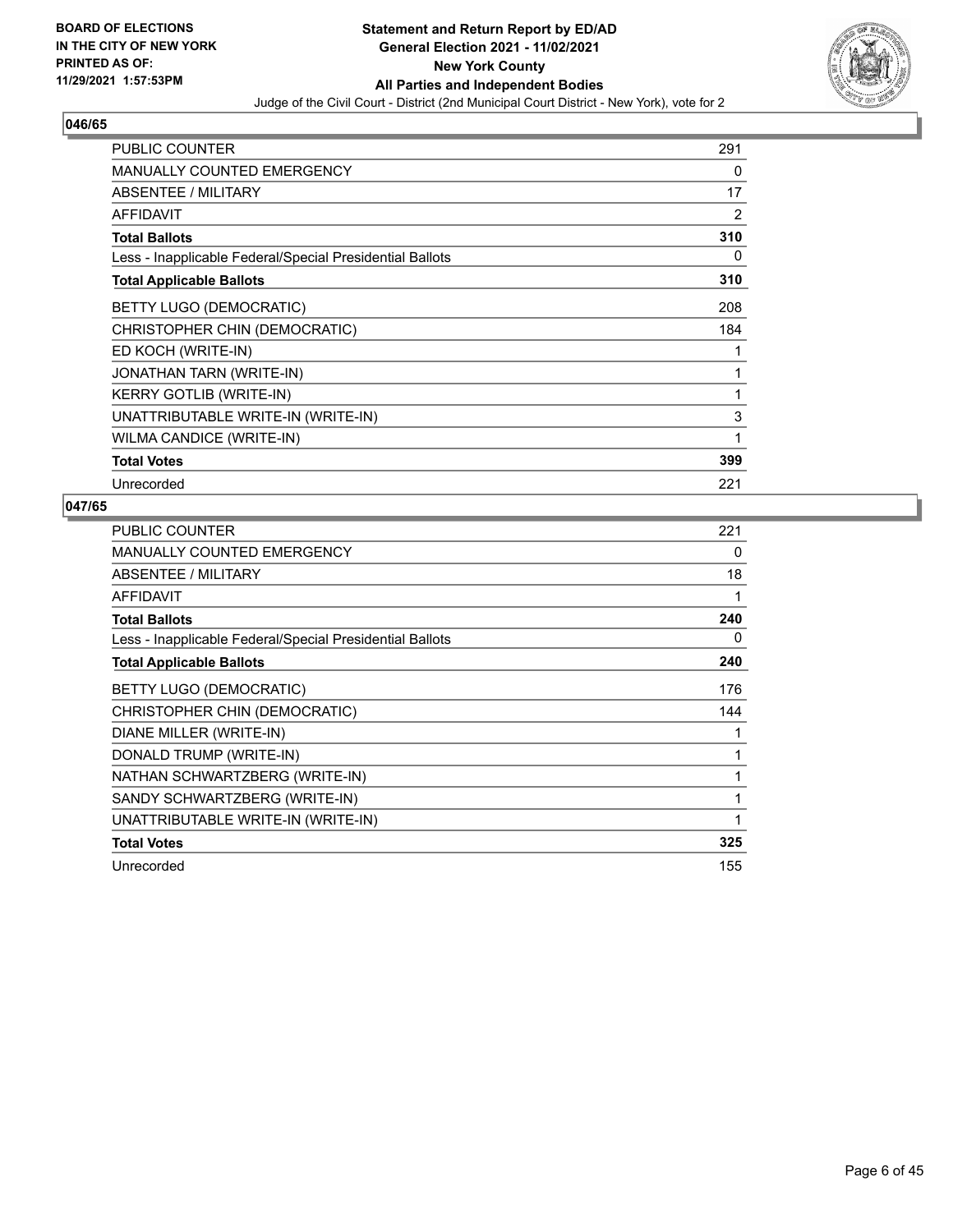**BOARD OF ELECTIONS IN THE CITY OF NEW YORK PRINTED AS OF: 11/29/2021 1:57:53PM**

**Statement and Return Report by ED/AD General Election 2021 - 11/02/2021 New York County All Parties and Independent Bodies**

Judge of the Civil Court - District (2nd Municipal Court District - New York), vote for 2

## 046/65

| | |
|---|---|
| PUBLIC COUNTER | 291 |
| MANUALLY COUNTED EMERGENCY | 0 |
| ABSENTEE / MILITARY | 17 |
| AFFIDAVIT | 2 |
| **Total Ballots** | **310** |
| Less - Inapplicable Federal/Special Presidential Ballots | 0 |
| **Total Applicable Ballots** | **310** |
| BETTY LUGO (DEMOCRATIC) | 208 |
| CHRISTOPHER CHIN (DEMOCRATIC) | 184 |
| ED KOCH (WRITE-IN) | 1 |
| JONATHAN TARN (WRITE-IN) | 1 |
| KERRY GOTLIB (WRITE-IN) | 1 |
| UNATTRIBUTABLE WRITE-IN (WRITE-IN) | 3 |
| WILMA CANDICE (WRITE-IN) | 1 |
| **Total Votes** | **399** |
| Unrecorded | 221 |

## 047/65

| | |
|---|---|
| PUBLIC COUNTER | 221 |
| MANUALLY COUNTED EMERGENCY | 0 |
| ABSENTEE / MILITARY | 18 |
| AFFIDAVIT | 1 |
| **Total Ballots** | **240** |
| Less - Inapplicable Federal/Special Presidential Ballots | 0 |
| **Total Applicable Ballots** | **240** |
| BETTY LUGO (DEMOCRATIC) | 176 |
| CHRISTOPHER CHIN (DEMOCRATIC) | 144 |
| DIANE MILLER (WRITE-IN) | 1 |
| DONALD TRUMP (WRITE-IN) | 1 |
| NATHAN SCHWARTZBERG (WRITE-IN) | 1 |
| SANDY SCHWARTZBERG (WRITE-IN) | 1 |
| UNATTRIBUTABLE WRITE-IN (WRITE-IN) | 1 |
| **Total Votes** | **325** |
| Unrecorded | 155 |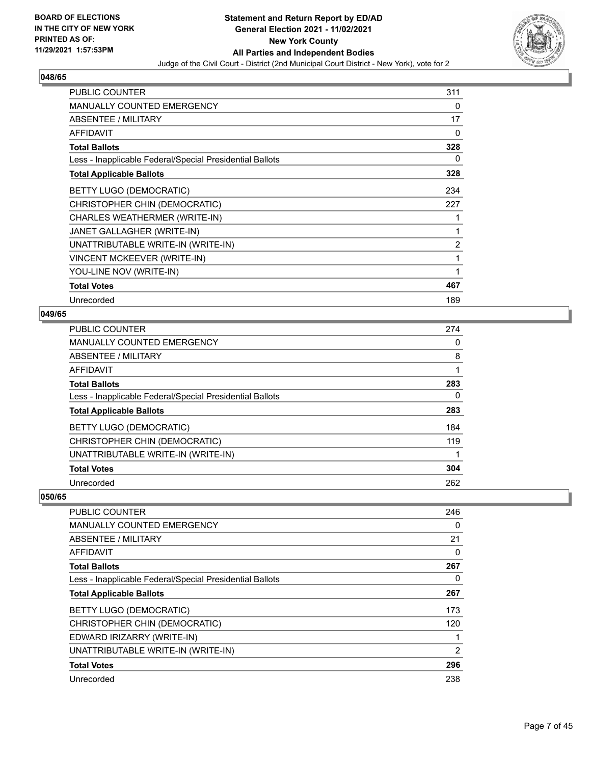## 048/65

| | |
|---|---|
| PUBLIC COUNTER | 311 |
| MANUALLY COUNTED EMERGENCY | 0 |
| ABSENTEE / MILITARY | 17 |
| AFFIDAVIT | 0 |
| **Total Ballots** | **328** |
| Less - Inapplicable Federal/Special Presidential Ballots | 0 |
| **Total Applicable Ballots** | **328** |
| BETTY LUGO (DEMOCRATIC) | 234 |
| CHRISTOPHER CHIN (DEMOCRATIC) | 227 |
| CHARLES WEATHERMER (WRITE-IN) | 1 |
| JANET GALLAGHER (WRITE-IN) | 1 |
| UNATTRIBUTABLE WRITE-IN (WRITE-IN) | 2 |
| VINCENT MCKEEVER (WRITE-IN) | 1 |
| YOU-LINE NOV (WRITE-IN) | 1 |
| **Total Votes** | **467** |
| Unrecorded | 189 |

## 049/65

| | |
|---|---|
| PUBLIC COUNTER | 274 |
| MANUALLY COUNTED EMERGENCY | 0 |
| ABSENTEE / MILITARY | 8 |
| AFFIDAVIT | 1 |
| **Total Ballots** | **283** |
| Less - Inapplicable Federal/Special Presidential Ballots | 0 |
| **Total Applicable Ballots** | **283** |
| BETTY LUGO (DEMOCRATIC) | 184 |
| CHRISTOPHER CHIN (DEMOCRATIC) | 119 |
| UNATTRIBUTABLE WRITE-IN (WRITE-IN) | 1 |
| **Total Votes** | **304** |
| Unrecorded | 262 |

## 050/65

| | |
|---|---|
| PUBLIC COUNTER | 246 |
| MANUALLY COUNTED EMERGENCY | 0 |
| ABSENTEE / MILITARY | 21 |
| AFFIDAVIT | 0 |
| **Total Ballots** | **267** |
| Less - Inapplicable Federal/Special Presidential Ballots | 0 |
| **Total Applicable Ballots** | **267** |
| BETTY LUGO (DEMOCRATIC) | 173 |
| CHRISTOPHER CHIN (DEMOCRATIC) | 120 |
| EDWARD IRIZARRY (WRITE-IN) | 1 |
| UNATTRIBUTABLE WRITE-IN (WRITE-IN) | 2 |
| **Total Votes** | **296** |
| Unrecorded | 238 |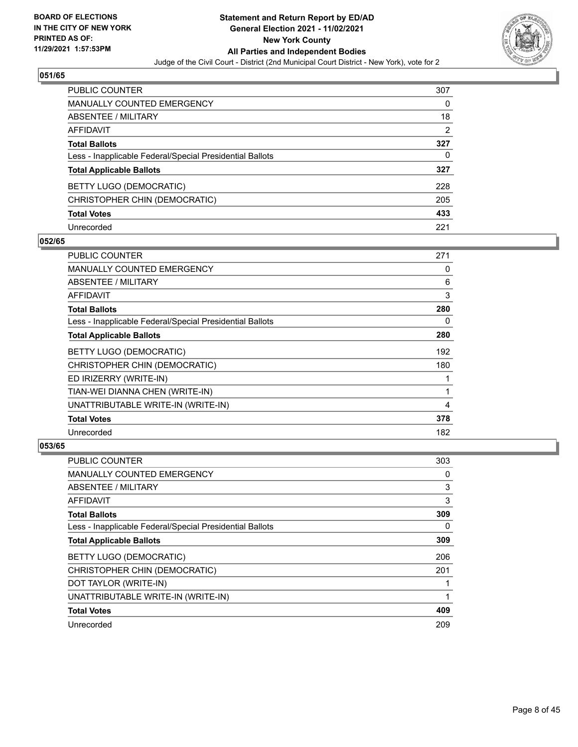**Statement and Return Report by ED/AD**
**General Election 2021 - 11/02/2021**
**New York County**
**All Parties and Independent Bodies**
Judge of the Civil Court - District (2nd Municipal Court District - New York), vote for 2

BOARD OF ELECTIONS IN THE CITY OF NEW YORK
PRINTED AS OF: 11/29/2021 1:57:53PM

### 051/65

| | |
|---|---|
| PUBLIC COUNTER | 307 |
| MANUALLY COUNTED EMERGENCY | 0 |
| ABSENTEE / MILITARY | 18 |
| AFFIDAVIT | 2 |
| **Total Ballots** | **327** |
| Less - Inapplicable Federal/Special Presidential Ballots | 0 |
| **Total Applicable Ballots** | **327** |
| BETTY LUGO (DEMOCRATIC) | 228 |
| CHRISTOPHER CHIN (DEMOCRATIC) | 205 |
| **Total Votes** | **433** |
| Unrecorded | 221 |

### 052/65

| | |
|---|---|
| PUBLIC COUNTER | 271 |
| MANUALLY COUNTED EMERGENCY | 0 |
| ABSENTEE / MILITARY | 6 |
| AFFIDAVIT | 3 |
| **Total Ballots** | **280** |
| Less - Inapplicable Federal/Special Presidential Ballots | 0 |
| **Total Applicable Ballots** | **280** |
| BETTY LUGO (DEMOCRATIC) | 192 |
| CHRISTOPHER CHIN (DEMOCRATIC) | 180 |
| ED IRIZERRY (WRITE-IN) | 1 |
| TIAN-WEI DIANNA CHEN (WRITE-IN) | 1 |
| UNATTRIBUTABLE WRITE-IN (WRITE-IN) | 4 |
| **Total Votes** | **378** |
| Unrecorded | 182 |

### 053/65

| | |
|---|---|
| PUBLIC COUNTER | 303 |
| MANUALLY COUNTED EMERGENCY | 0 |
| ABSENTEE / MILITARY | 3 |
| AFFIDAVIT | 3 |
| **Total Ballots** | **309** |
| Less - Inapplicable Federal/Special Presidential Ballots | 0 |
| **Total Applicable Ballots** | **309** |
| BETTY LUGO (DEMOCRATIC) | 206 |
| CHRISTOPHER CHIN (DEMOCRATIC) | 201 |
| DOT TAYLOR (WRITE-IN) | 1 |
| UNATTRIBUTABLE WRITE-IN (WRITE-IN) | 1 |
| **Total Votes** | **409** |
| Unrecorded | 209 |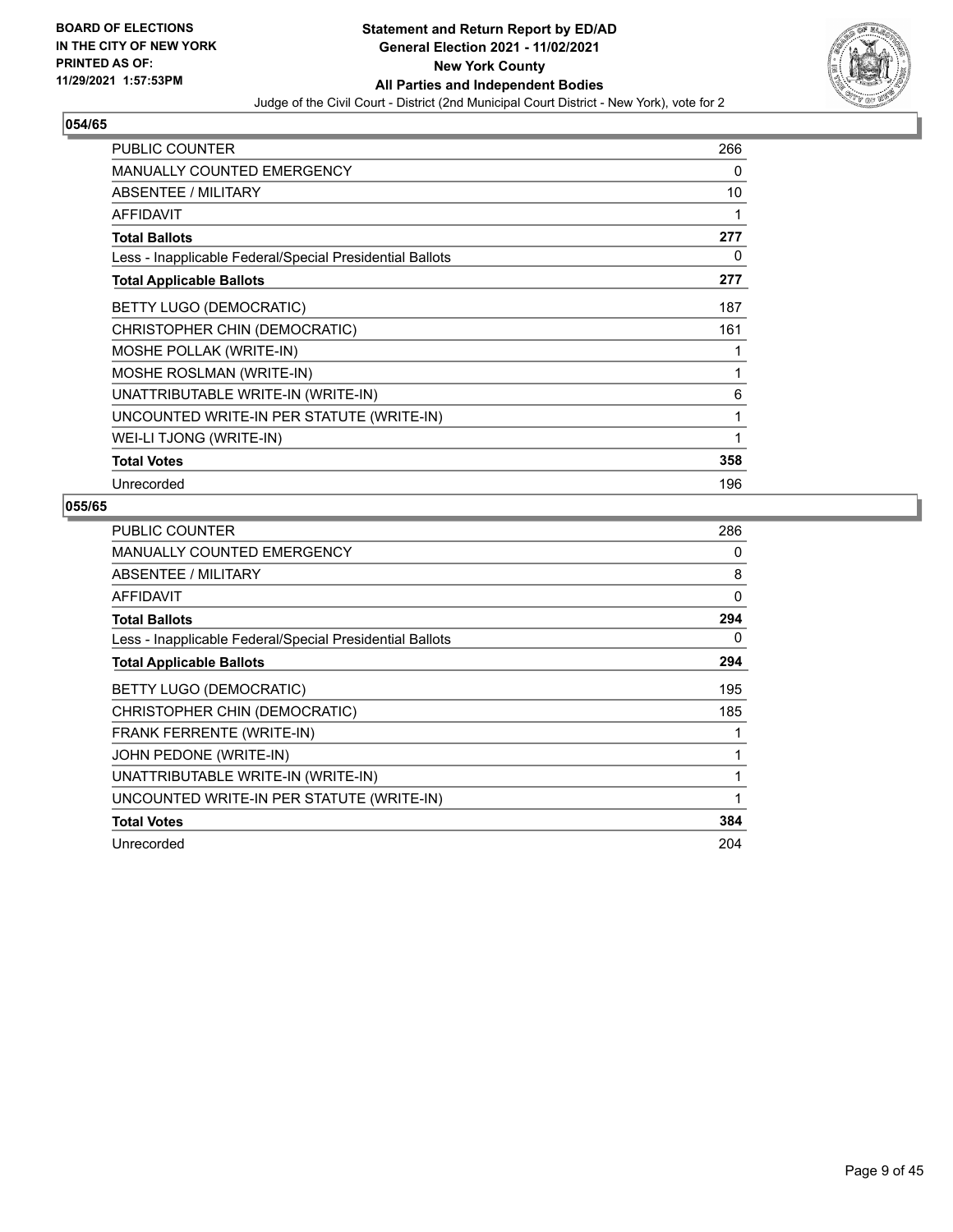**BOARD OF ELECTIONS IN THE CITY OF NEW YORK PRINTED AS OF: 11/29/2021 1:57:53PM**

**Statement and Return Report by ED/AD General Election 2021 - 11/02/2021 New York County All Parties and Independent Bodies**

Judge of the Civil Court - District (2nd Municipal Court District - New York), vote for 2

## 054/65

| | |
|---|---|
| PUBLIC COUNTER | 266 |
| MANUALLY COUNTED EMERGENCY | 0 |
| ABSENTEE / MILITARY | 10 |
| AFFIDAVIT | 1 |
| **Total Ballots** | **277** |
| Less - Inapplicable Federal/Special Presidential Ballots | 0 |
| **Total Applicable Ballots** | **277** |
| BETTY LUGO (DEMOCRATIC) | 187 |
| CHRISTOPHER CHIN (DEMOCRATIC) | 161 |
| MOSHE POLLAK (WRITE-IN) | 1 |
| MOSHE ROSLMAN (WRITE-IN) | 1 |
| UNATTRIBUTABLE WRITE-IN (WRITE-IN) | 6 |
| UNCOUNTED WRITE-IN PER STATUTE (WRITE-IN) | 1 |
| WEI-LI TJONG (WRITE-IN) | 1 |
| **Total Votes** | **358** |
| Unrecorded | 196 |

## 055/65

| | |
|---|---|
| PUBLIC COUNTER | 286 |
| MANUALLY COUNTED EMERGENCY | 0 |
| ABSENTEE / MILITARY | 8 |
| AFFIDAVIT | 0 |
| **Total Ballots** | **294** |
| Less - Inapplicable Federal/Special Presidential Ballots | 0 |
| **Total Applicable Ballots** | **294** |
| BETTY LUGO (DEMOCRATIC) | 195 |
| CHRISTOPHER CHIN (DEMOCRATIC) | 185 |
| FRANK FERRENTE (WRITE-IN) | 1 |
| JOHN PEDONE (WRITE-IN) | 1 |
| UNATTRIBUTABLE WRITE-IN (WRITE-IN) | 1 |
| UNCOUNTED WRITE-IN PER STATUTE (WRITE-IN) | 1 |
| **Total Votes** | **384** |
| Unrecorded | 204 |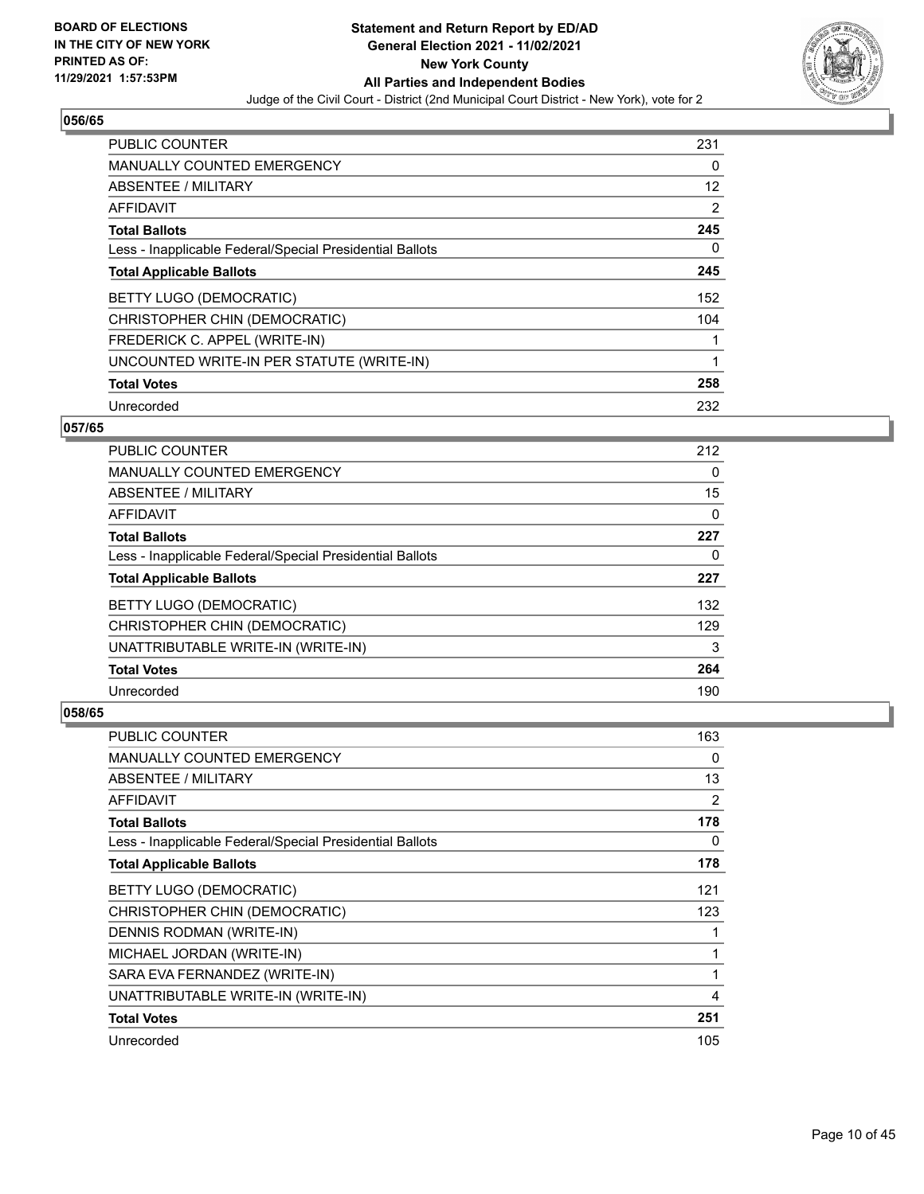## 056/65

| | |
|---|---|
| PUBLIC COUNTER | 231 |
| MANUALLY COUNTED EMERGENCY | 0 |
| ABSENTEE / MILITARY | 12 |
| AFFIDAVIT | 2 |
| **Total Ballots** | **245** |
| Less - Inapplicable Federal/Special Presidential Ballots | 0 |
| **Total Applicable Ballots** | **245** |
| BETTY LUGO (DEMOCRATIC) | 152 |
| CHRISTOPHER CHIN (DEMOCRATIC) | 104 |
| FREDERICK C. APPEL (WRITE-IN) | 1 |
| UNCOUNTED WRITE-IN PER STATUTE (WRITE-IN) | 1 |
| **Total Votes** | **258** |
| Unrecorded | 232 |

## 057/65

| | |
|---|---|
| PUBLIC COUNTER | 212 |
| MANUALLY COUNTED EMERGENCY | 0 |
| ABSENTEE / MILITARY | 15 |
| AFFIDAVIT | 0 |
| **Total Ballots** | **227** |
| Less - Inapplicable Federal/Special Presidential Ballots | 0 |
| **Total Applicable Ballots** | **227** |
| BETTY LUGO (DEMOCRATIC) | 132 |
| CHRISTOPHER CHIN (DEMOCRATIC) | 129 |
| UNATTRIBUTABLE WRITE-IN (WRITE-IN) | 3 |
| **Total Votes** | **264** |
| Unrecorded | 190 |

## 058/65

| | |
|---|---|
| PUBLIC COUNTER | 163 |
| MANUALLY COUNTED EMERGENCY | 0 |
| ABSENTEE / MILITARY | 13 |
| AFFIDAVIT | 2 |
| **Total Ballots** | **178** |
| Less - Inapplicable Federal/Special Presidential Ballots | 0 |
| **Total Applicable Ballots** | **178** |
| BETTY LUGO (DEMOCRATIC) | 121 |
| CHRISTOPHER CHIN (DEMOCRATIC) | 123 |
| DENNIS RODMAN (WRITE-IN) | 1 |
| MICHAEL JORDAN (WRITE-IN) | 1 |
| SARA EVA FERNANDEZ (WRITE-IN) | 1 |
| UNATTRIBUTABLE WRITE-IN (WRITE-IN) | 4 |
| **Total Votes** | **251** |
| Unrecorded | 105 |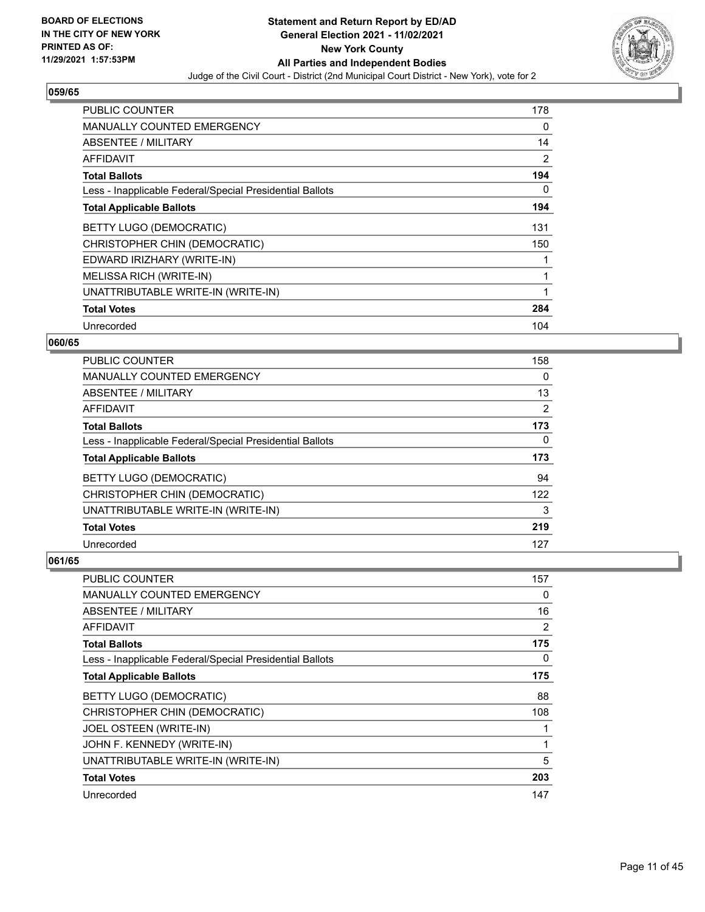## 059/65

| | |
|---|---|
| PUBLIC COUNTER | 178 |
| MANUALLY COUNTED EMERGENCY | 0 |
| ABSENTEE / MILITARY | 14 |
| AFFIDAVIT | 2 |
| **Total Ballots** | **194** |
| Less - Inapplicable Federal/Special Presidential Ballots | 0 |
| **Total Applicable Ballots** | **194** |
| BETTY LUGO (DEMOCRATIC) | 131 |
| CHRISTOPHER CHIN (DEMOCRATIC) | 150 |
| EDWARD IRIZHARY (WRITE-IN) | 1 |
| MELISSA RICH (WRITE-IN) | 1 |
| UNATTRIBUTABLE WRITE-IN (WRITE-IN) | 1 |
| **Total Votes** | **284** |
| Unrecorded | 104 |

## 060/65

| | |
|---|---|
| PUBLIC COUNTER | 158 |
| MANUALLY COUNTED EMERGENCY | 0 |
| ABSENTEE / MILITARY | 13 |
| AFFIDAVIT | 2 |
| **Total Ballots** | **173** |
| Less - Inapplicable Federal/Special Presidential Ballots | 0 |
| **Total Applicable Ballots** | **173** |
| BETTY LUGO (DEMOCRATIC) | 94 |
| CHRISTOPHER CHIN (DEMOCRATIC) | 122 |
| UNATTRIBUTABLE WRITE-IN (WRITE-IN) | 3 |
| **Total Votes** | **219** |
| Unrecorded | 127 |

## 061/65

| | |
|---|---|
| PUBLIC COUNTER | 157 |
| MANUALLY COUNTED EMERGENCY | 0 |
| ABSENTEE / MILITARY | 16 |
| AFFIDAVIT | 2 |
| **Total Ballots** | **175** |
| Less - Inapplicable Federal/Special Presidential Ballots | 0 |
| **Total Applicable Ballots** | **175** |
| BETTY LUGO (DEMOCRATIC) | 88 |
| CHRISTOPHER CHIN (DEMOCRATIC) | 108 |
| JOEL OSTEEN (WRITE-IN) | 1 |
| JOHN F. KENNEDY (WRITE-IN) | 1 |
| UNATTRIBUTABLE WRITE-IN (WRITE-IN) | 5 |
| **Total Votes** | **203** |
| Unrecorded | 147 |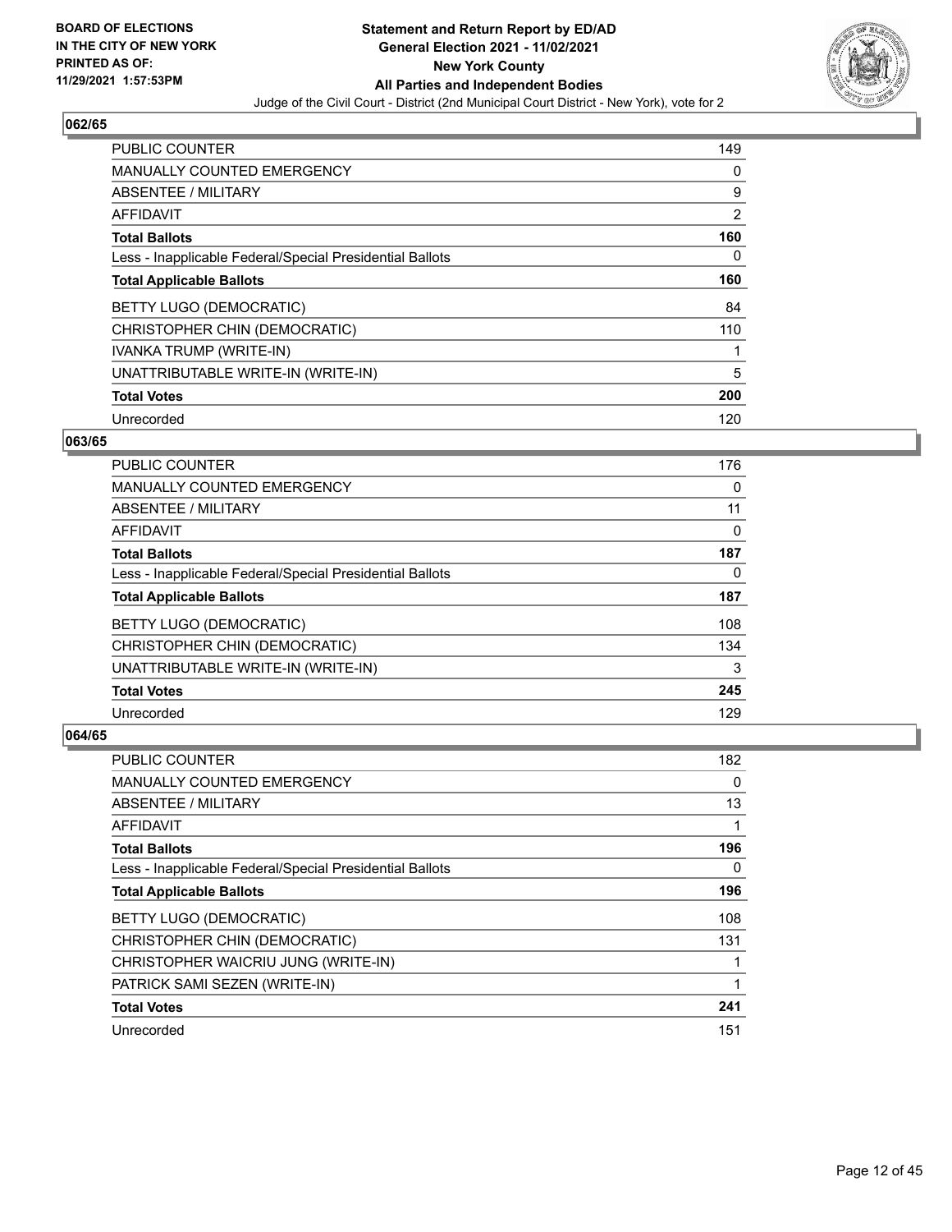**BOARD OF ELECTIONS IN THE CITY OF NEW YORK PRINTED AS OF: 11/29/2021 1:57:53PM**

**Statement and Return Report by ED/AD General Election 2021 - 11/02/2021 New York County All Parties and Independent Bodies**

Judge of the Civil Court - District (2nd Municipal Court District - New York), vote for 2

## 062/65

| | |
|---|---|
| PUBLIC COUNTER | 149 |
| MANUALLY COUNTED EMERGENCY | 0 |
| ABSENTEE / MILITARY | 9 |
| AFFIDAVIT | 2 |
| **Total Ballots** | **160** |
| Less - Inapplicable Federal/Special Presidential Ballots | 0 |
| **Total Applicable Ballots** | **160** |
| BETTY LUGO (DEMOCRATIC) | 84 |
| CHRISTOPHER CHIN (DEMOCRATIC) | 110 |
| IVANKA TRUMP (WRITE-IN) | 1 |
| UNATTRIBUTABLE WRITE-IN (WRITE-IN) | 5 |
| **Total Votes** | **200** |
| Unrecorded | 120 |

## 063/65

| | |
|---|---|
| PUBLIC COUNTER | 176 |
| MANUALLY COUNTED EMERGENCY | 0 |
| ABSENTEE / MILITARY | 11 |
| AFFIDAVIT | 0 |
| **Total Ballots** | **187** |
| Less - Inapplicable Federal/Special Presidential Ballots | 0 |
| **Total Applicable Ballots** | **187** |
| BETTY LUGO (DEMOCRATIC) | 108 |
| CHRISTOPHER CHIN (DEMOCRATIC) | 134 |
| UNATTRIBUTABLE WRITE-IN (WRITE-IN) | 3 |
| **Total Votes** | **245** |
| Unrecorded | 129 |

## 064/65

| | |
|---|---|
| PUBLIC COUNTER | 182 |
| MANUALLY COUNTED EMERGENCY | 0 |
| ABSENTEE / MILITARY | 13 |
| AFFIDAVIT | 1 |
| **Total Ballots** | **196** |
| Less - Inapplicable Federal/Special Presidential Ballots | 0 |
| **Total Applicable Ballots** | **196** |
| BETTY LUGO (DEMOCRATIC) | 108 |
| CHRISTOPHER CHIN (DEMOCRATIC) | 131 |
| CHRISTOPHER WAICRIU JUNG (WRITE-IN) | 1 |
| PATRICK SAMI SEZEN (WRITE-IN) | 1 |
| **Total Votes** | **241** |
| Unrecorded | 151 |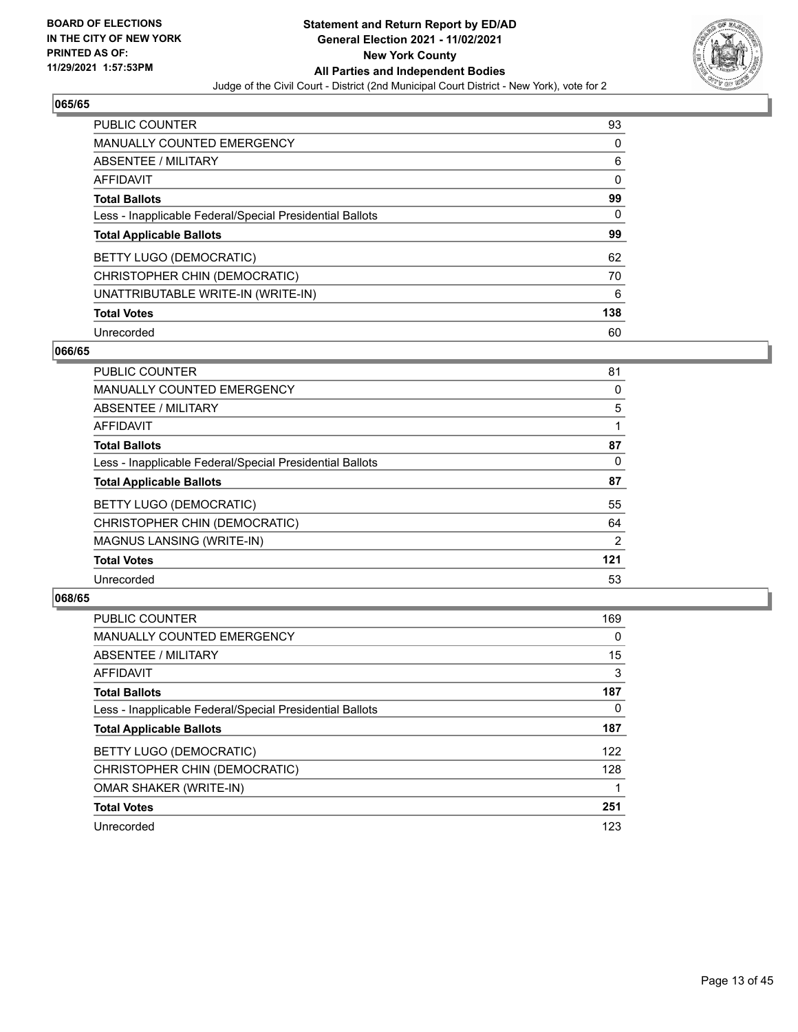BOARD OF ELECTIONS IN THE CITY OF NEW YORK PRINTED AS OF: 11/29/2021 1:57:53PM

**Statement and Return Report by ED/AD General Election 2021 - 11/02/2021 New York County All Parties and Independent Bodies**

Judge of the Civil Court - District (2nd Municipal Court District - New York), vote for 2

### 065/65

| | |
|---|---|
| PUBLIC COUNTER | 93 |
| MANUALLY COUNTED EMERGENCY | 0 |
| ABSENTEE / MILITARY | 6 |
| AFFIDAVIT | 0 |
| **Total Ballots** | **99** |
| Less - Inapplicable Federal/Special Presidential Ballots | 0 |
| **Total Applicable Ballots** | **99** |
| BETTY LUGO (DEMOCRATIC) | 62 |
| CHRISTOPHER CHIN (DEMOCRATIC) | 70 |
| UNATTRIBUTABLE WRITE-IN (WRITE-IN) | 6 |
| **Total Votes** | **138** |
| Unrecorded | 60 |

### 066/65

| | |
|---|---|
| PUBLIC COUNTER | 81 |
| MANUALLY COUNTED EMERGENCY | 0 |
| ABSENTEE / MILITARY | 5 |
| AFFIDAVIT | 1 |
| **Total Ballots** | **87** |
| Less - Inapplicable Federal/Special Presidential Ballots | 0 |
| **Total Applicable Ballots** | **87** |
| BETTY LUGO (DEMOCRATIC) | 55 |
| CHRISTOPHER CHIN (DEMOCRATIC) | 64 |
| MAGNUS LANSING (WRITE-IN) | 2 |
| **Total Votes** | **121** |
| Unrecorded | 53 |

### 068/65

| | |
|---|---|
| PUBLIC COUNTER | 169 |
| MANUALLY COUNTED EMERGENCY | 0 |
| ABSENTEE / MILITARY | 15 |
| AFFIDAVIT | 3 |
| **Total Ballots** | **187** |
| Less - Inapplicable Federal/Special Presidential Ballots | 0 |
| **Total Applicable Ballots** | **187** |
| BETTY LUGO (DEMOCRATIC) | 122 |
| CHRISTOPHER CHIN (DEMOCRATIC) | 128 |
| OMAR SHAKER (WRITE-IN) | 1 |
| **Total Votes** | **251** |
| Unrecorded | 123 |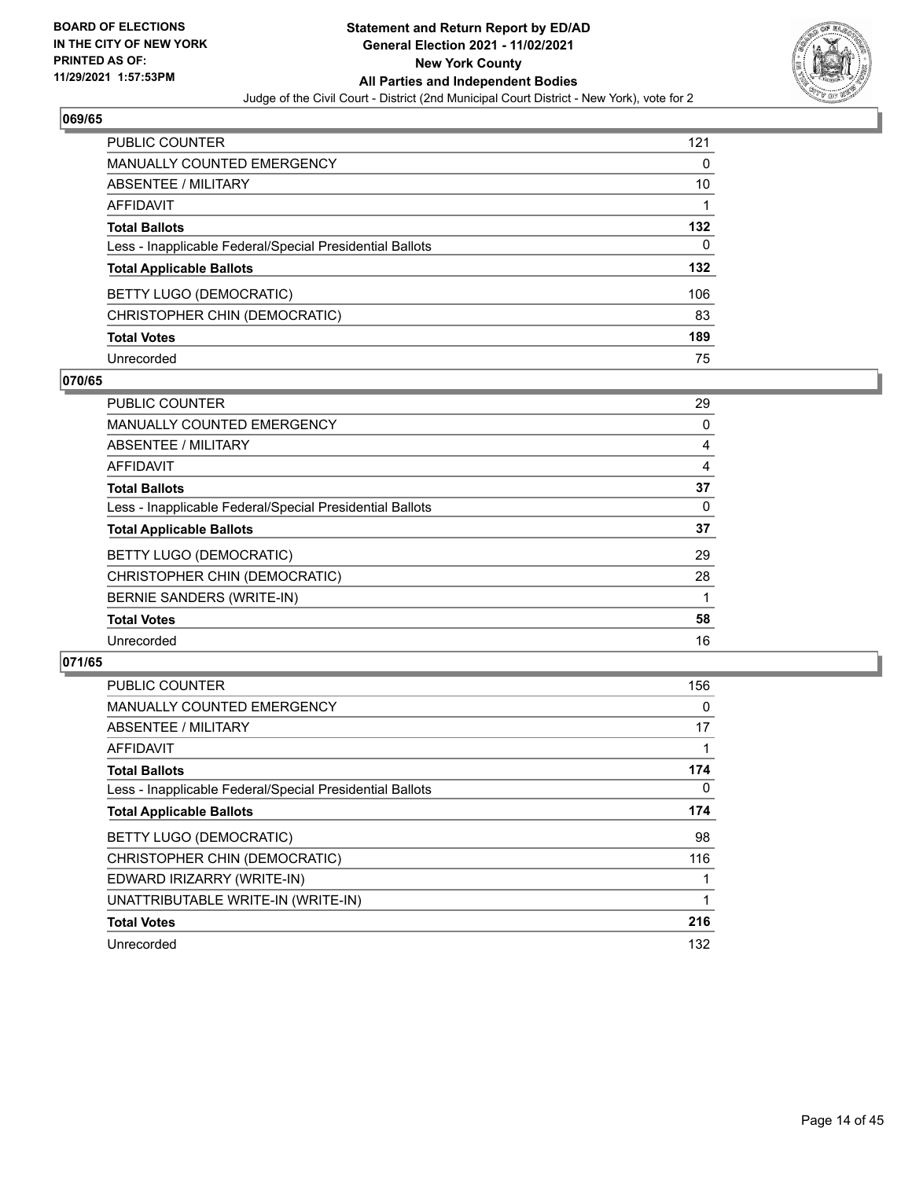**BOARD OF ELECTIONS IN THE CITY OF NEW YORK PRINTED AS OF: 11/29/2021 1:57:53PM**

**Statement and Return Report by ED/AD General Election 2021 - 11/02/2021 New York County All Parties and Independent Bodies**

Judge of the Civil Court - District (2nd Municipal Court District - New York), vote for 2

### 069/65

| | |
|---|---|
| PUBLIC COUNTER | 121 |
| MANUALLY COUNTED EMERGENCY | 0 |
| ABSENTEE / MILITARY | 10 |
| AFFIDAVIT | 1 |
| **Total Ballots** | **132** |
| Less - Inapplicable Federal/Special Presidential Ballots | 0 |
| **Total Applicable Ballots** | **132** |
| BETTY LUGO (DEMOCRATIC) | 106 |
| CHRISTOPHER CHIN (DEMOCRATIC) | 83 |
| **Total Votes** | **189** |
| Unrecorded | 75 |

### 070/65

| | |
|---|---|
| PUBLIC COUNTER | 29 |
| MANUALLY COUNTED EMERGENCY | 0 |
| ABSENTEE / MILITARY | 4 |
| AFFIDAVIT | 4 |
| **Total Ballots** | **37** |
| Less - Inapplicable Federal/Special Presidential Ballots | 0 |
| **Total Applicable Ballots** | **37** |
| BETTY LUGO (DEMOCRATIC) | 29 |
| CHRISTOPHER CHIN (DEMOCRATIC) | 28 |
| BERNIE SANDERS (WRITE-IN) | 1 |
| **Total Votes** | **58** |
| Unrecorded | 16 |

### 071/65

| | |
|---|---|
| PUBLIC COUNTER | 156 |
| MANUALLY COUNTED EMERGENCY | 0 |
| ABSENTEE / MILITARY | 17 |
| AFFIDAVIT | 1 |
| **Total Ballots** | **174** |
| Less - Inapplicable Federal/Special Presidential Ballots | 0 |
| **Total Applicable Ballots** | **174** |
| BETTY LUGO (DEMOCRATIC) | 98 |
| CHRISTOPHER CHIN (DEMOCRATIC) | 116 |
| EDWARD IRIZARRY (WRITE-IN) | 1 |
| UNATTRIBUTABLE WRITE-IN (WRITE-IN) | 1 |
| **Total Votes** | **216** |
| Unrecorded | 132 |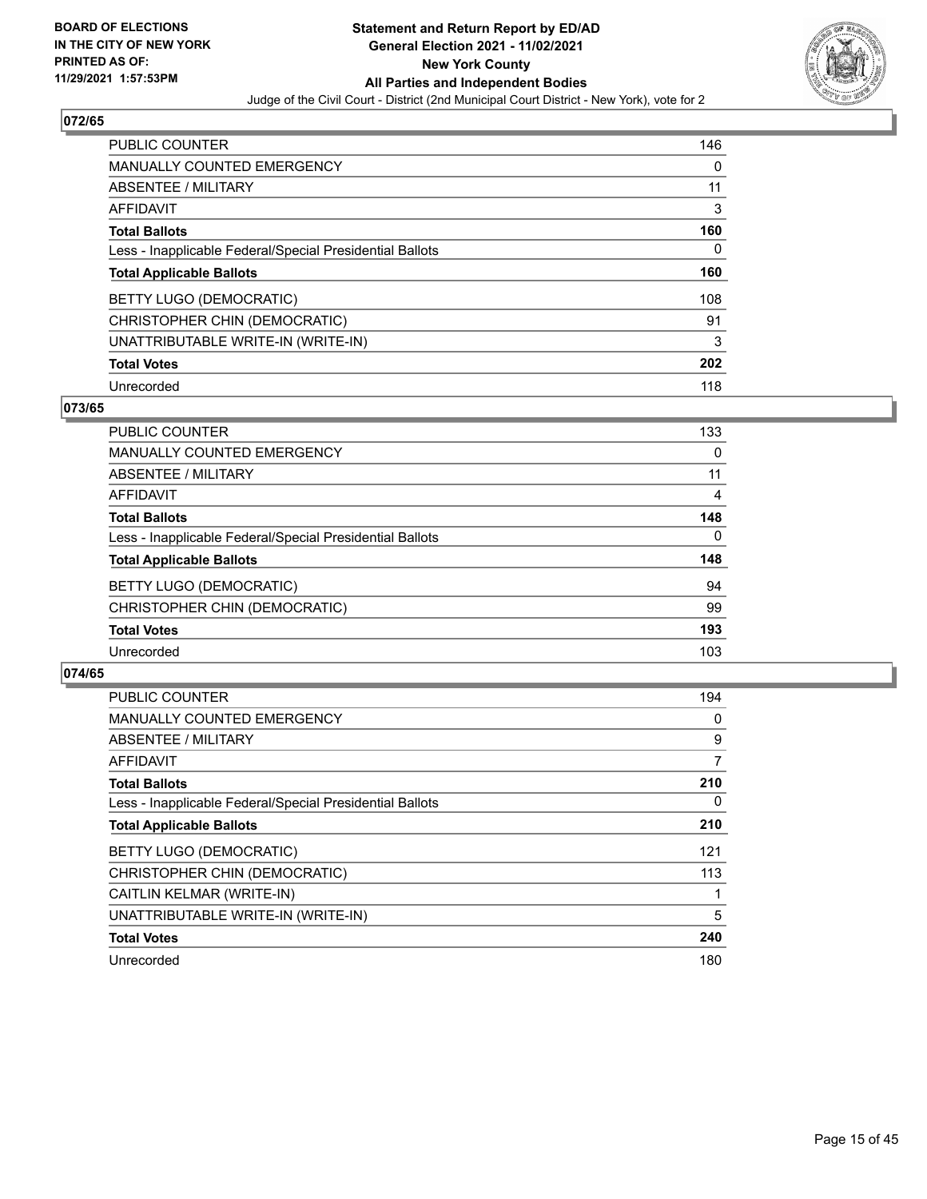## 072/65

| | |
|---|---|
| PUBLIC COUNTER | 146 |
| MANUALLY COUNTED EMERGENCY | 0 |
| ABSENTEE / MILITARY | 11 |
| AFFIDAVIT | 3 |
| **Total Ballots** | **160** |
| Less - Inapplicable Federal/Special Presidential Ballots | 0 |
| **Total Applicable Ballots** | **160** |
| BETTY LUGO (DEMOCRATIC) | 108 |
| CHRISTOPHER CHIN (DEMOCRATIC) | 91 |
| UNATTRIBUTABLE WRITE-IN (WRITE-IN) | 3 |
| **Total Votes** | **202** |
| Unrecorded | 118 |

## 073/65

| | |
|---|---|
| PUBLIC COUNTER | 133 |
| MANUALLY COUNTED EMERGENCY | 0 |
| ABSENTEE / MILITARY | 11 |
| AFFIDAVIT | 4 |
| **Total Ballots** | **148** |
| Less - Inapplicable Federal/Special Presidential Ballots | 0 |
| **Total Applicable Ballots** | **148** |
| BETTY LUGO (DEMOCRATIC) | 94 |
| CHRISTOPHER CHIN (DEMOCRATIC) | 99 |
| **Total Votes** | **193** |
| Unrecorded | 103 |

## 074/65

| | |
|---|---|
| PUBLIC COUNTER | 194 |
| MANUALLY COUNTED EMERGENCY | 0 |
| ABSENTEE / MILITARY | 9 |
| AFFIDAVIT | 7 |
| **Total Ballots** | **210** |
| Less - Inapplicable Federal/Special Presidential Ballots | 0 |
| **Total Applicable Ballots** | **210** |
| BETTY LUGO (DEMOCRATIC) | 121 |
| CHRISTOPHER CHIN (DEMOCRATIC) | 113 |
| CAITLIN KELMAR (WRITE-IN) | 1 |
| UNATTRIBUTABLE WRITE-IN (WRITE-IN) | 5 |
| **Total Votes** | **240** |
| Unrecorded | 180 |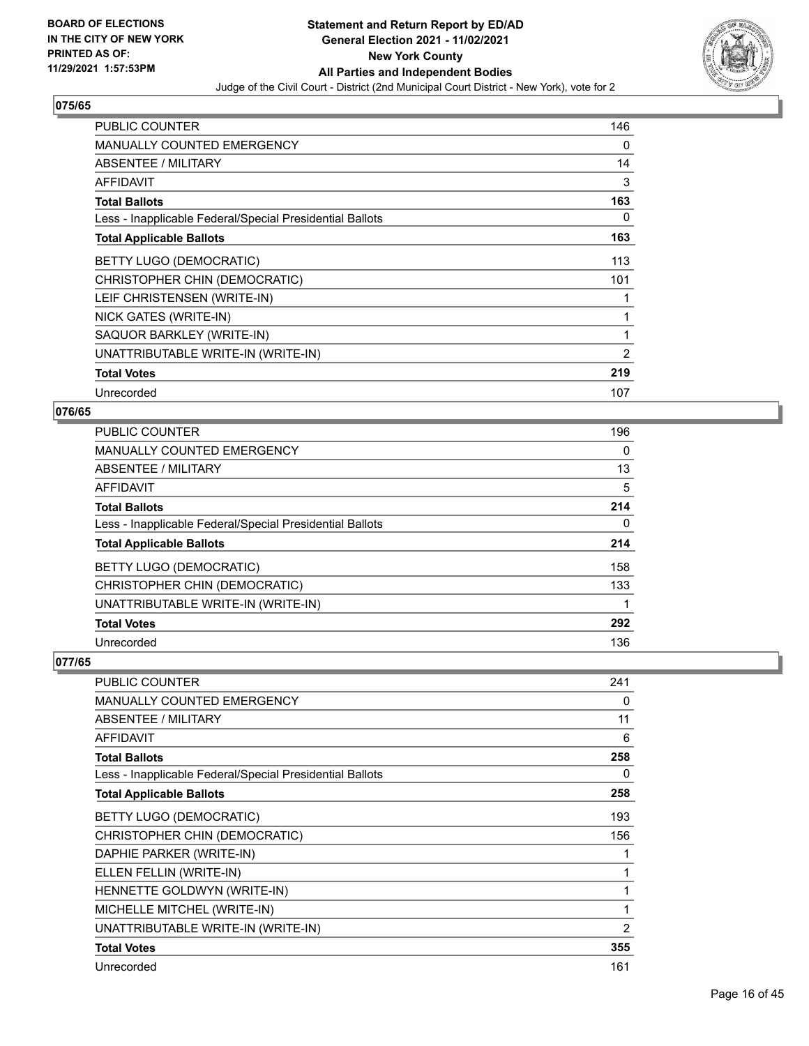BOARD OF ELECTIONS
IN THE CITY OF NEW YORK
PRINTED AS OF:
11/29/2021 1:57:53PM

**Statement and Return Report by ED/AD**
**General Election 2021 - 11/02/2021**
**New York County**
**All Parties and Independent Bodies**
Judge of the Civil Court - District (2nd Municipal Court District - New York), vote for 2

## 075/65

| | |
|---|---|
| PUBLIC COUNTER | 146 |
| MANUALLY COUNTED EMERGENCY | 0 |
| ABSENTEE / MILITARY | 14 |
| AFFIDAVIT | 3 |
| **Total Ballots** | **163** |
| Less - Inapplicable Federal/Special Presidential Ballots | 0 |
| **Total Applicable Ballots** | **163** |
| BETTY LUGO (DEMOCRATIC) | 113 |
| CHRISTOPHER CHIN (DEMOCRATIC) | 101 |
| LEIF CHRISTENSEN (WRITE-IN) | 1 |
| NICK GATES (WRITE-IN) | 1 |
| SAQUOR BARKLEY (WRITE-IN) | 1 |
| UNATTRIBUTABLE WRITE-IN (WRITE-IN) | 2 |
| **Total Votes** | **219** |
| Unrecorded | 107 |

## 076/65

| | |
|---|---|
| PUBLIC COUNTER | 196 |
| MANUALLY COUNTED EMERGENCY | 0 |
| ABSENTEE / MILITARY | 13 |
| AFFIDAVIT | 5 |
| **Total Ballots** | **214** |
| Less - Inapplicable Federal/Special Presidential Ballots | 0 |
| **Total Applicable Ballots** | **214** |
| BETTY LUGO (DEMOCRATIC) | 158 |
| CHRISTOPHER CHIN (DEMOCRATIC) | 133 |
| UNATTRIBUTABLE WRITE-IN (WRITE-IN) | 1 |
| **Total Votes** | **292** |
| Unrecorded | 136 |

## 077/65

| | |
|---|---|
| PUBLIC COUNTER | 241 |
| MANUALLY COUNTED EMERGENCY | 0 |
| ABSENTEE / MILITARY | 11 |
| AFFIDAVIT | 6 |
| **Total Ballots** | **258** |
| Less - Inapplicable Federal/Special Presidential Ballots | 0 |
| **Total Applicable Ballots** | **258** |
| BETTY LUGO (DEMOCRATIC) | 193 |
| CHRISTOPHER CHIN (DEMOCRATIC) | 156 |
| DAPHIE PARKER (WRITE-IN) | 1 |
| ELLEN FELLIN (WRITE-IN) | 1 |
| HENNETTE GOLDWYN (WRITE-IN) | 1 |
| MICHELLE MITCHEL (WRITE-IN) | 1 |
| UNATTRIBUTABLE WRITE-IN (WRITE-IN) | 2 |
| **Total Votes** | **355** |
| Unrecorded | 161 |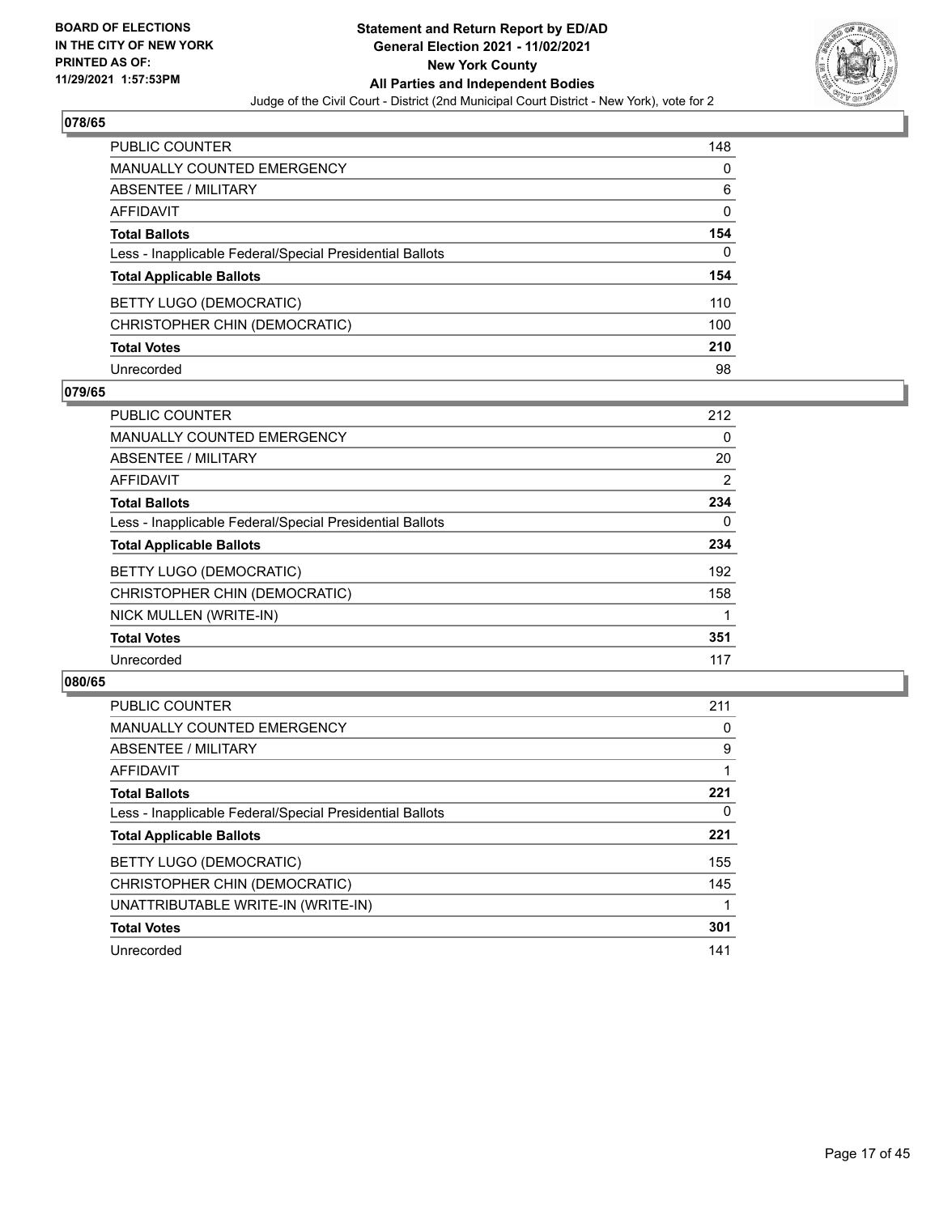**BOARD OF ELECTIONS IN THE CITY OF NEW YORK PRINTED AS OF: 11/29/2021 1:57:53PM**

# Statement and Return Report by ED/AD
## General Election 2021 - 11/02/2021
## New York County
## All Parties and Independent Bodies
### Judge of the Civil Court - District (2nd Municipal Court District - New York), vote for 2

### 078/65

| | |
|---|---|
| PUBLIC COUNTER | 148 |
| MANUALLY COUNTED EMERGENCY | 0 |
| ABSENTEE / MILITARY | 6 |
| AFFIDAVIT | 0 |
| **Total Ballots** | **154** |
| Less - Inapplicable Federal/Special Presidential Ballots | 0 |
| **Total Applicable Ballots** | **154** |
| BETTY LUGO (DEMOCRATIC) | 110 |
| CHRISTOPHER CHIN (DEMOCRATIC) | 100 |
| **Total Votes** | **210** |
| Unrecorded | 98 |

### 079/65

| | |
|---|---|
| PUBLIC COUNTER | 212 |
| MANUALLY COUNTED EMERGENCY | 0 |
| ABSENTEE / MILITARY | 20 |
| AFFIDAVIT | 2 |
| **Total Ballots** | **234** |
| Less - Inapplicable Federal/Special Presidential Ballots | 0 |
| **Total Applicable Ballots** | **234** |
| BETTY LUGO (DEMOCRATIC) | 192 |
| CHRISTOPHER CHIN (DEMOCRATIC) | 158 |
| NICK MULLEN (WRITE-IN) | 1 |
| **Total Votes** | **351** |
| Unrecorded | 117 |

### 080/65

| | |
|---|---|
| PUBLIC COUNTER | 211 |
| MANUALLY COUNTED EMERGENCY | 0 |
| ABSENTEE / MILITARY | 9 |
| AFFIDAVIT | 1 |
| **Total Ballots** | **221** |
| Less - Inapplicable Federal/Special Presidential Ballots | 0 |
| **Total Applicable Ballots** | **221** |
| BETTY LUGO (DEMOCRATIC) | 155 |
| CHRISTOPHER CHIN (DEMOCRATIC) | 145 |
| UNATTRIBUTABLE WRITE-IN (WRITE-IN) | 1 |
| **Total Votes** | **301** |
| Unrecorded | 141 |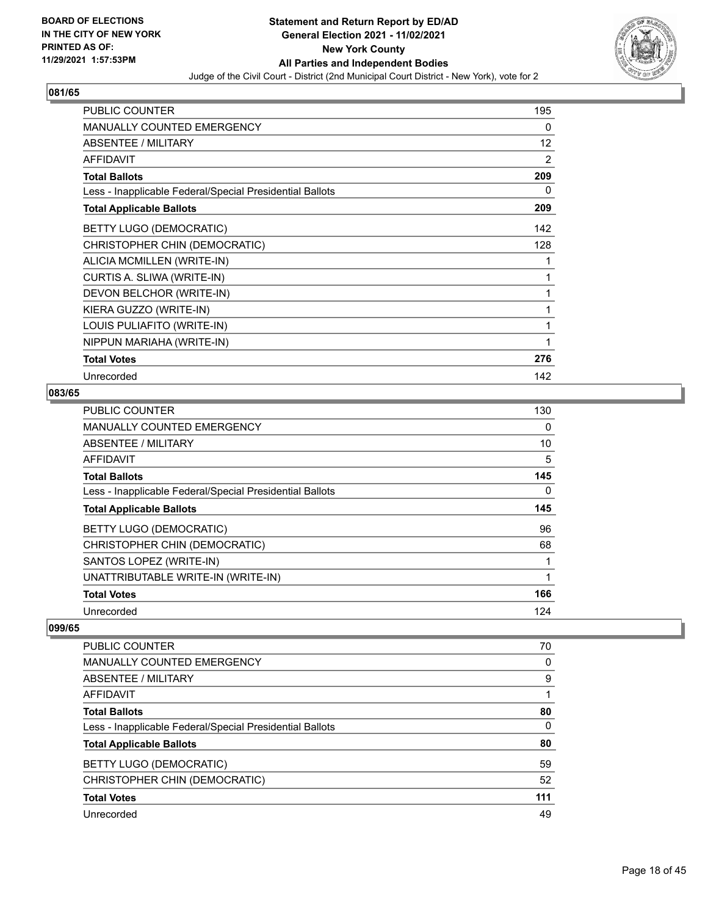## 081/65

| | |
|---|---|
| PUBLIC COUNTER | 195 |
| MANUALLY COUNTED EMERGENCY | 0 |
| ABSENTEE / MILITARY | 12 |
| AFFIDAVIT | 2 |
| **Total Ballots** | **209** |
| Less - Inapplicable Federal/Special Presidential Ballots | 0 |
| **Total Applicable Ballots** | **209** |
| BETTY LUGO (DEMOCRATIC) | 142 |
| CHRISTOPHER CHIN (DEMOCRATIC) | 128 |
| ALICIA MCMILLEN (WRITE-IN) | 1 |
| CURTIS A. SLIWA (WRITE-IN) | 1 |
| DEVON BELCHOR (WRITE-IN) | 1 |
| KIERA GUZZO (WRITE-IN) | 1 |
| LOUIS PULIAFITO (WRITE-IN) | 1 |
| NIPPUN MARIAHA (WRITE-IN) | 1 |
| **Total Votes** | **276** |
| Unrecorded | 142 |

## 083/65

| | |
|---|---|
| PUBLIC COUNTER | 130 |
| MANUALLY COUNTED EMERGENCY | 0 |
| ABSENTEE / MILITARY | 10 |
| AFFIDAVIT | 5 |
| **Total Ballots** | **145** |
| Less - Inapplicable Federal/Special Presidential Ballots | 0 |
| **Total Applicable Ballots** | **145** |
| BETTY LUGO (DEMOCRATIC) | 96 |
| CHRISTOPHER CHIN (DEMOCRATIC) | 68 |
| SANTOS LOPEZ (WRITE-IN) | 1 |
| UNATTRIBUTABLE WRITE-IN (WRITE-IN) | 1 |
| **Total Votes** | **166** |
| Unrecorded | 124 |

## 099/65

| | |
|---|---|
| PUBLIC COUNTER | 70 |
| MANUALLY COUNTED EMERGENCY | 0 |
| ABSENTEE / MILITARY | 9 |
| AFFIDAVIT | 1 |
| **Total Ballots** | **80** |
| Less - Inapplicable Federal/Special Presidential Ballots | 0 |
| **Total Applicable Ballots** | **80** |
| BETTY LUGO (DEMOCRATIC) | 59 |
| CHRISTOPHER CHIN (DEMOCRATIC) | 52 |
| **Total Votes** | **111** |
| Unrecorded | 49 |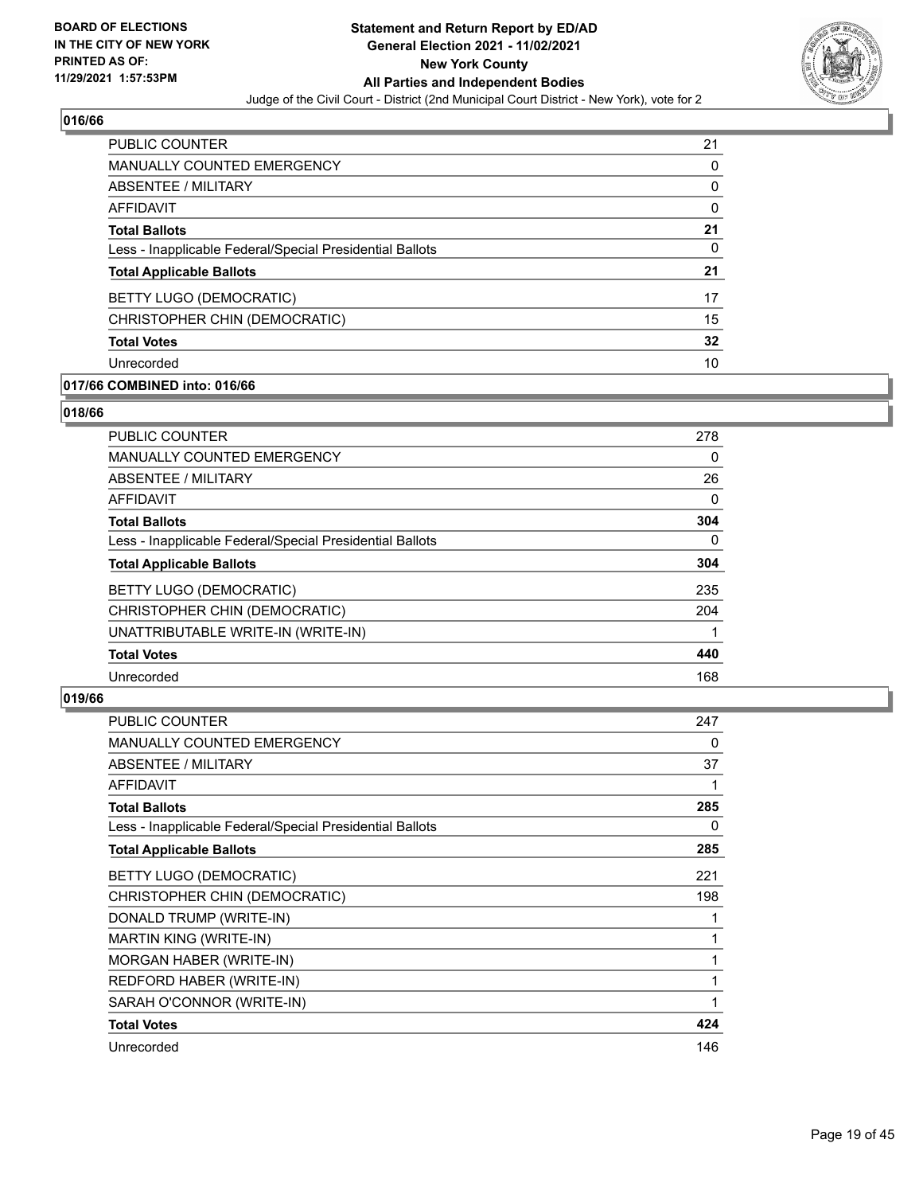**BOARD OF ELECTIONS IN THE CITY OF NEW YORK PRINTED AS OF: 11/29/2021 1:57:53PM**

**Statement and Return Report by ED/AD General Election 2021 - 11/02/2021 New York County All Parties and Independent Bodies**

Judge of the Civil Court - District (2nd Municipal Court District - New York), vote for 2

## 016/66

| | |
|---|---|
| PUBLIC COUNTER | 21 |
| MANUALLY COUNTED EMERGENCY | 0 |
| ABSENTEE / MILITARY | 0 |
| AFFIDAVIT | 0 |
| **Total Ballots** | **21** |
| Less - Inapplicable Federal/Special Presidential Ballots | 0 |
| **Total Applicable Ballots** | **21** |
| BETTY LUGO (DEMOCRATIC) | 17 |
| CHRISTOPHER CHIN (DEMOCRATIC) | 15 |
| **Total Votes** | **32** |
| Unrecorded | 10 |

## 017/66 COMBINED into: 016/66

## 018/66

| | |
|---|---|
| PUBLIC COUNTER | 278 |
| MANUALLY COUNTED EMERGENCY | 0 |
| ABSENTEE / MILITARY | 26 |
| AFFIDAVIT | 0 |
| **Total Ballots** | **304** |
| Less - Inapplicable Federal/Special Presidential Ballots | 0 |
| **Total Applicable Ballots** | **304** |
| BETTY LUGO (DEMOCRATIC) | 235 |
| CHRISTOPHER CHIN (DEMOCRATIC) | 204 |
| UNATTRIBUTABLE WRITE-IN (WRITE-IN) | 1 |
| **Total Votes** | **440** |
| Unrecorded | 168 |

## 019/66

| | |
|---|---|
| PUBLIC COUNTER | 247 |
| MANUALLY COUNTED EMERGENCY | 0 |
| ABSENTEE / MILITARY | 37 |
| AFFIDAVIT | 1 |
| **Total Ballots** | **285** |
| Less - Inapplicable Federal/Special Presidential Ballots | 0 |
| **Total Applicable Ballots** | **285** |
| BETTY LUGO (DEMOCRATIC) | 221 |
| CHRISTOPHER CHIN (DEMOCRATIC) | 198 |
| DONALD TRUMP (WRITE-IN) | 1 |
| MARTIN KING (WRITE-IN) | 1 |
| MORGAN HABER (WRITE-IN) | 1 |
| REDFORD HABER (WRITE-IN) | 1 |
| SARAH O'CONNOR (WRITE-IN) | 1 |
| **Total Votes** | **424** |
| Unrecorded | 146 |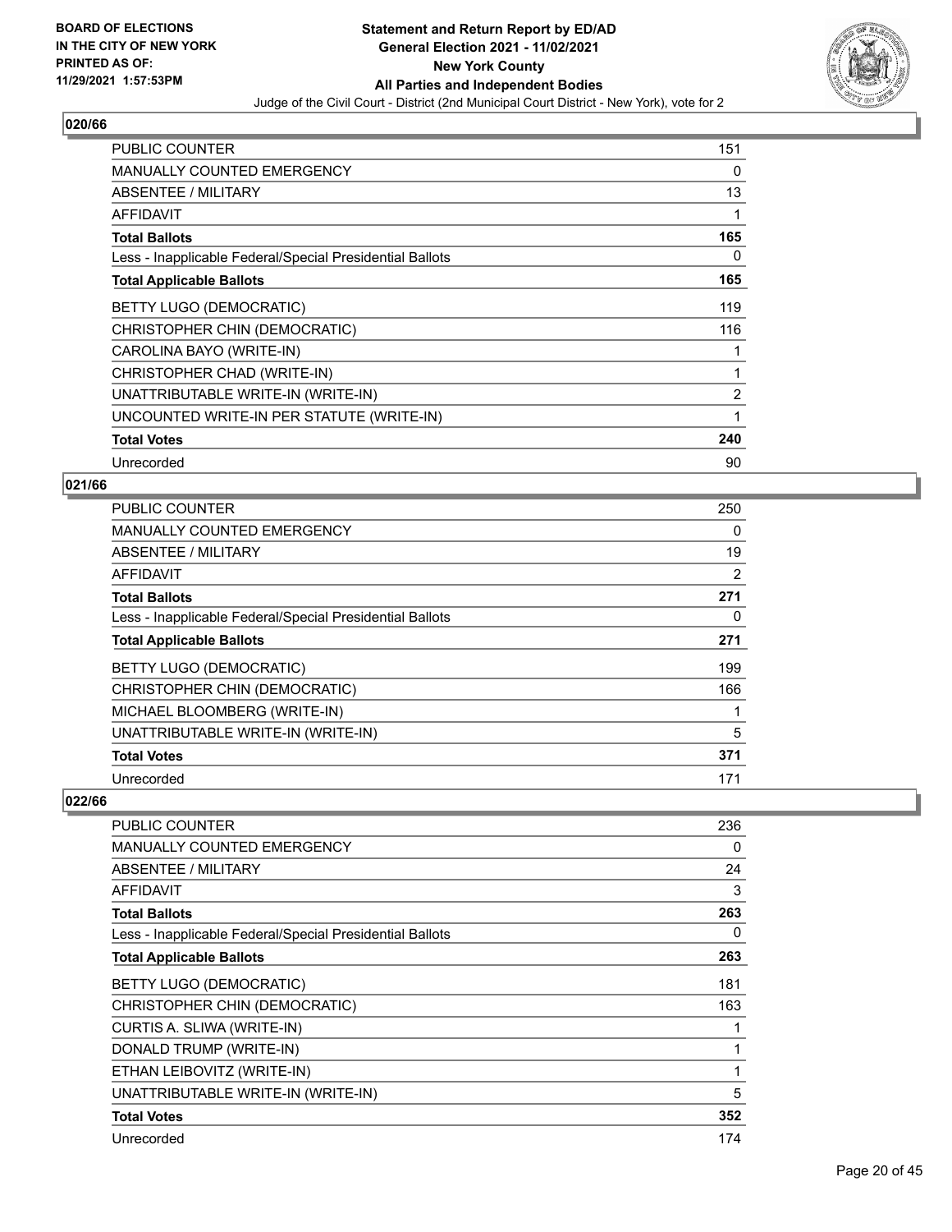## 020/66

| | |
|---|---|
| PUBLIC COUNTER | 151 |
| MANUALLY COUNTED EMERGENCY | 0 |
| ABSENTEE / MILITARY | 13 |
| AFFIDAVIT | 1 |
| **Total Ballots** | **165** |
| Less - Inapplicable Federal/Special Presidential Ballots | 0 |
| **Total Applicable Ballots** | **165** |
| BETTY LUGO (DEMOCRATIC) | 119 |
| CHRISTOPHER CHIN (DEMOCRATIC) | 116 |
| CAROLINA BAYO (WRITE-IN) | 1 |
| CHRISTOPHER CHAD (WRITE-IN) | 1 |
| UNATTRIBUTABLE WRITE-IN (WRITE-IN) | 2 |
| UNCOUNTED WRITE-IN PER STATUTE (WRITE-IN) | 1 |
| **Total Votes** | **240** |
| Unrecorded | 90 |

## 021/66

| | |
|---|---|
| PUBLIC COUNTER | 250 |
| MANUALLY COUNTED EMERGENCY | 0 |
| ABSENTEE / MILITARY | 19 |
| AFFIDAVIT | 2 |
| **Total Ballots** | **271** |
| Less - Inapplicable Federal/Special Presidential Ballots | 0 |
| **Total Applicable Ballots** | **271** |
| BETTY LUGO (DEMOCRATIC) | 199 |
| CHRISTOPHER CHIN (DEMOCRATIC) | 166 |
| MICHAEL BLOOMBERG (WRITE-IN) | 1 |
| UNATTRIBUTABLE WRITE-IN (WRITE-IN) | 5 |
| **Total Votes** | **371** |
| Unrecorded | 171 |

## 022/66

| | |
|---|---|
| PUBLIC COUNTER | 236 |
| MANUALLY COUNTED EMERGENCY | 0 |
| ABSENTEE / MILITARY | 24 |
| AFFIDAVIT | 3 |
| **Total Ballots** | **263** |
| Less - Inapplicable Federal/Special Presidential Ballots | 0 |
| **Total Applicable Ballots** | **263** |
| BETTY LUGO (DEMOCRATIC) | 181 |
| CHRISTOPHER CHIN (DEMOCRATIC) | 163 |
| CURTIS A. SLIWA (WRITE-IN) | 1 |
| DONALD TRUMP (WRITE-IN) | 1 |
| ETHAN LEIBOVITZ (WRITE-IN) | 1 |
| UNATTRIBUTABLE WRITE-IN (WRITE-IN) | 5 |
| **Total Votes** | **352** |
| Unrecorded | 174 |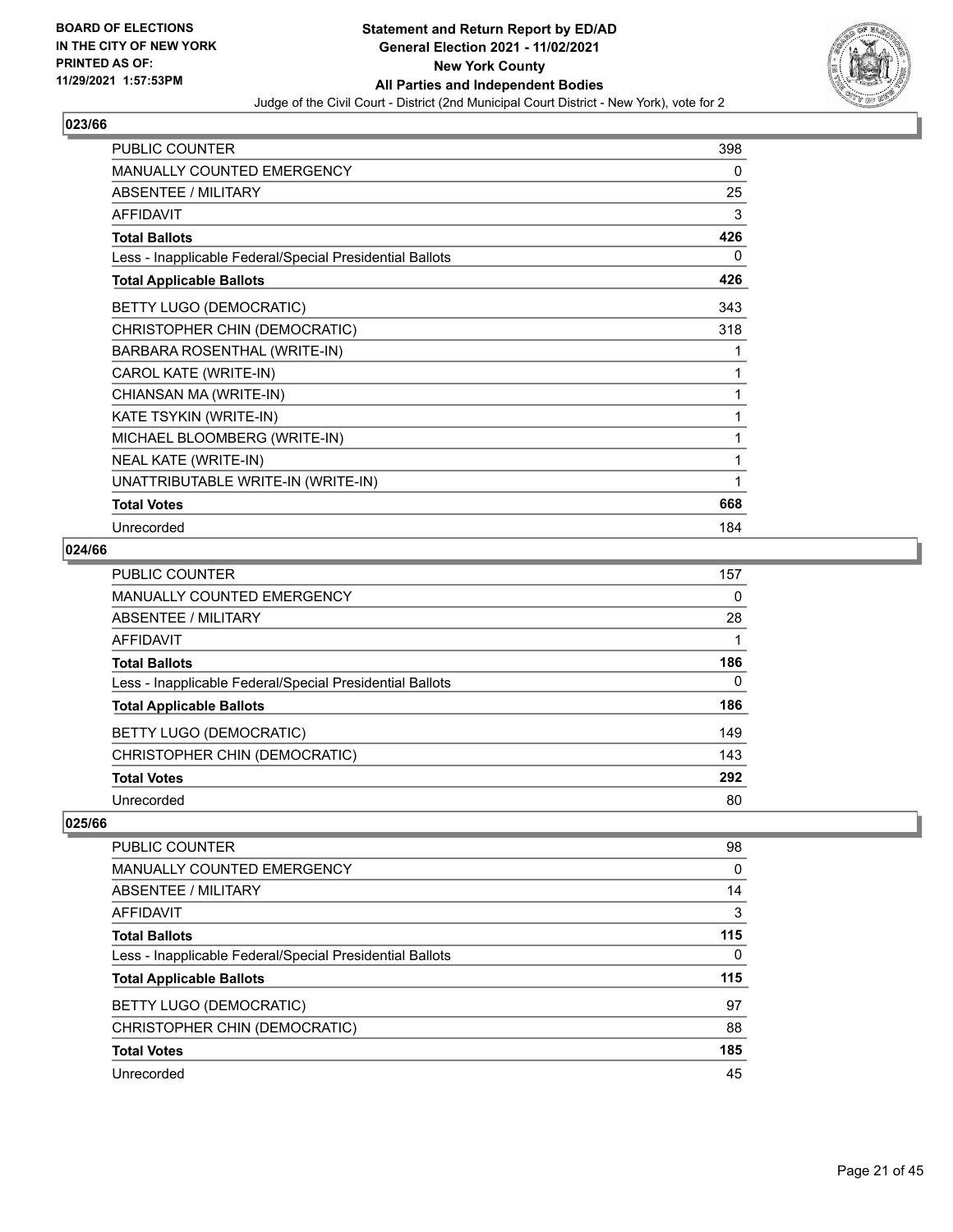## 023/66

| | |
|---|---|
| PUBLIC COUNTER | 398 |
| MANUALLY COUNTED EMERGENCY | 0 |
| ABSENTEE / MILITARY | 25 |
| AFFIDAVIT | 3 |
| **Total Ballots** | **426** |
| Less - Inapplicable Federal/Special Presidential Ballots | 0 |
| **Total Applicable Ballots** | **426** |
| BETTY LUGO (DEMOCRATIC) | 343 |
| CHRISTOPHER CHIN (DEMOCRATIC) | 318 |
| BARBARA ROSENTHAL (WRITE-IN) | 1 |
| CAROL KATE (WRITE-IN) | 1 |
| CHIANSAN MA (WRITE-IN) | 1 |
| KATE TSYKIN (WRITE-IN) | 1 |
| MICHAEL BLOOMBERG (WRITE-IN) | 1 |
| NEAL KATE (WRITE-IN) | 1 |
| UNATTRIBUTABLE WRITE-IN (WRITE-IN) | 1 |
| **Total Votes** | **668** |
| Unrecorded | 184 |

## 024/66

| | |
|---|---|
| PUBLIC COUNTER | 157 |
| MANUALLY COUNTED EMERGENCY | 0 |
| ABSENTEE / MILITARY | 28 |
| AFFIDAVIT | 1 |
| **Total Ballots** | **186** |
| Less - Inapplicable Federal/Special Presidential Ballots | 0 |
| **Total Applicable Ballots** | **186** |
| BETTY LUGO (DEMOCRATIC) | 149 |
| CHRISTOPHER CHIN (DEMOCRATIC) | 143 |
| **Total Votes** | **292** |
| Unrecorded | 80 |

## 025/66

| | |
|---|---|
| PUBLIC COUNTER | 98 |
| MANUALLY COUNTED EMERGENCY | 0 |
| ABSENTEE / MILITARY | 14 |
| AFFIDAVIT | 3 |
| **Total Ballots** | **115** |
| Less - Inapplicable Federal/Special Presidential Ballots | 0 |
| **Total Applicable Ballots** | **115** |
| BETTY LUGO (DEMOCRATIC) | 97 |
| CHRISTOPHER CHIN (DEMOCRATIC) | 88 |
| **Total Votes** | **185** |
| Unrecorded | 45 |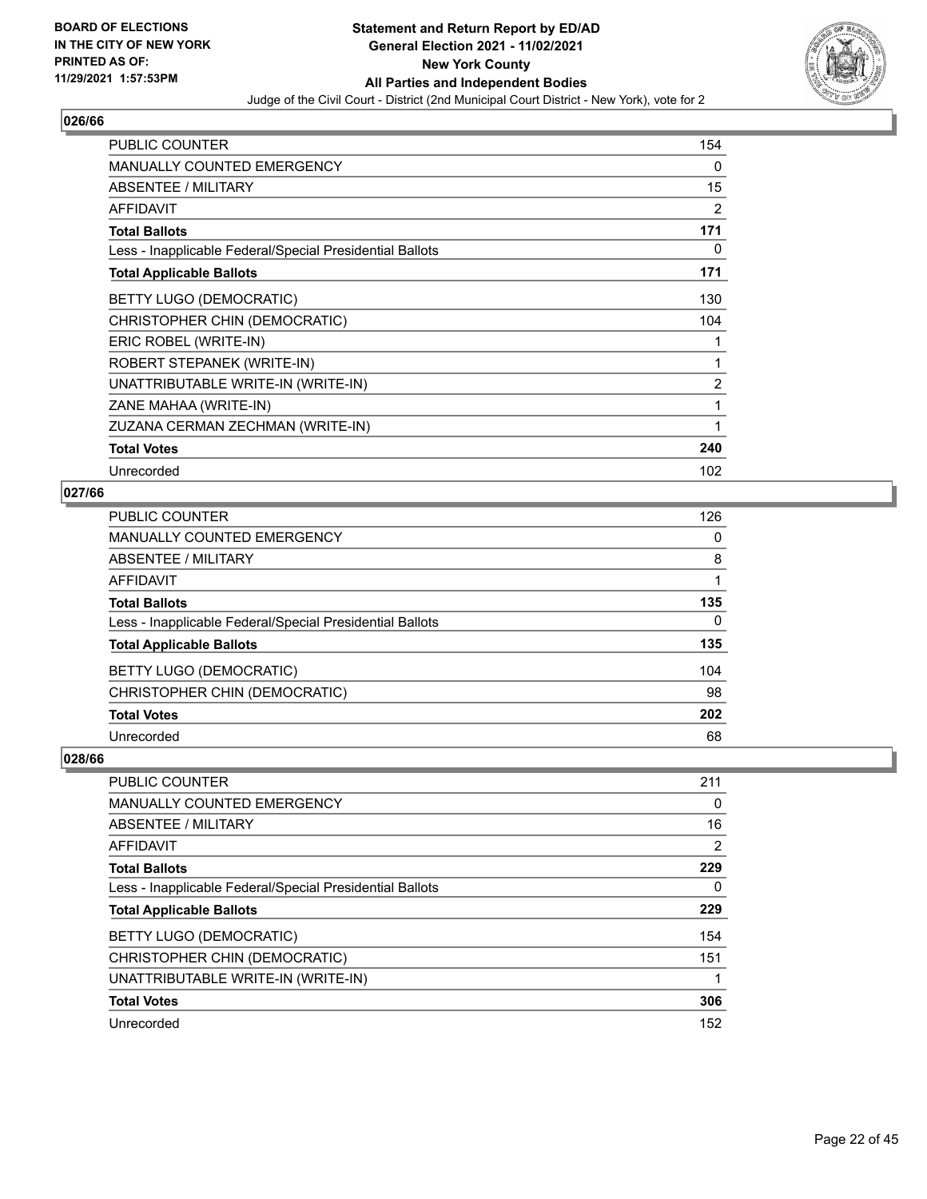## 026/66

| | |
|---|---|
| PUBLIC COUNTER | 154 |
| MANUALLY COUNTED EMERGENCY | 0 |
| ABSENTEE / MILITARY | 15 |
| AFFIDAVIT | 2 |
| **Total Ballots** | **171** |
| Less - Inapplicable Federal/Special Presidential Ballots | 0 |
| **Total Applicable Ballots** | **171** |
| BETTY LUGO (DEMOCRATIC) | 130 |
| CHRISTOPHER CHIN (DEMOCRATIC) | 104 |
| ERIC ROBEL (WRITE-IN) | 1 |
| ROBERT STEPANEK (WRITE-IN) | 1 |
| UNATTRIBUTABLE WRITE-IN (WRITE-IN) | 2 |
| ZANE MAHAA (WRITE-IN) | 1 |
| ZUZANA CERMAN ZECHMAN (WRITE-IN) | 1 |
| **Total Votes** | **240** |
| Unrecorded | 102 |

## 027/66

| | |
|---|---|
| PUBLIC COUNTER | 126 |
| MANUALLY COUNTED EMERGENCY | 0 |
| ABSENTEE / MILITARY | 8 |
| AFFIDAVIT | 1 |
| **Total Ballots** | **135** |
| Less - Inapplicable Federal/Special Presidential Ballots | 0 |
| **Total Applicable Ballots** | **135** |
| BETTY LUGO (DEMOCRATIC) | 104 |
| CHRISTOPHER CHIN (DEMOCRATIC) | 98 |
| **Total Votes** | **202** |
| Unrecorded | 68 |

## 028/66

| | |
|---|---|
| PUBLIC COUNTER | 211 |
| MANUALLY COUNTED EMERGENCY | 0 |
| ABSENTEE / MILITARY | 16 |
| AFFIDAVIT | 2 |
| **Total Ballots** | **229** |
| Less - Inapplicable Federal/Special Presidential Ballots | 0 |
| **Total Applicable Ballots** | **229** |
| BETTY LUGO (DEMOCRATIC) | 154 |
| CHRISTOPHER CHIN (DEMOCRATIC) | 151 |
| UNATTRIBUTABLE WRITE-IN (WRITE-IN) | 1 |
| **Total Votes** | **306** |
| Unrecorded | 152 |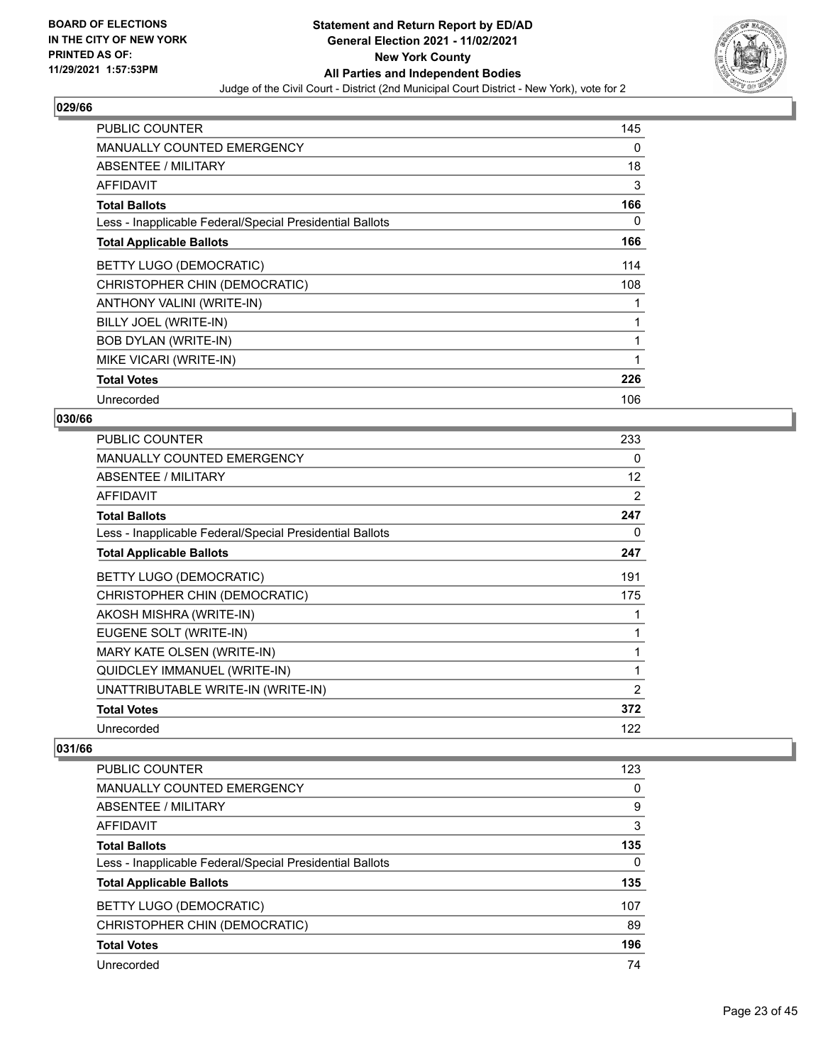## 029/66

| | |
|---|---|
| PUBLIC COUNTER | 145 |
| MANUALLY COUNTED EMERGENCY | 0 |
| ABSENTEE / MILITARY | 18 |
| AFFIDAVIT | 3 |
| **Total Ballots** | **166** |
| Less - Inapplicable Federal/Special Presidential Ballots | 0 |
| **Total Applicable Ballots** | **166** |
| BETTY LUGO (DEMOCRATIC) | 114 |
| CHRISTOPHER CHIN (DEMOCRATIC) | 108 |
| ANTHONY VALINI (WRITE-IN) | 1 |
| BILLY JOEL (WRITE-IN) | 1 |
| BOB DYLAN (WRITE-IN) | 1 |
| MIKE VICARI (WRITE-IN) | 1 |
| **Total Votes** | **226** |
| Unrecorded | 106 |

## 030/66

| | |
|---|---|
| PUBLIC COUNTER | 233 |
| MANUALLY COUNTED EMERGENCY | 0 |
| ABSENTEE / MILITARY | 12 |
| AFFIDAVIT | 2 |
| **Total Ballots** | **247** |
| Less - Inapplicable Federal/Special Presidential Ballots | 0 |
| **Total Applicable Ballots** | **247** |
| BETTY LUGO (DEMOCRATIC) | 191 |
| CHRISTOPHER CHIN (DEMOCRATIC) | 175 |
| AKOSH MISHRA (WRITE-IN) | 1 |
| EUGENE SOLT (WRITE-IN) | 1 |
| MARY KATE OLSEN (WRITE-IN) | 1 |
| QUIDCLEY IMMANUEL (WRITE-IN) | 1 |
| UNATTRIBUTABLE WRITE-IN (WRITE-IN) | 2 |
| **Total Votes** | **372** |
| Unrecorded | 122 |

## 031/66

| | |
|---|---|
| PUBLIC COUNTER | 123 |
| MANUALLY COUNTED EMERGENCY | 0 |
| ABSENTEE / MILITARY | 9 |
| AFFIDAVIT | 3 |
| **Total Ballots** | **135** |
| Less - Inapplicable Federal/Special Presidential Ballots | 0 |
| **Total Applicable Ballots** | **135** |
| BETTY LUGO (DEMOCRATIC) | 107 |
| CHRISTOPHER CHIN (DEMOCRATIC) | 89 |
| **Total Votes** | **196** |
| Unrecorded | 74 |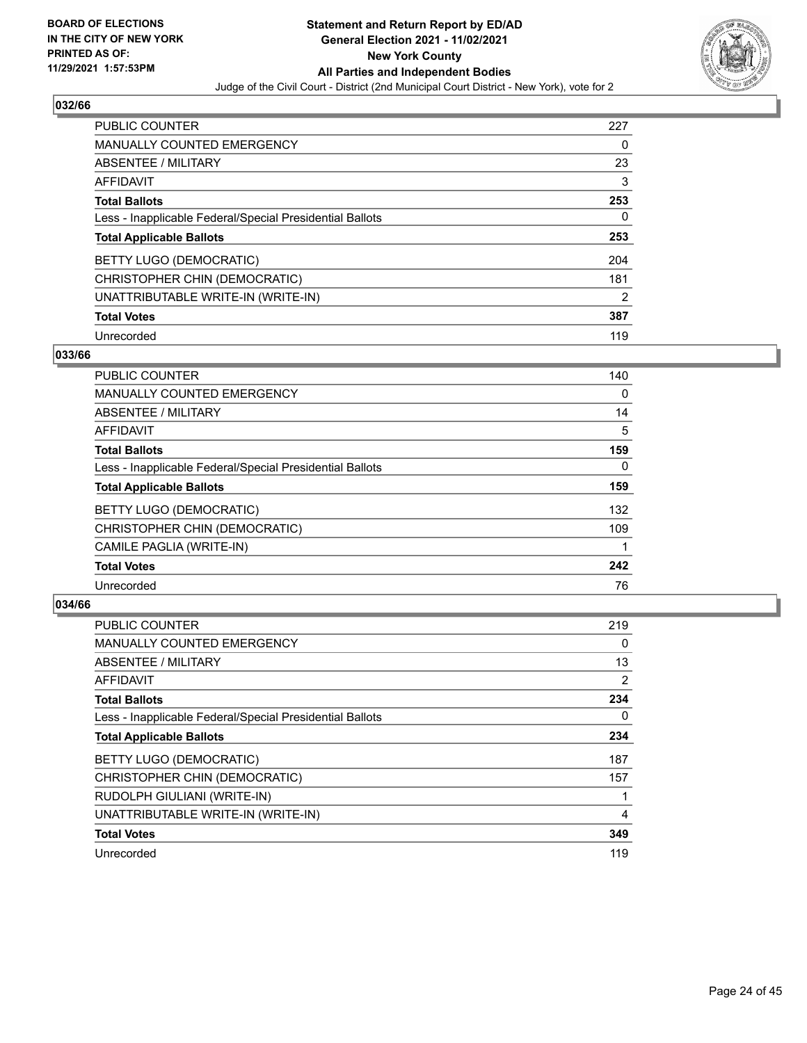**BOARD OF ELECTIONS IN THE CITY OF NEW YORK PRINTED AS OF: 11/29/2021 1:57:53PM**

**Statement and Return Report by ED/AD General Election 2021 - 11/02/2021 New York County All Parties and Independent Bodies**

Judge of the Civil Court - District (2nd Municipal Court District - New York), vote for 2

## 032/66

| | |
|---|---|
| PUBLIC COUNTER | 227 |
| MANUALLY COUNTED EMERGENCY | 0 |
| ABSENTEE / MILITARY | 23 |
| AFFIDAVIT | 3 |
| **Total Ballots** | **253** |
| Less - Inapplicable Federal/Special Presidential Ballots | 0 |
| **Total Applicable Ballots** | **253** |
| BETTY LUGO (DEMOCRATIC) | 204 |
| CHRISTOPHER CHIN (DEMOCRATIC) | 181 |
| UNATTRIBUTABLE WRITE-IN (WRITE-IN) | 2 |
| **Total Votes** | **387** |
| Unrecorded | 119 |

## 033/66

| | |
|---|---|
| PUBLIC COUNTER | 140 |
| MANUALLY COUNTED EMERGENCY | 0 |
| ABSENTEE / MILITARY | 14 |
| AFFIDAVIT | 5 |
| **Total Ballots** | **159** |
| Less - Inapplicable Federal/Special Presidential Ballots | 0 |
| **Total Applicable Ballots** | **159** |
| BETTY LUGO (DEMOCRATIC) | 132 |
| CHRISTOPHER CHIN (DEMOCRATIC) | 109 |
| CAMILE PAGLIA (WRITE-IN) | 1 |
| **Total Votes** | **242** |
| Unrecorded | 76 |

## 034/66

| | |
|---|---|
| PUBLIC COUNTER | 219 |
| MANUALLY COUNTED EMERGENCY | 0 |
| ABSENTEE / MILITARY | 13 |
| AFFIDAVIT | 2 |
| **Total Ballots** | **234** |
| Less - Inapplicable Federal/Special Presidential Ballots | 0 |
| **Total Applicable Ballots** | **234** |
| BETTY LUGO (DEMOCRATIC) | 187 |
| CHRISTOPHER CHIN (DEMOCRATIC) | 157 |
| RUDOLPH GIULIANI (WRITE-IN) | 1 |
| UNATTRIBUTABLE WRITE-IN (WRITE-IN) | 4 |
| **Total Votes** | **349** |
| Unrecorded | 119 |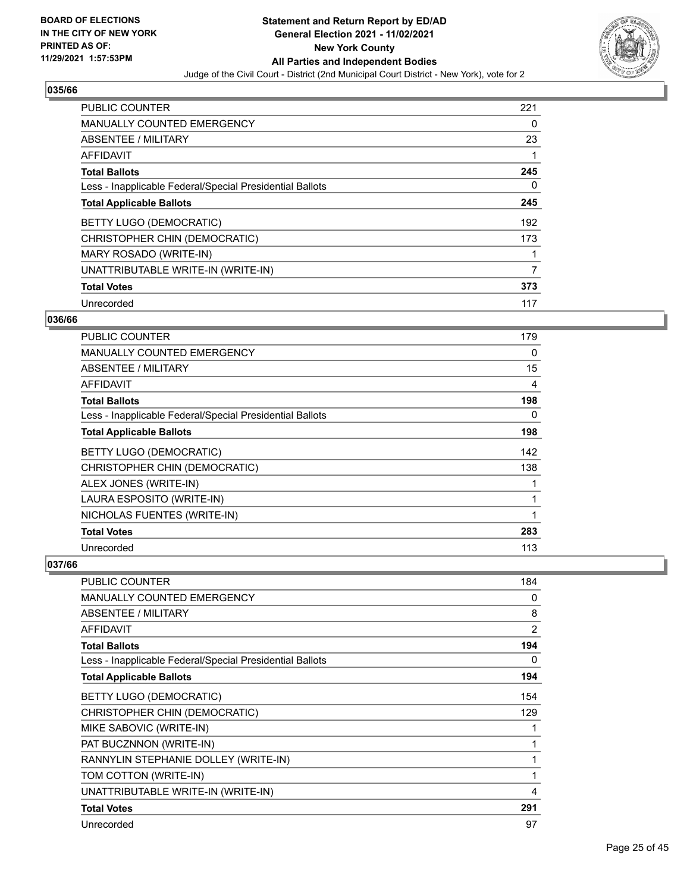# Statement and Return Report by ED/AD
## General Election 2021 - 11/02/2021
## New York County
## All Parties and Independent Bodies

BOARD OF ELECTIONS IN THE CITY OF NEW YORK PRINTED AS OF: 11/29/2021 1:57:53PM

Judge of the Civil Court - District (2nd Municipal Court District - New York), vote for 2

### 035/66

| | |
|---|---|
| PUBLIC COUNTER | 221 |
| MANUALLY COUNTED EMERGENCY | 0 |
| ABSENTEE / MILITARY | 23 |
| AFFIDAVIT | 1 |
| **Total Ballots** | **245** |
| Less - Inapplicable Federal/Special Presidential Ballots | 0 |
| **Total Applicable Ballots** | **245** |
| BETTY LUGO (DEMOCRATIC) | 192 |
| CHRISTOPHER CHIN (DEMOCRATIC) | 173 |
| MARY ROSADO (WRITE-IN) | 1 |
| UNATTRIBUTABLE WRITE-IN (WRITE-IN) | 7 |
| **Total Votes** | **373** |
| Unrecorded | 117 |

### 036/66

| | |
|---|---|
| PUBLIC COUNTER | 179 |
| MANUALLY COUNTED EMERGENCY | 0 |
| ABSENTEE / MILITARY | 15 |
| AFFIDAVIT | 4 |
| **Total Ballots** | **198** |
| Less - Inapplicable Federal/Special Presidential Ballots | 0 |
| **Total Applicable Ballots** | **198** |
| BETTY LUGO (DEMOCRATIC) | 142 |
| CHRISTOPHER CHIN (DEMOCRATIC) | 138 |
| ALEX JONES (WRITE-IN) | 1 |
| LAURA ESPOSITO (WRITE-IN) | 1 |
| NICHOLAS FUENTES (WRITE-IN) | 1 |
| **Total Votes** | **283** |
| Unrecorded | 113 |

### 037/66

| | |
|---|---|
| PUBLIC COUNTER | 184 |
| MANUALLY COUNTED EMERGENCY | 0 |
| ABSENTEE / MILITARY | 8 |
| AFFIDAVIT | 2 |
| **Total Ballots** | **194** |
| Less - Inapplicable Federal/Special Presidential Ballots | 0 |
| **Total Applicable Ballots** | **194** |
| BETTY LUGO (DEMOCRATIC) | 154 |
| CHRISTOPHER CHIN (DEMOCRATIC) | 129 |
| MIKE SABOVIC (WRITE-IN) | 1 |
| PAT BUCZNNON (WRITE-IN) | 1 |
| RANNYLIN STEPHANIE DOLLEY (WRITE-IN) | 1 |
| TOM COTTON (WRITE-IN) | 1 |
| UNATTRIBUTABLE WRITE-IN (WRITE-IN) | 4 |
| **Total Votes** | **291** |
| Unrecorded | 97 |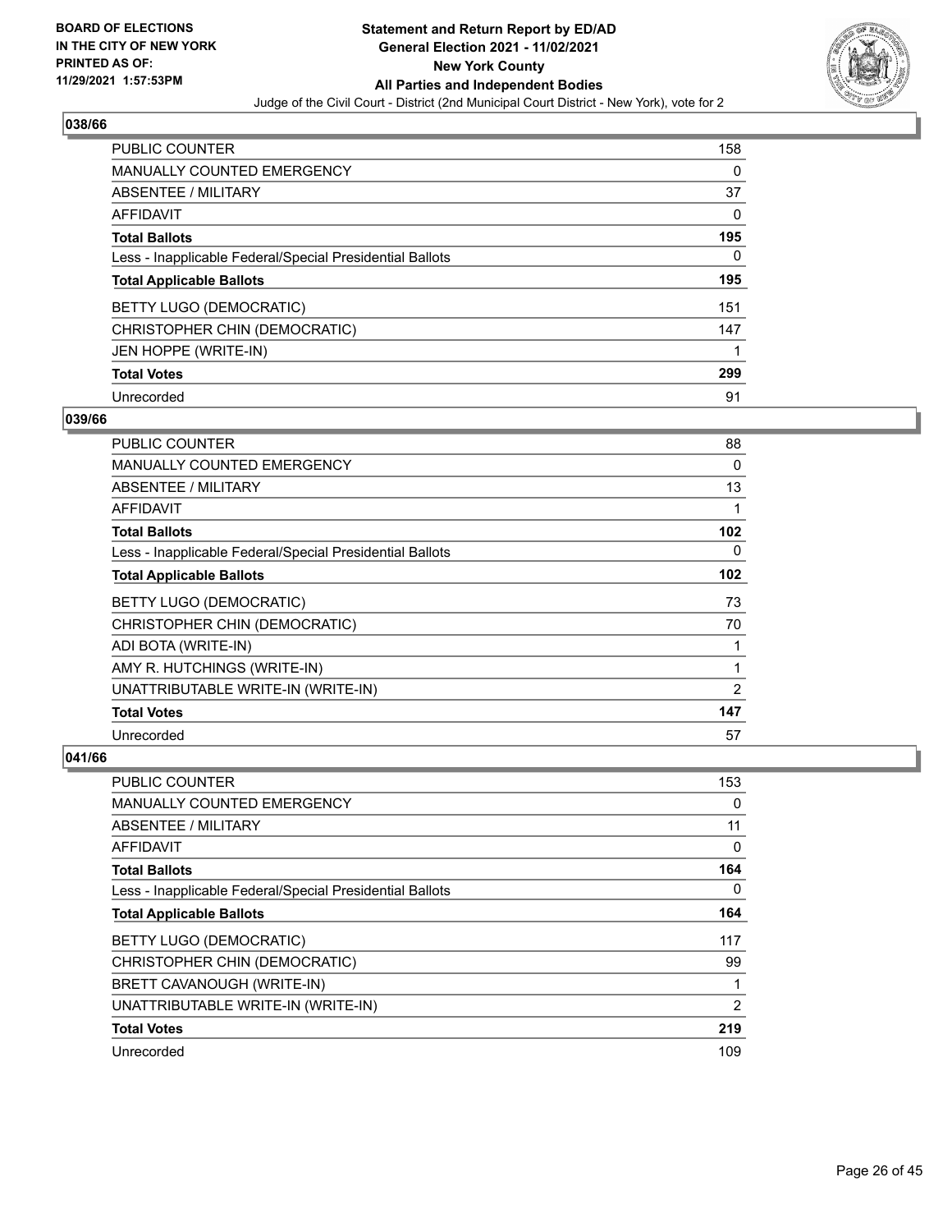## 038/66

| | |
|---|---|
| PUBLIC COUNTER | 158 |
| MANUALLY COUNTED EMERGENCY | 0 |
| ABSENTEE / MILITARY | 37 |
| AFFIDAVIT | 0 |
| **Total Ballots** | **195** |
| Less - Inapplicable Federal/Special Presidential Ballots | 0 |
| **Total Applicable Ballots** | **195** |
| BETTY LUGO (DEMOCRATIC) | 151 |
| CHRISTOPHER CHIN (DEMOCRATIC) | 147 |
| JEN HOPPE (WRITE-IN) | 1 |
| **Total Votes** | **299** |
| Unrecorded | 91 |

## 039/66

| | |
|---|---|
| PUBLIC COUNTER | 88 |
| MANUALLY COUNTED EMERGENCY | 0 |
| ABSENTEE / MILITARY | 13 |
| AFFIDAVIT | 1 |
| **Total Ballots** | **102** |
| Less - Inapplicable Federal/Special Presidential Ballots | 0 |
| **Total Applicable Ballots** | **102** |
| BETTY LUGO (DEMOCRATIC) | 73 |
| CHRISTOPHER CHIN (DEMOCRATIC) | 70 |
| ADI BOTA (WRITE-IN) | 1 |
| AMY R. HUTCHINGS (WRITE-IN) | 1 |
| UNATTRIBUTABLE WRITE-IN (WRITE-IN) | 2 |
| **Total Votes** | **147** |
| Unrecorded | 57 |

## 041/66

| | |
|---|---|
| PUBLIC COUNTER | 153 |
| MANUALLY COUNTED EMERGENCY | 0 |
| ABSENTEE / MILITARY | 11 |
| AFFIDAVIT | 0 |
| **Total Ballots** | **164** |
| Less - Inapplicable Federal/Special Presidential Ballots | 0 |
| **Total Applicable Ballots** | **164** |
| BETTY LUGO (DEMOCRATIC) | 117 |
| CHRISTOPHER CHIN (DEMOCRATIC) | 99 |
| BRETT CAVANOUGH (WRITE-IN) | 1 |
| UNATTRIBUTABLE WRITE-IN (WRITE-IN) | 2 |
| **Total Votes** | **219** |
| Unrecorded | 109 |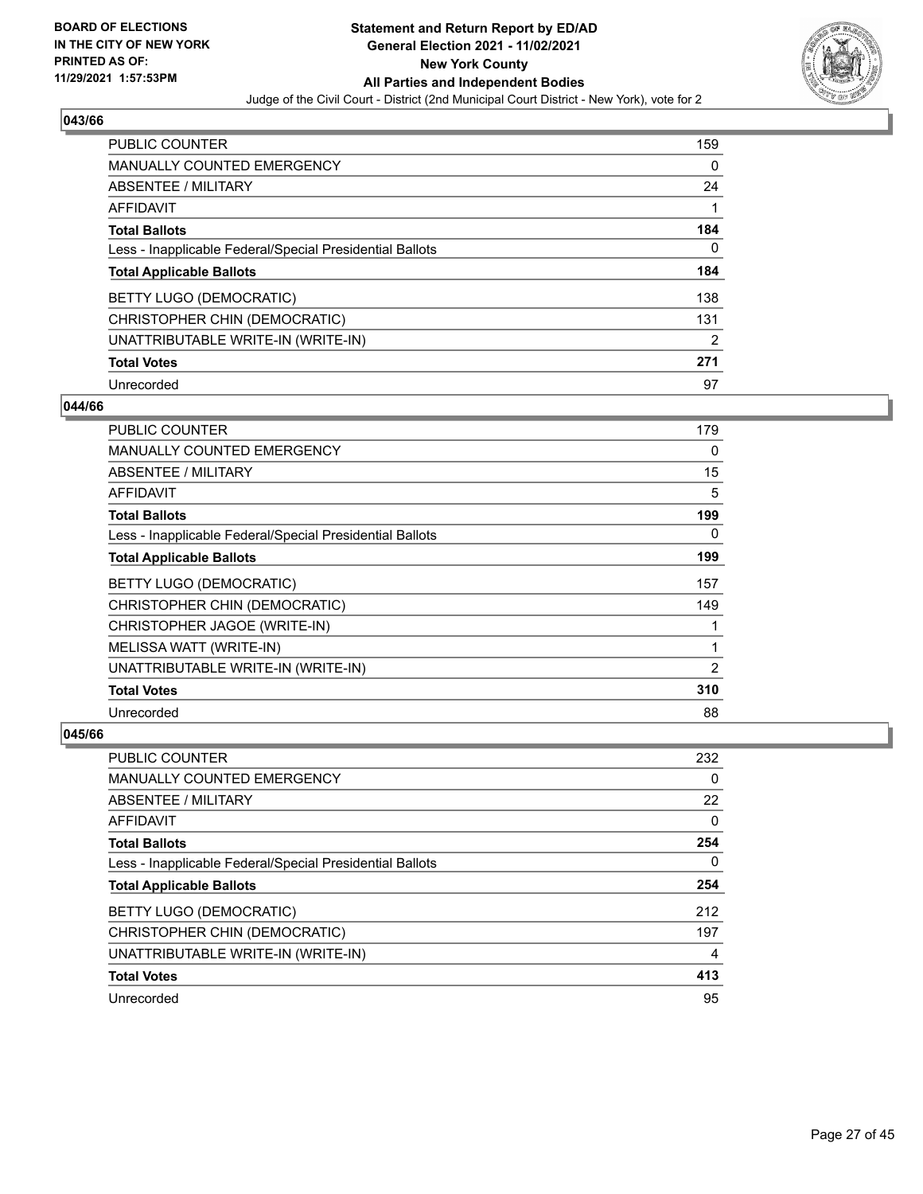## 043/66

| | |
|---|---|
| PUBLIC COUNTER | 159 |
| MANUALLY COUNTED EMERGENCY | 0 |
| ABSENTEE / MILITARY | 24 |
| AFFIDAVIT | 1 |
| **Total Ballots** | **184** |
| Less - Inapplicable Federal/Special Presidential Ballots | 0 |
| **Total Applicable Ballots** | **184** |
| BETTY LUGO (DEMOCRATIC) | 138 |
| CHRISTOPHER CHIN (DEMOCRATIC) | 131 |
| UNATTRIBUTABLE WRITE-IN (WRITE-IN) | 2 |
| **Total Votes** | **271** |
| Unrecorded | 97 |

## 044/66

| | |
|---|---|
| PUBLIC COUNTER | 179 |
| MANUALLY COUNTED EMERGENCY | 0 |
| ABSENTEE / MILITARY | 15 |
| AFFIDAVIT | 5 |
| **Total Ballots** | **199** |
| Less - Inapplicable Federal/Special Presidential Ballots | 0 |
| **Total Applicable Ballots** | **199** |
| BETTY LUGO (DEMOCRATIC) | 157 |
| CHRISTOPHER CHIN (DEMOCRATIC) | 149 |
| CHRISTOPHER JAGOE (WRITE-IN) | 1 |
| MELISSA WATT (WRITE-IN) | 1 |
| UNATTRIBUTABLE WRITE-IN (WRITE-IN) | 2 |
| **Total Votes** | **310** |
| Unrecorded | 88 |

## 045/66

| | |
|---|---|
| PUBLIC COUNTER | 232 |
| MANUALLY COUNTED EMERGENCY | 0 |
| ABSENTEE / MILITARY | 22 |
| AFFIDAVIT | 0 |
| **Total Ballots** | **254** |
| Less - Inapplicable Federal/Special Presidential Ballots | 0 |
| **Total Applicable Ballots** | **254** |
| BETTY LUGO (DEMOCRATIC) | 212 |
| CHRISTOPHER CHIN (DEMOCRATIC) | 197 |
| UNATTRIBUTABLE WRITE-IN (WRITE-IN) | 4 |
| **Total Votes** | **413** |
| Unrecorded | 95 |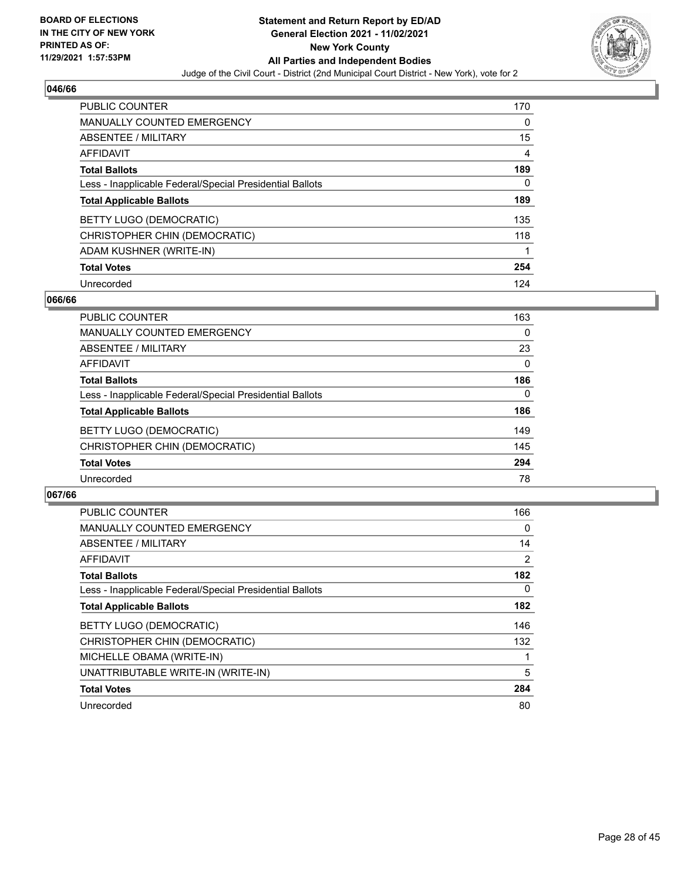BOARD OF ELECTIONS
IN THE CITY OF NEW YORK
PRINTED AS OF:
11/29/2021 1:57:53PM

**Statement and Return Report by ED/AD**
**General Election 2021 - 11/02/2021**
**New York County**
**All Parties and Independent Bodies**
Judge of the Civil Court - District (2nd Municipal Court District - New York), vote for 2

### 046/66

| | |
|---|---|
| PUBLIC COUNTER | 170 |
| MANUALLY COUNTED EMERGENCY | 0 |
| ABSENTEE / MILITARY | 15 |
| AFFIDAVIT | 4 |
| **Total Ballots** | **189** |
| Less - Inapplicable Federal/Special Presidential Ballots | 0 |
| **Total Applicable Ballots** | **189** |
| BETTY LUGO (DEMOCRATIC) | 135 |
| CHRISTOPHER CHIN (DEMOCRATIC) | 118 |
| ADAM KUSHNER (WRITE-IN) | 1 |
| **Total Votes** | **254** |
| Unrecorded | 124 |

### 066/66

| | |
|---|---|
| PUBLIC COUNTER | 163 |
| MANUALLY COUNTED EMERGENCY | 0 |
| ABSENTEE / MILITARY | 23 |
| AFFIDAVIT | 0 |
| **Total Ballots** | **186** |
| Less - Inapplicable Federal/Special Presidential Ballots | 0 |
| **Total Applicable Ballots** | **186** |
| BETTY LUGO (DEMOCRATIC) | 149 |
| CHRISTOPHER CHIN (DEMOCRATIC) | 145 |
| **Total Votes** | **294** |
| Unrecorded | 78 |

### 067/66

| | |
|---|---|
| PUBLIC COUNTER | 166 |
| MANUALLY COUNTED EMERGENCY | 0 |
| ABSENTEE / MILITARY | 14 |
| AFFIDAVIT | 2 |
| **Total Ballots** | **182** |
| Less - Inapplicable Federal/Special Presidential Ballots | 0 |
| **Total Applicable Ballots** | **182** |
| BETTY LUGO (DEMOCRATIC) | 146 |
| CHRISTOPHER CHIN (DEMOCRATIC) | 132 |
| MICHELLE OBAMA (WRITE-IN) | 1 |
| UNATTRIBUTABLE WRITE-IN (WRITE-IN) | 5 |
| **Total Votes** | **284** |
| Unrecorded | 80 |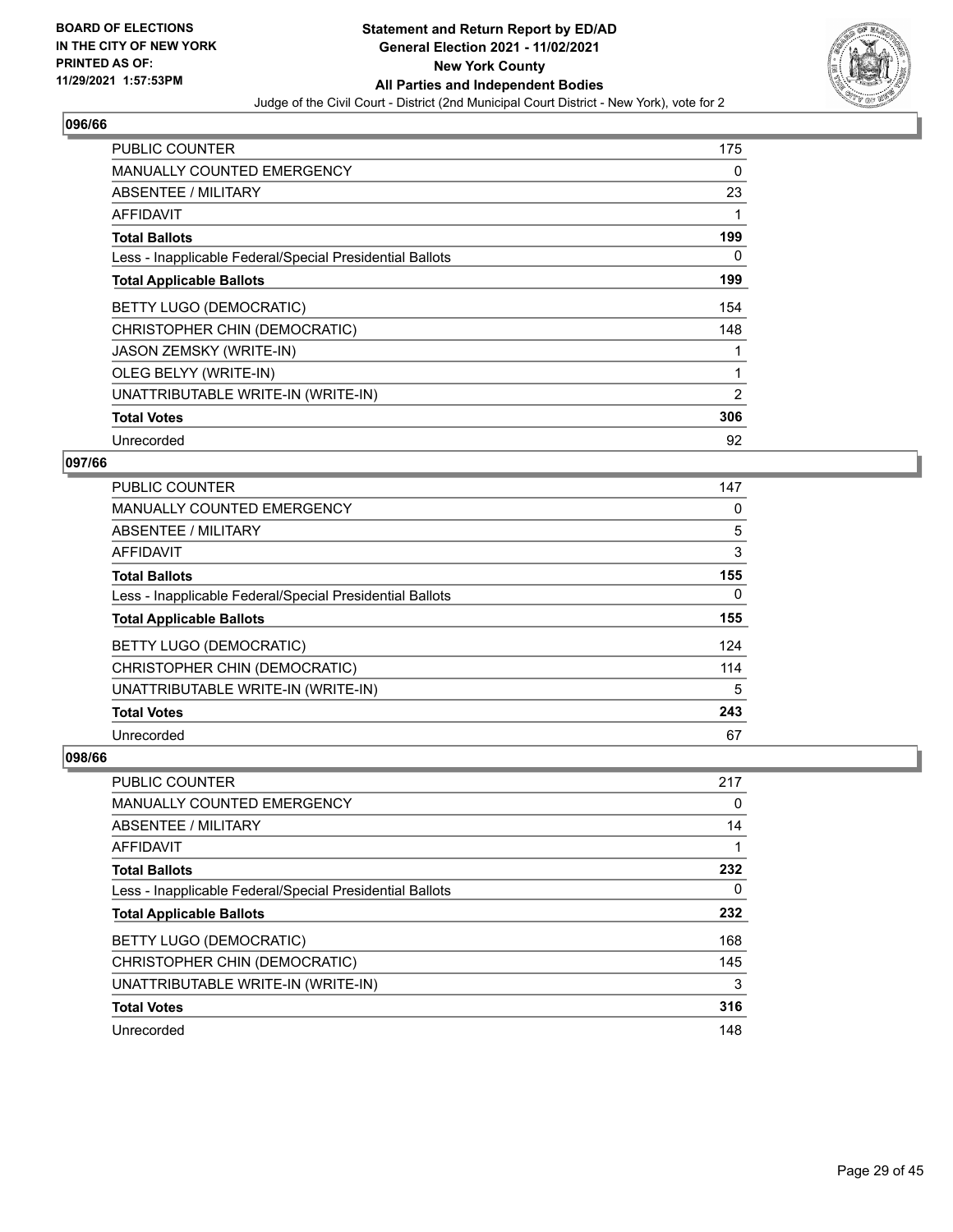## 096/66

| | |
|---|---|
| PUBLIC COUNTER | 175 |
| MANUALLY COUNTED EMERGENCY | 0 |
| ABSENTEE / MILITARY | 23 |
| AFFIDAVIT | 1 |
| **Total Ballots** | **199** |
| Less - Inapplicable Federal/Special Presidential Ballots | 0 |
| **Total Applicable Ballots** | **199** |
| BETTY LUGO (DEMOCRATIC) | 154 |
| CHRISTOPHER CHIN (DEMOCRATIC) | 148 |
| JASON ZEMSKY (WRITE-IN) | 1 |
| OLEG BELYY (WRITE-IN) | 1 |
| UNATTRIBUTABLE WRITE-IN (WRITE-IN) | 2 |
| **Total Votes** | **306** |
| Unrecorded | 92 |

## 097/66

| | |
|---|---|
| PUBLIC COUNTER | 147 |
| MANUALLY COUNTED EMERGENCY | 0 |
| ABSENTEE / MILITARY | 5 |
| AFFIDAVIT | 3 |
| **Total Ballots** | **155** |
| Less - Inapplicable Federal/Special Presidential Ballots | 0 |
| **Total Applicable Ballots** | **155** |
| BETTY LUGO (DEMOCRATIC) | 124 |
| CHRISTOPHER CHIN (DEMOCRATIC) | 114 |
| UNATTRIBUTABLE WRITE-IN (WRITE-IN) | 5 |
| **Total Votes** | **243** |
| Unrecorded | 67 |

## 098/66

| | |
|---|---|
| PUBLIC COUNTER | 217 |
| MANUALLY COUNTED EMERGENCY | 0 |
| ABSENTEE / MILITARY | 14 |
| AFFIDAVIT | 1 |
| **Total Ballots** | **232** |
| Less - Inapplicable Federal/Special Presidential Ballots | 0 |
| **Total Applicable Ballots** | **232** |
| BETTY LUGO (DEMOCRATIC) | 168 |
| CHRISTOPHER CHIN (DEMOCRATIC) | 145 |
| UNATTRIBUTABLE WRITE-IN (WRITE-IN) | 3 |
| **Total Votes** | **316** |
| Unrecorded | 148 |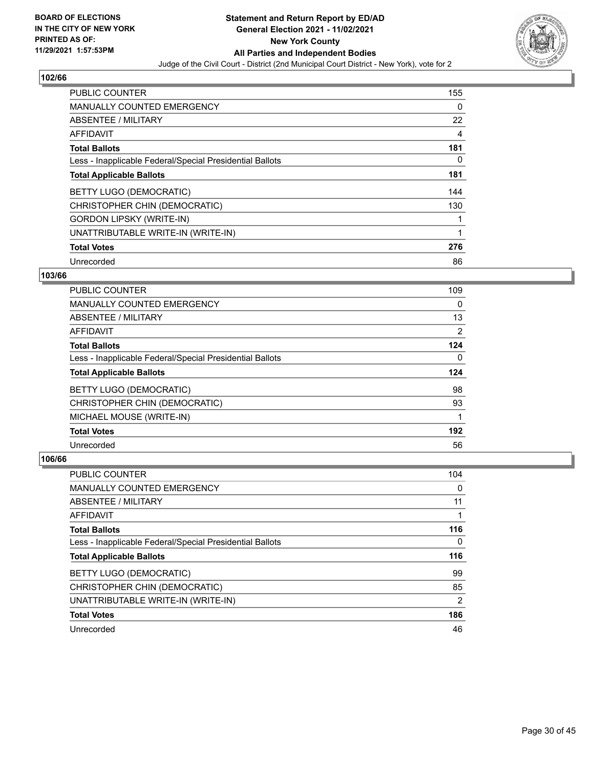## 102/66

| | |
|---|---|
| PUBLIC COUNTER | 155 |
| MANUALLY COUNTED EMERGENCY | 0 |
| ABSENTEE / MILITARY | 22 |
| AFFIDAVIT | 4 |
| **Total Ballots** | **181** |
| Less - Inapplicable Federal/Special Presidential Ballots | 0 |
| **Total Applicable Ballots** | **181** |
| BETTY LUGO (DEMOCRATIC) | 144 |
| CHRISTOPHER CHIN (DEMOCRATIC) | 130 |
| GORDON LIPSKY (WRITE-IN) | 1 |
| UNATTRIBUTABLE WRITE-IN (WRITE-IN) | 1 |
| **Total Votes** | **276** |
| Unrecorded | 86 |

## 103/66

| | |
|---|---|
| PUBLIC COUNTER | 109 |
| MANUALLY COUNTED EMERGENCY | 0 |
| ABSENTEE / MILITARY | 13 |
| AFFIDAVIT | 2 |
| **Total Ballots** | **124** |
| Less - Inapplicable Federal/Special Presidential Ballots | 0 |
| **Total Applicable Ballots** | **124** |
| BETTY LUGO (DEMOCRATIC) | 98 |
| CHRISTOPHER CHIN (DEMOCRATIC) | 93 |
| MICHAEL MOUSE (WRITE-IN) | 1 |
| **Total Votes** | **192** |
| Unrecorded | 56 |

## 106/66

| | |
|---|---|
| PUBLIC COUNTER | 104 |
| MANUALLY COUNTED EMERGENCY | 0 |
| ABSENTEE / MILITARY | 11 |
| AFFIDAVIT | 1 |
| **Total Ballots** | **116** |
| Less - Inapplicable Federal/Special Presidential Ballots | 0 |
| **Total Applicable Ballots** | **116** |
| BETTY LUGO (DEMOCRATIC) | 99 |
| CHRISTOPHER CHIN (DEMOCRATIC) | 85 |
| UNATTRIBUTABLE WRITE-IN (WRITE-IN) | 2 |
| **Total Votes** | **186** |
| Unrecorded | 46 |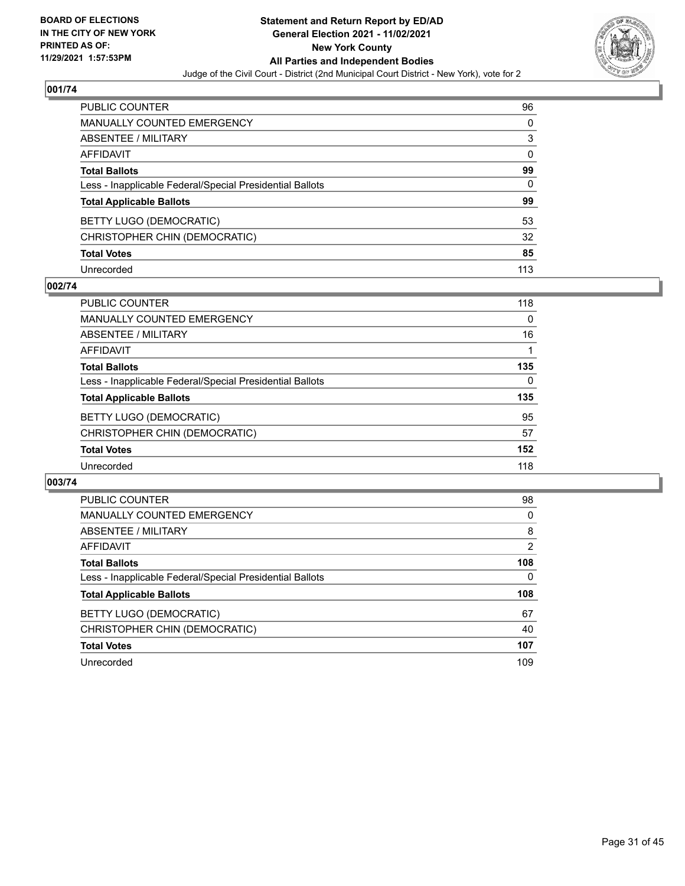BOARD OF ELECTIONS
IN THE CITY OF NEW YORK
PRINTED AS OF:
11/29/2021 1:57:53PM

**Statement and Return Report by ED/AD**
**General Election 2021 - 11/02/2021**
**New York County**
**All Parties and Independent Bodies**
Judge of the Civil Court - District (2nd Municipal Court District - New York), vote for 2

## 001/74

| | |
|---|---|
| PUBLIC COUNTER | 96 |
| MANUALLY COUNTED EMERGENCY | 0 |
| ABSENTEE / MILITARY | 3 |
| AFFIDAVIT | 0 |
| **Total Ballots** | **99** |
| Less - Inapplicable Federal/Special Presidential Ballots | 0 |
| **Total Applicable Ballots** | **99** |
| BETTY LUGO (DEMOCRATIC) | 53 |
| CHRISTOPHER CHIN (DEMOCRATIC) | 32 |
| **Total Votes** | **85** |
| Unrecorded | 113 |

## 002/74

| | |
|---|---|
| PUBLIC COUNTER | 118 |
| MANUALLY COUNTED EMERGENCY | 0 |
| ABSENTEE / MILITARY | 16 |
| AFFIDAVIT | 1 |
| **Total Ballots** | **135** |
| Less - Inapplicable Federal/Special Presidential Ballots | 0 |
| **Total Applicable Ballots** | **135** |
| BETTY LUGO (DEMOCRATIC) | 95 |
| CHRISTOPHER CHIN (DEMOCRATIC) | 57 |
| **Total Votes** | **152** |
| Unrecorded | 118 |

## 003/74

| | |
|---|---|
| PUBLIC COUNTER | 98 |
| MANUALLY COUNTED EMERGENCY | 0 |
| ABSENTEE / MILITARY | 8 |
| AFFIDAVIT | 2 |
| **Total Ballots** | **108** |
| Less - Inapplicable Federal/Special Presidential Ballots | 0 |
| **Total Applicable Ballots** | **108** |
| BETTY LUGO (DEMOCRATIC) | 67 |
| CHRISTOPHER CHIN (DEMOCRATIC) | 40 |
| **Total Votes** | **107** |
| Unrecorded | 109 |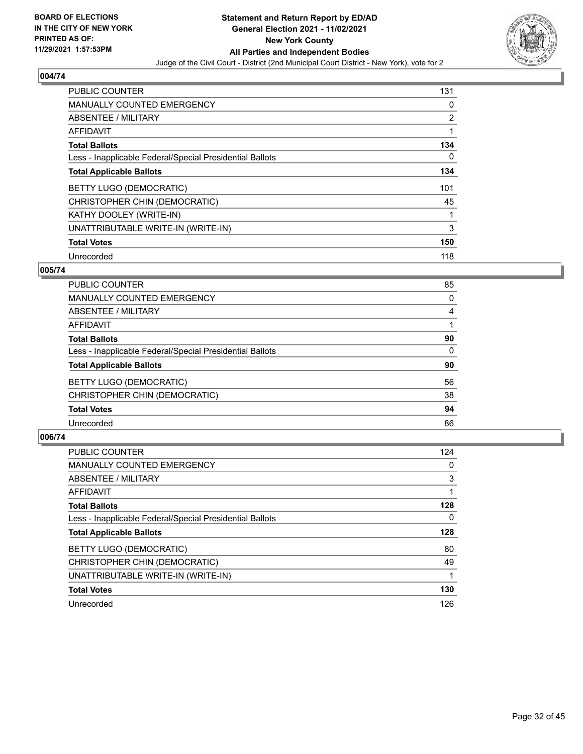**BOARD OF ELECTIONS IN THE CITY OF NEW YORK PRINTED AS OF: 11/29/2021 1:57:53PM**

**Statement and Return Report by ED/AD General Election 2021 - 11/02/2021 New York County All Parties and Independent Bodies**

Judge of the Civil Court - District (2nd Municipal Court District - New York), vote for 2

### 004/74

| | |
|---|---|
| PUBLIC COUNTER | 131 |
| MANUALLY COUNTED EMERGENCY | 0 |
| ABSENTEE / MILITARY | 2 |
| AFFIDAVIT | 1 |
| **Total Ballots** | **134** |
| Less - Inapplicable Federal/Special Presidential Ballots | 0 |
| **Total Applicable Ballots** | **134** |
| BETTY LUGO (DEMOCRATIC) | 101 |
| CHRISTOPHER CHIN (DEMOCRATIC) | 45 |
| KATHY DOOLEY (WRITE-IN) | 1 |
| UNATTRIBUTABLE WRITE-IN (WRITE-IN) | 3 |
| **Total Votes** | **150** |
| Unrecorded | 118 |

### 005/74

| | |
|---|---|
| PUBLIC COUNTER | 85 |
| MANUALLY COUNTED EMERGENCY | 0 |
| ABSENTEE / MILITARY | 4 |
| AFFIDAVIT | 1 |
| **Total Ballots** | **90** |
| Less - Inapplicable Federal/Special Presidential Ballots | 0 |
| **Total Applicable Ballots** | **90** |
| BETTY LUGO (DEMOCRATIC) | 56 |
| CHRISTOPHER CHIN (DEMOCRATIC) | 38 |
| **Total Votes** | **94** |
| Unrecorded | 86 |

### 006/74

| | |
|---|---|
| PUBLIC COUNTER | 124 |
| MANUALLY COUNTED EMERGENCY | 0 |
| ABSENTEE / MILITARY | 3 |
| AFFIDAVIT | 1 |
| **Total Ballots** | **128** |
| Less - Inapplicable Federal/Special Presidential Ballots | 0 |
| **Total Applicable Ballots** | **128** |
| BETTY LUGO (DEMOCRATIC) | 80 |
| CHRISTOPHER CHIN (DEMOCRATIC) | 49 |
| UNATTRIBUTABLE WRITE-IN (WRITE-IN) | 1 |
| **Total Votes** | **130** |
| Unrecorded | 126 |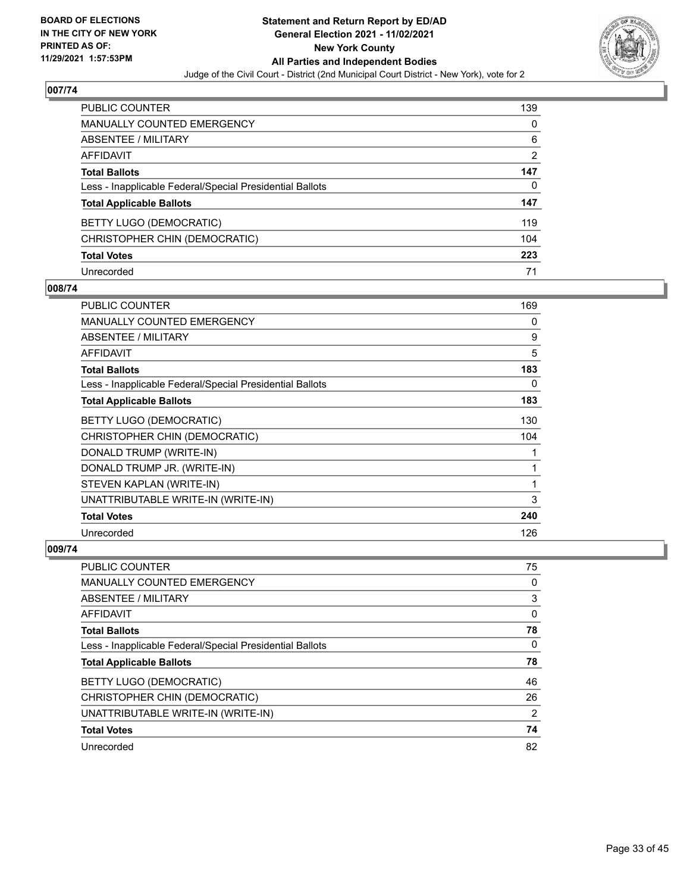**BOARD OF ELECTIONS IN THE CITY OF NEW YORK PRINTED AS OF: 11/29/2021 1:57:53PM**

**Statement and Return Report by ED/AD General Election 2021 - 11/02/2021 New York County All Parties and Independent Bodies**

Judge of the Civil Court - District (2nd Municipal Court District - New York), vote for 2

## 007/74

| | |
|---|---|
| PUBLIC COUNTER | 139 |
| MANUALLY COUNTED EMERGENCY | 0 |
| ABSENTEE / MILITARY | 6 |
| AFFIDAVIT | 2 |
| **Total Ballots** | **147** |
| Less - Inapplicable Federal/Special Presidential Ballots | 0 |
| **Total Applicable Ballots** | **147** |
| BETTY LUGO (DEMOCRATIC) | 119 |
| CHRISTOPHER CHIN (DEMOCRATIC) | 104 |
| **Total Votes** | **223** |
| Unrecorded | 71 |

## 008/74

| | |
|---|---|
| PUBLIC COUNTER | 169 |
| MANUALLY COUNTED EMERGENCY | 0 |
| ABSENTEE / MILITARY | 9 |
| AFFIDAVIT | 5 |
| **Total Ballots** | **183** |
| Less - Inapplicable Federal/Special Presidential Ballots | 0 |
| **Total Applicable Ballots** | **183** |
| BETTY LUGO (DEMOCRATIC) | 130 |
| CHRISTOPHER CHIN (DEMOCRATIC) | 104 |
| DONALD TRUMP (WRITE-IN) | 1 |
| DONALD TRUMP JR. (WRITE-IN) | 1 |
| STEVEN KAPLAN (WRITE-IN) | 1 |
| UNATTRIBUTABLE WRITE-IN (WRITE-IN) | 3 |
| **Total Votes** | **240** |
| Unrecorded | 126 |

## 009/74

| | |
|---|---|
| PUBLIC COUNTER | 75 |
| MANUALLY COUNTED EMERGENCY | 0 |
| ABSENTEE / MILITARY | 3 |
| AFFIDAVIT | 0 |
| **Total Ballots** | **78** |
| Less - Inapplicable Federal/Special Presidential Ballots | 0 |
| **Total Applicable Ballots** | **78** |
| BETTY LUGO (DEMOCRATIC) | 46 |
| CHRISTOPHER CHIN (DEMOCRATIC) | 26 |
| UNATTRIBUTABLE WRITE-IN (WRITE-IN) | 2 |
| **Total Votes** | **74** |
| Unrecorded | 82 |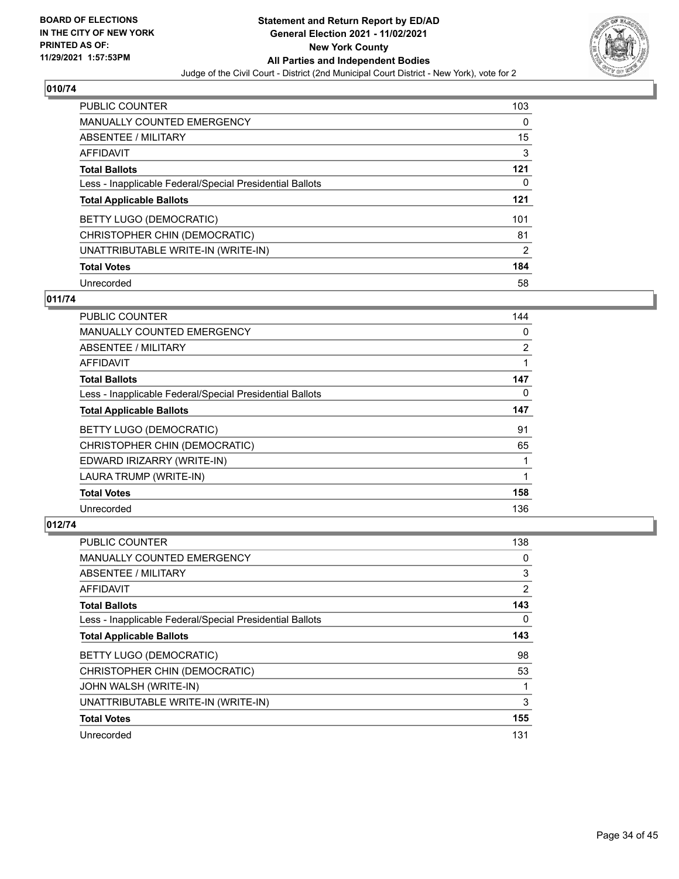**BOARD OF ELECTIONS IN THE CITY OF NEW YORK PRINTED AS OF: 11/29/2021 1:57:53PM**

## Statement and Return Report by ED/AD General Election 2021 - 11/02/2021 New York County All Parties and Independent Bodies

Judge of the Civil Court - District (2nd Municipal Court District - New York), vote for 2

### 010/74

| | |
|---|---|
| PUBLIC COUNTER | 103 |
| MANUALLY COUNTED EMERGENCY | 0 |
| ABSENTEE / MILITARY | 15 |
| AFFIDAVIT | 3 |
| **Total Ballots** | **121** |
| Less - Inapplicable Federal/Special Presidential Ballots | 0 |
| **Total Applicable Ballots** | **121** |
| BETTY LUGO (DEMOCRATIC) | 101 |
| CHRISTOPHER CHIN (DEMOCRATIC) | 81 |
| UNATTRIBUTABLE WRITE-IN (WRITE-IN) | 2 |
| **Total Votes** | **184** |
| Unrecorded | 58 |

### 011/74

| | |
|---|---|
| PUBLIC COUNTER | 144 |
| MANUALLY COUNTED EMERGENCY | 0 |
| ABSENTEE / MILITARY | 2 |
| AFFIDAVIT | 1 |
| **Total Ballots** | **147** |
| Less - Inapplicable Federal/Special Presidential Ballots | 0 |
| **Total Applicable Ballots** | **147** |
| BETTY LUGO (DEMOCRATIC) | 91 |
| CHRISTOPHER CHIN (DEMOCRATIC) | 65 |
| EDWARD IRIZARRY (WRITE-IN) | 1 |
| LAURA TRUMP (WRITE-IN) | 1 |
| **Total Votes** | **158** |
| Unrecorded | 136 |

### 012/74

| | |
|---|---|
| PUBLIC COUNTER | 138 |
| MANUALLY COUNTED EMERGENCY | 0 |
| ABSENTEE / MILITARY | 3 |
| AFFIDAVIT | 2 |
| **Total Ballots** | **143** |
| Less - Inapplicable Federal/Special Presidential Ballots | 0 |
| **Total Applicable Ballots** | **143** |
| BETTY LUGO (DEMOCRATIC) | 98 |
| CHRISTOPHER CHIN (DEMOCRATIC) | 53 |
| JOHN WALSH (WRITE-IN) | 1 |
| UNATTRIBUTABLE WRITE-IN (WRITE-IN) | 3 |
| **Total Votes** | **155** |
| Unrecorded | 131 |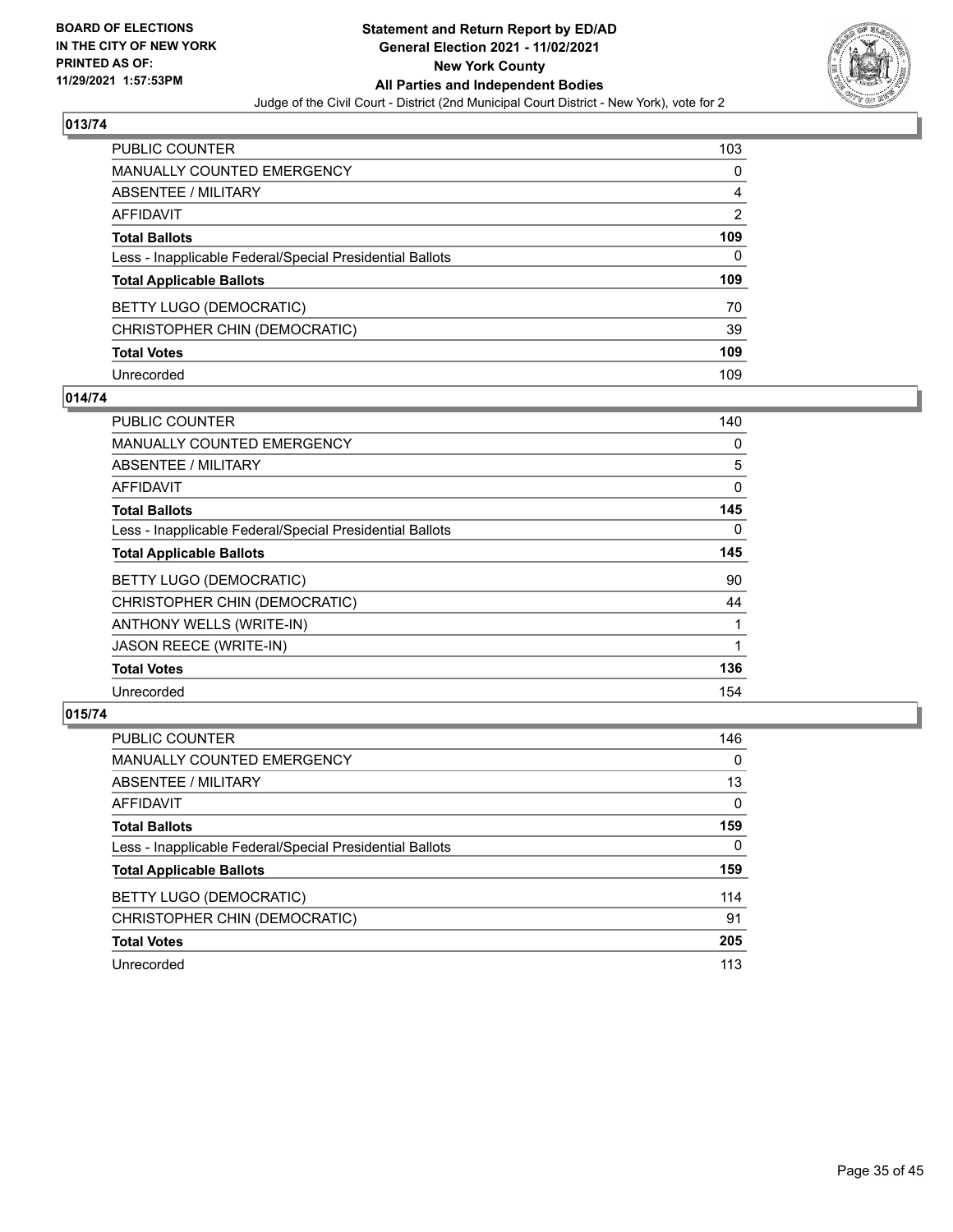## 013/74

| | |
|---|---|
| PUBLIC COUNTER | 103 |
| MANUALLY COUNTED EMERGENCY | 0 |
| ABSENTEE / MILITARY | 4 |
| AFFIDAVIT | 2 |
| **Total Ballots** | **109** |
| Less - Inapplicable Federal/Special Presidential Ballots | 0 |
| **Total Applicable Ballots** | **109** |
| BETTY LUGO (DEMOCRATIC) | 70 |
| CHRISTOPHER CHIN (DEMOCRATIC) | 39 |
| **Total Votes** | **109** |
| Unrecorded | 109 |

## 014/74

| | |
|---|---|
| PUBLIC COUNTER | 140 |
| MANUALLY COUNTED EMERGENCY | 0 |
| ABSENTEE / MILITARY | 5 |
| AFFIDAVIT | 0 |
| **Total Ballots** | **145** |
| Less - Inapplicable Federal/Special Presidential Ballots | 0 |
| **Total Applicable Ballots** | **145** |
| BETTY LUGO (DEMOCRATIC) | 90 |
| CHRISTOPHER CHIN (DEMOCRATIC) | 44 |
| ANTHONY WELLS (WRITE-IN) | 1 |
| JASON REECE (WRITE-IN) | 1 |
| **Total Votes** | **136** |
| Unrecorded | 154 |

## 015/74

| | |
|---|---|
| PUBLIC COUNTER | 146 |
| MANUALLY COUNTED EMERGENCY | 0 |
| ABSENTEE / MILITARY | 13 |
| AFFIDAVIT | 0 |
| **Total Ballots** | **159** |
| Less - Inapplicable Federal/Special Presidential Ballots | 0 |
| **Total Applicable Ballots** | **159** |
| BETTY LUGO (DEMOCRATIC) | 114 |
| CHRISTOPHER CHIN (DEMOCRATIC) | 91 |
| **Total Votes** | **205** |
| Unrecorded | 113 |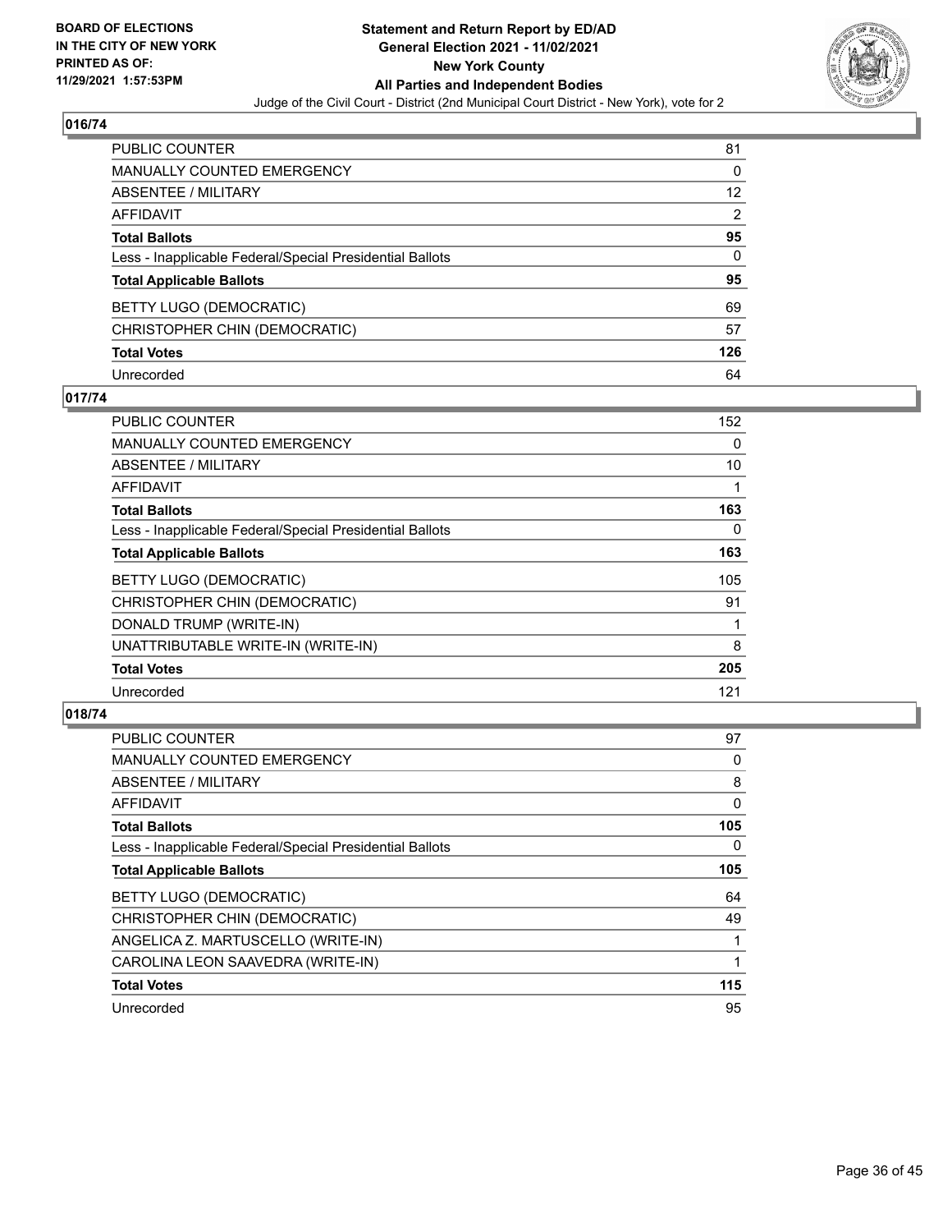**BOARD OF ELECTIONS IN THE CITY OF NEW YORK PRINTED AS OF: 11/29/2021 1:57:53PM**

**Statement and Return Report by ED/AD General Election 2021 - 11/02/2021 New York County All Parties and Independent Bodies**

Judge of the Civil Court - District (2nd Municipal Court District - New York), vote for 2

## 016/74

| | |
|---|---|
| PUBLIC COUNTER | 81 |
| MANUALLY COUNTED EMERGENCY | 0 |
| ABSENTEE / MILITARY | 12 |
| AFFIDAVIT | 2 |
| **Total Ballots** | **95** |
| Less - Inapplicable Federal/Special Presidential Ballots | 0 |
| **Total Applicable Ballots** | **95** |
| BETTY LUGO (DEMOCRATIC) | 69 |
| CHRISTOPHER CHIN (DEMOCRATIC) | 57 |
| **Total Votes** | **126** |
| Unrecorded | 64 |

## 017/74

| | |
|---|---|
| PUBLIC COUNTER | 152 |
| MANUALLY COUNTED EMERGENCY | 0 |
| ABSENTEE / MILITARY | 10 |
| AFFIDAVIT | 1 |
| **Total Ballots** | **163** |
| Less - Inapplicable Federal/Special Presidential Ballots | 0 |
| **Total Applicable Ballots** | **163** |
| BETTY LUGO (DEMOCRATIC) | 105 |
| CHRISTOPHER CHIN (DEMOCRATIC) | 91 |
| DONALD TRUMP (WRITE-IN) | 1 |
| UNATTRIBUTABLE WRITE-IN (WRITE-IN) | 8 |
| **Total Votes** | **205** |
| Unrecorded | 121 |

## 018/74

| | |
|---|---|
| PUBLIC COUNTER | 97 |
| MANUALLY COUNTED EMERGENCY | 0 |
| ABSENTEE / MILITARY | 8 |
| AFFIDAVIT | 0 |
| **Total Ballots** | **105** |
| Less - Inapplicable Federal/Special Presidential Ballots | 0 |
| **Total Applicable Ballots** | **105** |
| BETTY LUGO (DEMOCRATIC) | 64 |
| CHRISTOPHER CHIN (DEMOCRATIC) | 49 |
| ANGELICA Z. MARTUSCELLO (WRITE-IN) | 1 |
| CAROLINA LEON SAAVEDRA (WRITE-IN) | 1 |
| **Total Votes** | **115** |
| Unrecorded | 95 |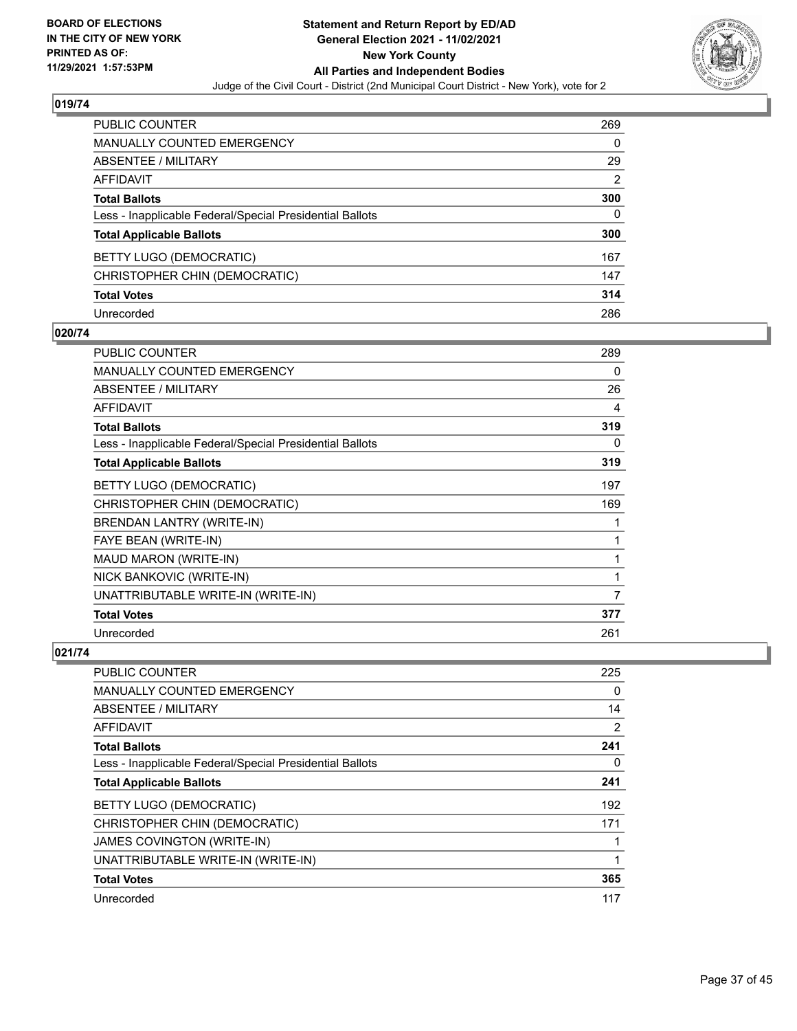**BOARD OF ELECTIONS IN THE CITY OF NEW YORK PRINTED AS OF: 11/29/2021 1:57:53PM**

**Statement and Return Report by ED/AD General Election 2021 - 11/02/2021 New York County All Parties and Independent Bodies**

Judge of the Civil Court - District (2nd Municipal Court District - New York), vote for 2

## 019/74

| | |
|---|---|
| PUBLIC COUNTER | 269 |
| MANUALLY COUNTED EMERGENCY | 0 |
| ABSENTEE / MILITARY | 29 |
| AFFIDAVIT | 2 |
| **Total Ballots** | **300** |
| Less - Inapplicable Federal/Special Presidential Ballots | 0 |
| **Total Applicable Ballots** | **300** |
| BETTY LUGO (DEMOCRATIC) | 167 |
| CHRISTOPHER CHIN (DEMOCRATIC) | 147 |
| **Total Votes** | **314** |
| Unrecorded | 286 |

## 020/74

| | |
|---|---|
| PUBLIC COUNTER | 289 |
| MANUALLY COUNTED EMERGENCY | 0 |
| ABSENTEE / MILITARY | 26 |
| AFFIDAVIT | 4 |
| **Total Ballots** | **319** |
| Less - Inapplicable Federal/Special Presidential Ballots | 0 |
| **Total Applicable Ballots** | **319** |
| BETTY LUGO (DEMOCRATIC) | 197 |
| CHRISTOPHER CHIN (DEMOCRATIC) | 169 |
| BRENDAN LANTRY (WRITE-IN) | 1 |
| FAYE BEAN (WRITE-IN) | 1 |
| MAUD MARON (WRITE-IN) | 1 |
| NICK BANKOVIC (WRITE-IN) | 1 |
| UNATTRIBUTABLE WRITE-IN (WRITE-IN) | 7 |
| **Total Votes** | **377** |
| Unrecorded | 261 |

## 021/74

| | |
|---|---|
| PUBLIC COUNTER | 225 |
| MANUALLY COUNTED EMERGENCY | 0 |
| ABSENTEE / MILITARY | 14 |
| AFFIDAVIT | 2 |
| **Total Ballots** | **241** |
| Less - Inapplicable Federal/Special Presidential Ballots | 0 |
| **Total Applicable Ballots** | **241** |
| BETTY LUGO (DEMOCRATIC) | 192 |
| CHRISTOPHER CHIN (DEMOCRATIC) | 171 |
| JAMES COVINGTON (WRITE-IN) | 1 |
| UNATTRIBUTABLE WRITE-IN (WRITE-IN) | 1 |
| **Total Votes** | **365** |
| Unrecorded | 117 |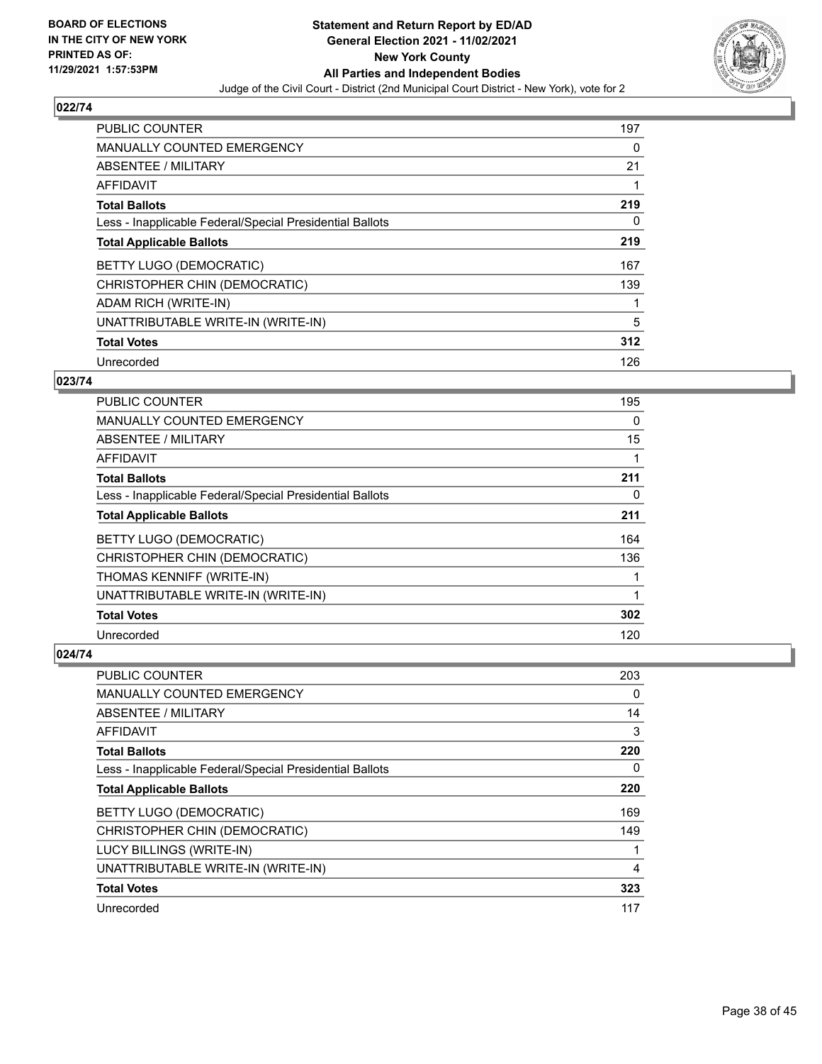BOARD OF ELECTIONS
IN THE CITY OF NEW YORK
PRINTED AS OF:
11/29/2021 1:57:53PM

**Statement and Return Report by ED/AD**
**General Election 2021 - 11/02/2021**
**New York County**
**All Parties and Independent Bodies**
Judge of the Civil Court - District (2nd Municipal Court District - New York), vote for 2

### 022/74

| | |
|---|---|
| PUBLIC COUNTER | 197 |
| MANUALLY COUNTED EMERGENCY | 0 |
| ABSENTEE / MILITARY | 21 |
| AFFIDAVIT | 1 |
| **Total Ballots** | **219** |
| Less - Inapplicable Federal/Special Presidential Ballots | 0 |
| **Total Applicable Ballots** | **219** |
| BETTY LUGO (DEMOCRATIC) | 167 |
| CHRISTOPHER CHIN (DEMOCRATIC) | 139 |
| ADAM RICH (WRITE-IN) | 1 |
| UNATTRIBUTABLE WRITE-IN (WRITE-IN) | 5 |
| **Total Votes** | **312** |
| Unrecorded | 126 |

### 023/74

| | |
|---|---|
| PUBLIC COUNTER | 195 |
| MANUALLY COUNTED EMERGENCY | 0 |
| ABSENTEE / MILITARY | 15 |
| AFFIDAVIT | 1 |
| **Total Ballots** | **211** |
| Less - Inapplicable Federal/Special Presidential Ballots | 0 |
| **Total Applicable Ballots** | **211** |
| BETTY LUGO (DEMOCRATIC) | 164 |
| CHRISTOPHER CHIN (DEMOCRATIC) | 136 |
| THOMAS KENNIFF (WRITE-IN) | 1 |
| UNATTRIBUTABLE WRITE-IN (WRITE-IN) | 1 |
| **Total Votes** | **302** |
| Unrecorded | 120 |

### 024/74

| | |
|---|---|
| PUBLIC COUNTER | 203 |
| MANUALLY COUNTED EMERGENCY | 0 |
| ABSENTEE / MILITARY | 14 |
| AFFIDAVIT | 3 |
| **Total Ballots** | **220** |
| Less - Inapplicable Federal/Special Presidential Ballots | 0 |
| **Total Applicable Ballots** | **220** |
| BETTY LUGO (DEMOCRATIC) | 169 |
| CHRISTOPHER CHIN (DEMOCRATIC) | 149 |
| LUCY BILLINGS (WRITE-IN) | 1 |
| UNATTRIBUTABLE WRITE-IN (WRITE-IN) | 4 |
| **Total Votes** | **323** |
| Unrecorded | 117 |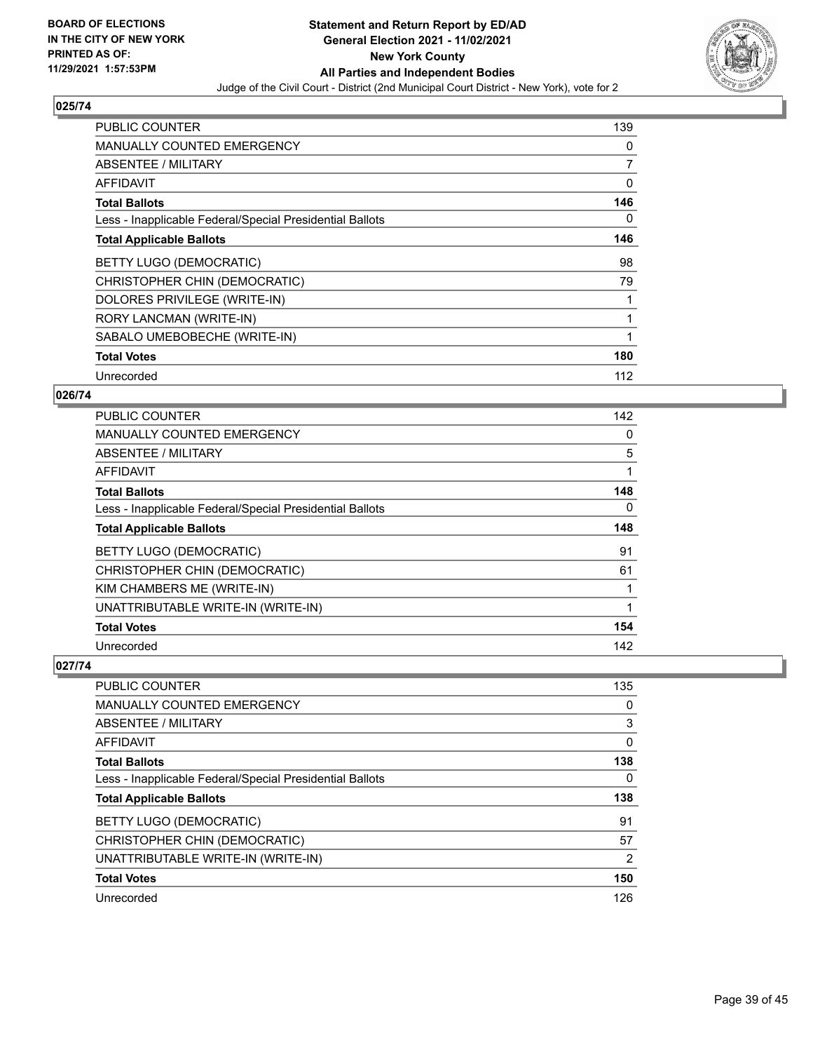## 025/74

| | |
|---|---|
| PUBLIC COUNTER | 139 |
| MANUALLY COUNTED EMERGENCY | 0 |
| ABSENTEE / MILITARY | 7 |
| AFFIDAVIT | 0 |
| **Total Ballots** | **146** |
| Less - Inapplicable Federal/Special Presidential Ballots | 0 |
| **Total Applicable Ballots** | **146** |
| BETTY LUGO (DEMOCRATIC) | 98 |
| CHRISTOPHER CHIN (DEMOCRATIC) | 79 |
| DOLORES PRIVILEGE (WRITE-IN) | 1 |
| RORY LANCMAN (WRITE-IN) | 1 |
| SABALO UMEBOBECHE (WRITE-IN) | 1 |
| **Total Votes** | **180** |
| Unrecorded | 112 |

## 026/74

| | |
|---|---|
| PUBLIC COUNTER | 142 |
| MANUALLY COUNTED EMERGENCY | 0 |
| ABSENTEE / MILITARY | 5 |
| AFFIDAVIT | 1 |
| **Total Ballots** | **148** |
| Less - Inapplicable Federal/Special Presidential Ballots | 0 |
| **Total Applicable Ballots** | **148** |
| BETTY LUGO (DEMOCRATIC) | 91 |
| CHRISTOPHER CHIN (DEMOCRATIC) | 61 |
| KIM CHAMBERS ME (WRITE-IN) | 1 |
| UNATTRIBUTABLE WRITE-IN (WRITE-IN) | 1 |
| **Total Votes** | **154** |
| Unrecorded | 142 |

## 027/74

| | |
|---|---|
| PUBLIC COUNTER | 135 |
| MANUALLY COUNTED EMERGENCY | 0 |
| ABSENTEE / MILITARY | 3 |
| AFFIDAVIT | 0 |
| **Total Ballots** | **138** |
| Less - Inapplicable Federal/Special Presidential Ballots | 0 |
| **Total Applicable Ballots** | **138** |
| BETTY LUGO (DEMOCRATIC) | 91 |
| CHRISTOPHER CHIN (DEMOCRATIC) | 57 |
| UNATTRIBUTABLE WRITE-IN (WRITE-IN) | 2 |
| **Total Votes** | **150** |
| Unrecorded | 126 |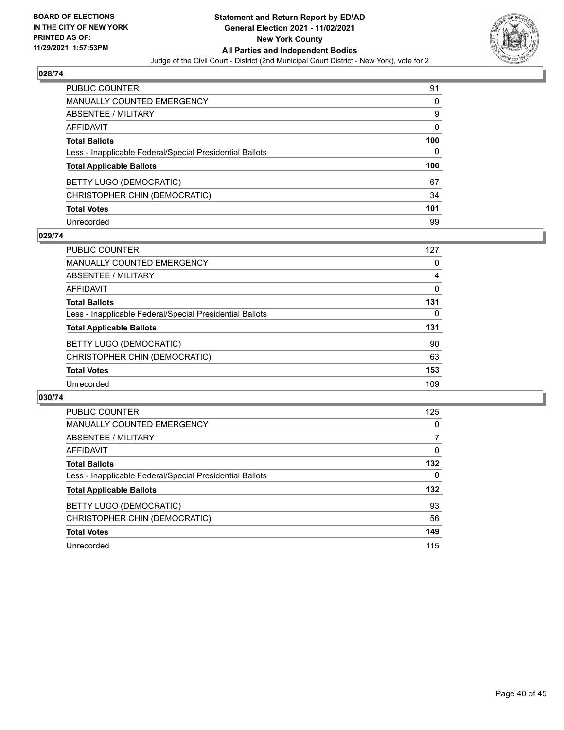**BOARD OF ELECTIONS IN THE CITY OF NEW YORK PRINTED AS OF: 11/29/2021 1:57:53PM**

**Statement and Return Report by ED/AD General Election 2021 - 11/02/2021 New York County All Parties and Independent Bodies**

Judge of the Civil Court - District (2nd Municipal Court District - New York), vote for 2

### 028/74

| | |
|---|---|
| PUBLIC COUNTER | 91 |
| MANUALLY COUNTED EMERGENCY | 0 |
| ABSENTEE / MILITARY | 9 |
| AFFIDAVIT | 0 |
| **Total Ballots** | **100** |
| Less - Inapplicable Federal/Special Presidential Ballots | 0 |
| **Total Applicable Ballots** | **100** |
| BETTY LUGO (DEMOCRATIC) | 67 |
| CHRISTOPHER CHIN (DEMOCRATIC) | 34 |
| **Total Votes** | **101** |
| Unrecorded | 99 |

### 029/74

| | |
|---|---|
| PUBLIC COUNTER | 127 |
| MANUALLY COUNTED EMERGENCY | 0 |
| ABSENTEE / MILITARY | 4 |
| AFFIDAVIT | 0 |
| **Total Ballots** | **131** |
| Less - Inapplicable Federal/Special Presidential Ballots | 0 |
| **Total Applicable Ballots** | **131** |
| BETTY LUGO (DEMOCRATIC) | 90 |
| CHRISTOPHER CHIN (DEMOCRATIC) | 63 |
| **Total Votes** | **153** |
| Unrecorded | 109 |

### 030/74

| | |
|---|---|
| PUBLIC COUNTER | 125 |
| MANUALLY COUNTED EMERGENCY | 0 |
| ABSENTEE / MILITARY | 7 |
| AFFIDAVIT | 0 |
| **Total Ballots** | **132** |
| Less - Inapplicable Federal/Special Presidential Ballots | 0 |
| **Total Applicable Ballots** | **132** |
| BETTY LUGO (DEMOCRATIC) | 93 |
| CHRISTOPHER CHIN (DEMOCRATIC) | 56 |
| **Total Votes** | **149** |
| Unrecorded | 115 |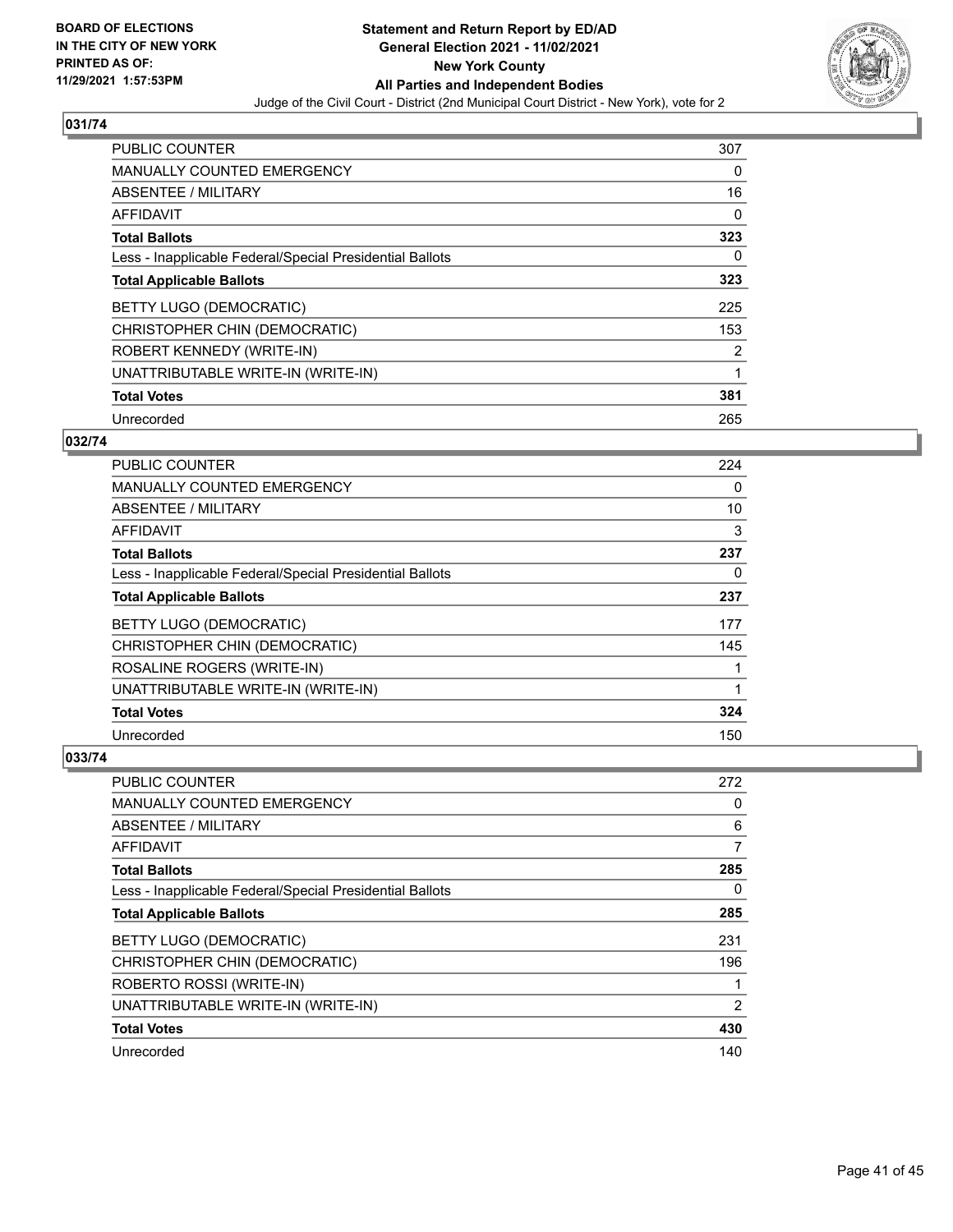**BOARD OF ELECTIONS IN THE CITY OF NEW YORK PRINTED AS OF: 11/29/2021 1:57:53PM**

**Statement and Return Report by ED/AD General Election 2021 - 11/02/2021 New York County All Parties and Independent Bodies**

Judge of the Civil Court - District (2nd Municipal Court District - New York), vote for 2

### 031/74

| | |
|---|---|
| PUBLIC COUNTER | 307 |
| MANUALLY COUNTED EMERGENCY | 0 |
| ABSENTEE / MILITARY | 16 |
| AFFIDAVIT | 0 |
| **Total Ballots** | **323** |
| Less - Inapplicable Federal/Special Presidential Ballots | 0 |
| **Total Applicable Ballots** | **323** |
| BETTY LUGO (DEMOCRATIC) | 225 |
| CHRISTOPHER CHIN (DEMOCRATIC) | 153 |
| ROBERT KENNEDY (WRITE-IN) | 2 |
| UNATTRIBUTABLE WRITE-IN (WRITE-IN) | 1 |
| **Total Votes** | **381** |
| Unrecorded | 265 |

### 032/74

| | |
|---|---|
| PUBLIC COUNTER | 224 |
| MANUALLY COUNTED EMERGENCY | 0 |
| ABSENTEE / MILITARY | 10 |
| AFFIDAVIT | 3 |
| **Total Ballots** | **237** |
| Less - Inapplicable Federal/Special Presidential Ballots | 0 |
| **Total Applicable Ballots** | **237** |
| BETTY LUGO (DEMOCRATIC) | 177 |
| CHRISTOPHER CHIN (DEMOCRATIC) | 145 |
| ROSALINE ROGERS (WRITE-IN) | 1 |
| UNATTRIBUTABLE WRITE-IN (WRITE-IN) | 1 |
| **Total Votes** | **324** |
| Unrecorded | 150 |

### 033/74

| | |
|---|---|
| PUBLIC COUNTER | 272 |
| MANUALLY COUNTED EMERGENCY | 0 |
| ABSENTEE / MILITARY | 6 |
| AFFIDAVIT | 7 |
| **Total Ballots** | **285** |
| Less - Inapplicable Federal/Special Presidential Ballots | 0 |
| **Total Applicable Ballots** | **285** |
| BETTY LUGO (DEMOCRATIC) | 231 |
| CHRISTOPHER CHIN (DEMOCRATIC) | 196 |
| ROBERTO ROSSI (WRITE-IN) | 1 |
| UNATTRIBUTABLE WRITE-IN (WRITE-IN) | 2 |
| **Total Votes** | **430** |
| Unrecorded | 140 |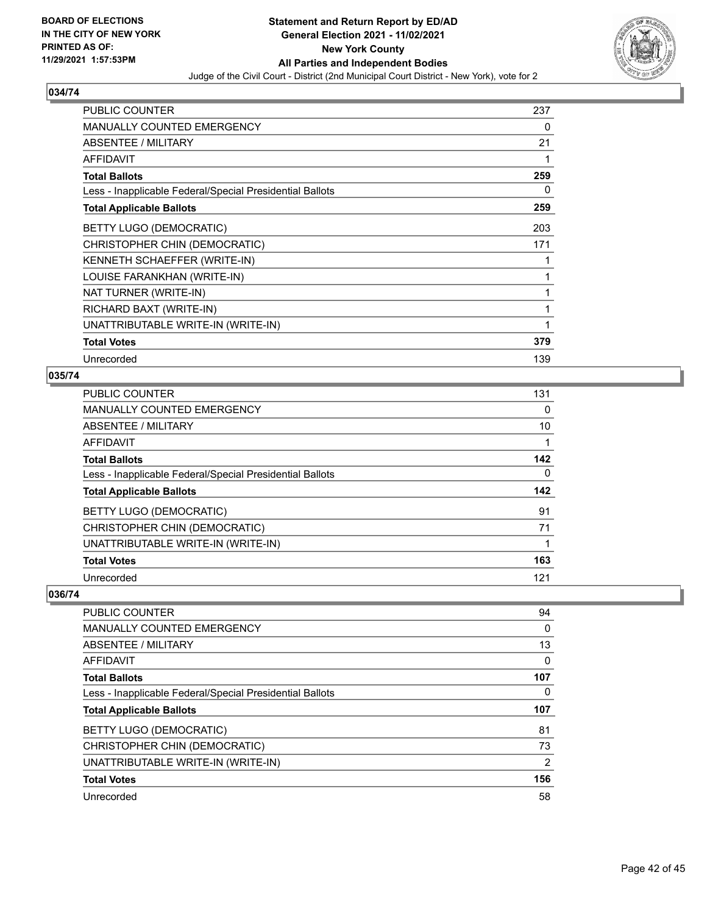## 034/74

| | |
|---|---|
| PUBLIC COUNTER | 237 |
| MANUALLY COUNTED EMERGENCY | 0 |
| ABSENTEE / MILITARY | 21 |
| AFFIDAVIT | 1 |
| **Total Ballots** | **259** |
| Less - Inapplicable Federal/Special Presidential Ballots | 0 |
| **Total Applicable Ballots** | **259** |
| BETTY LUGO (DEMOCRATIC) | 203 |
| CHRISTOPHER CHIN (DEMOCRATIC) | 171 |
| KENNETH SCHAEFFER (WRITE-IN) | 1 |
| LOUISE FARANKHAN (WRITE-IN) | 1 |
| NAT TURNER (WRITE-IN) | 1 |
| RICHARD BAXT (WRITE-IN) | 1 |
| UNATTRIBUTABLE WRITE-IN (WRITE-IN) | 1 |
| **Total Votes** | **379** |
| Unrecorded | 139 |

## 035/74

| | |
|---|---|
| PUBLIC COUNTER | 131 |
| MANUALLY COUNTED EMERGENCY | 0 |
| ABSENTEE / MILITARY | 10 |
| AFFIDAVIT | 1 |
| **Total Ballots** | **142** |
| Less - Inapplicable Federal/Special Presidential Ballots | 0 |
| **Total Applicable Ballots** | **142** |
| BETTY LUGO (DEMOCRATIC) | 91 |
| CHRISTOPHER CHIN (DEMOCRATIC) | 71 |
| UNATTRIBUTABLE WRITE-IN (WRITE-IN) | 1 |
| **Total Votes** | **163** |
| Unrecorded | 121 |

## 036/74

| | |
|---|---|
| PUBLIC COUNTER | 94 |
| MANUALLY COUNTED EMERGENCY | 0 |
| ABSENTEE / MILITARY | 13 |
| AFFIDAVIT | 0 |
| **Total Ballots** | **107** |
| Less - Inapplicable Federal/Special Presidential Ballots | 0 |
| **Total Applicable Ballots** | **107** |
| BETTY LUGO (DEMOCRATIC) | 81 |
| CHRISTOPHER CHIN (DEMOCRATIC) | 73 |
| UNATTRIBUTABLE WRITE-IN (WRITE-IN) | 2 |
| **Total Votes** | **156** |
| Unrecorded | 58 |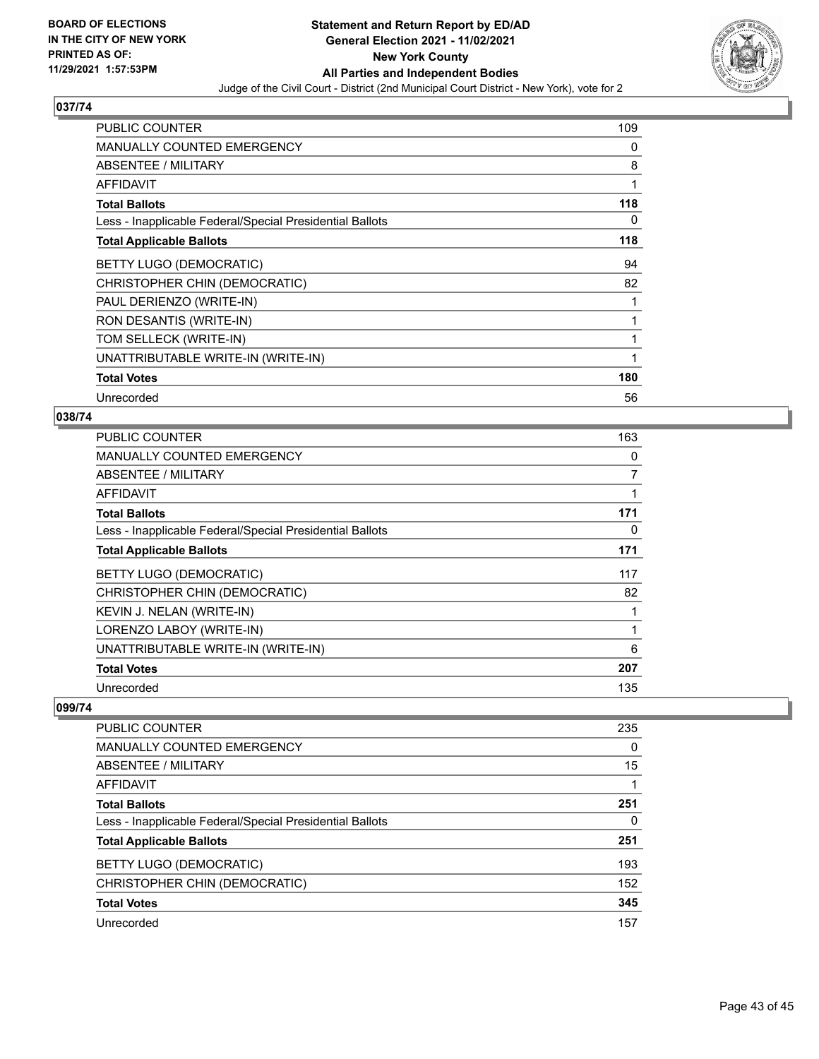BOARD OF ELECTIONS
IN THE CITY OF NEW YORK
PRINTED AS OF:
11/29/2021 1:57:53PM

**Statement and Return Report by ED/AD**
**General Election 2021 - 11/02/2021**
**New York County**
**All Parties and Independent Bodies**
Judge of the Civil Court - District (2nd Municipal Court District - New York), vote for 2

## 037/74

| | |
|---|---|
| PUBLIC COUNTER | 109 |
| MANUALLY COUNTED EMERGENCY | 0 |
| ABSENTEE / MILITARY | 8 |
| AFFIDAVIT | 1 |
| **Total Ballots** | **118** |
| Less - Inapplicable Federal/Special Presidential Ballots | 0 |
| **Total Applicable Ballots** | **118** |
| BETTY LUGO (DEMOCRATIC) | 94 |
| CHRISTOPHER CHIN (DEMOCRATIC) | 82 |
| PAUL DERIENZO (WRITE-IN) | 1 |
| RON DESANTIS (WRITE-IN) | 1 |
| TOM SELLECK (WRITE-IN) | 1 |
| UNATTRIBUTABLE WRITE-IN (WRITE-IN) | 1 |
| **Total Votes** | **180** |
| Unrecorded | 56 |

## 038/74

| | |
|---|---|
| PUBLIC COUNTER | 163 |
| MANUALLY COUNTED EMERGENCY | 0 |
| ABSENTEE / MILITARY | 7 |
| AFFIDAVIT | 1 |
| **Total Ballots** | **171** |
| Less - Inapplicable Federal/Special Presidential Ballots | 0 |
| **Total Applicable Ballots** | **171** |
| BETTY LUGO (DEMOCRATIC) | 117 |
| CHRISTOPHER CHIN (DEMOCRATIC) | 82 |
| KEVIN J. NELAN (WRITE-IN) | 1 |
| LORENZO LABOY (WRITE-IN) | 1 |
| UNATTRIBUTABLE WRITE-IN (WRITE-IN) | 6 |
| **Total Votes** | **207** |
| Unrecorded | 135 |

## 099/74

| | |
|---|---|
| PUBLIC COUNTER | 235 |
| MANUALLY COUNTED EMERGENCY | 0 |
| ABSENTEE / MILITARY | 15 |
| AFFIDAVIT | 1 |
| **Total Ballots** | **251** |
| Less - Inapplicable Federal/Special Presidential Ballots | 0 |
| **Total Applicable Ballots** | **251** |
| BETTY LUGO (DEMOCRATIC) | 193 |
| CHRISTOPHER CHIN (DEMOCRATIC) | 152 |
| **Total Votes** | **345** |
| Unrecorded | 157 |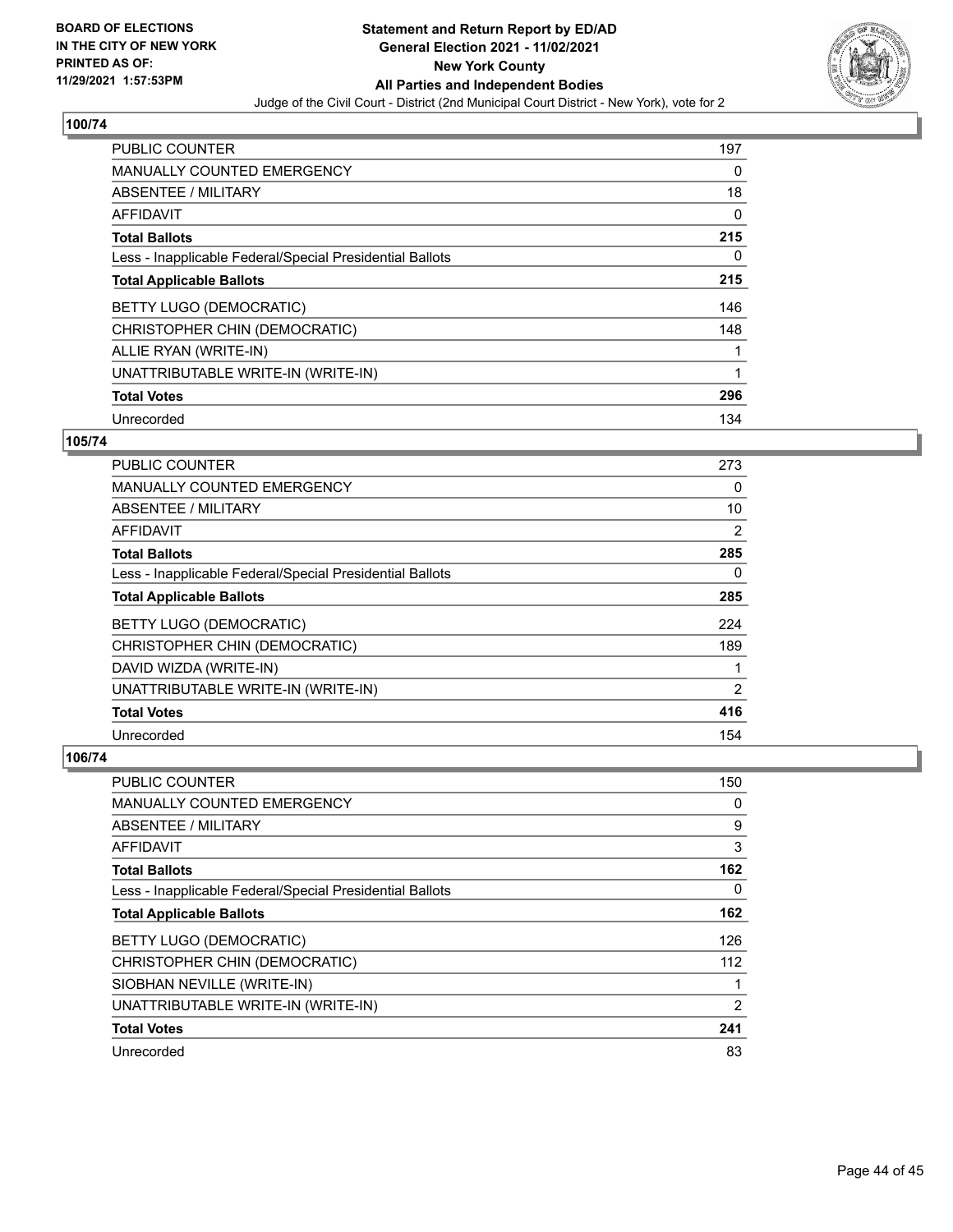### 100/74

| | |
|---|---|
| PUBLIC COUNTER | 197 |
| MANUALLY COUNTED EMERGENCY | 0 |
| ABSENTEE / MILITARY | 18 |
| AFFIDAVIT | 0 |
| **Total Ballots** | **215** |
| Less - Inapplicable Federal/Special Presidential Ballots | 0 |
| **Total Applicable Ballots** | **215** |
| BETTY LUGO (DEMOCRATIC) | 146 |
| CHRISTOPHER CHIN (DEMOCRATIC) | 148 |
| ALLIE RYAN (WRITE-IN) | 1 |
| UNATTRIBUTABLE WRITE-IN (WRITE-IN) | 1 |
| **Total Votes** | **296** |
| Unrecorded | 134 |

### 105/74

| | |
|---|---|
| PUBLIC COUNTER | 273 |
| MANUALLY COUNTED EMERGENCY | 0 |
| ABSENTEE / MILITARY | 10 |
| AFFIDAVIT | 2 |
| **Total Ballots** | **285** |
| Less - Inapplicable Federal/Special Presidential Ballots | 0 |
| **Total Applicable Ballots** | **285** |
| BETTY LUGO (DEMOCRATIC) | 224 |
| CHRISTOPHER CHIN (DEMOCRATIC) | 189 |
| DAVID WIZDA (WRITE-IN) | 1 |
| UNATTRIBUTABLE WRITE-IN (WRITE-IN) | 2 |
| **Total Votes** | **416** |
| Unrecorded | 154 |

### 106/74

| | |
|---|---|
| PUBLIC COUNTER | 150 |
| MANUALLY COUNTED EMERGENCY | 0 |
| ABSENTEE / MILITARY | 9 |
| AFFIDAVIT | 3 |
| **Total Ballots** | **162** |
| Less - Inapplicable Federal/Special Presidential Ballots | 0 |
| **Total Applicable Ballots** | **162** |
| BETTY LUGO (DEMOCRATIC) | 126 |
| CHRISTOPHER CHIN (DEMOCRATIC) | 112 |
| SIOBHAN NEVILLE (WRITE-IN) | 1 |
| UNATTRIBUTABLE WRITE-IN (WRITE-IN) | 2 |
| **Total Votes** | **241** |
| Unrecorded | 83 |